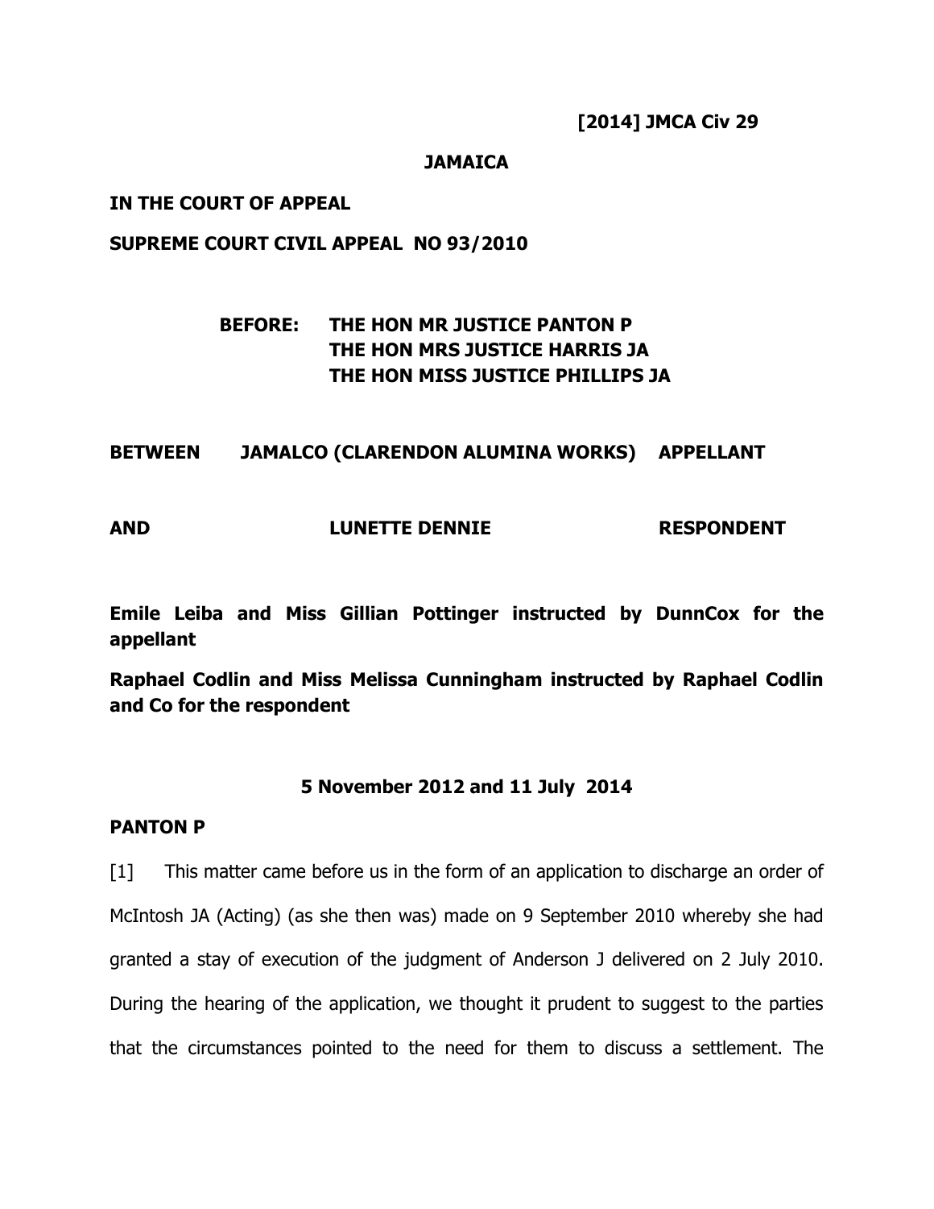**[2014] JMCA Civ 29**

**JAMAICA**

**IN THE COURT OF APPEAL**

**SUPREME COURT CIVIL APPEAL NO 93/2010**

**BEFORE: THE HON MR JUSTICE PANTON P**
**THE HON MRS JUSTICE HARRIS JA**
**THE HON MISS JUSTICE PHILLIPS JA**

| | | |
|---|---|---|
| **BETWEEN** | **JAMALCO (CLARENDON ALUMINA WORKS)** | **APPELLANT** |
| **AND** | **LUNETTE DENNIE** | **RESPONDENT** |

**Emile Leiba and Miss Gillian Pottinger instructed by DunnCox for the appellant**

**Raphael Codlin and Miss Melissa Cunningham instructed by Raphael Codlin and Co for the respondent**

**5 November 2012 and 11 July 2014**

**PANTON P**

[1] This matter came before us in the form of an application to discharge an order of McIntosh JA (Acting) (as she then was) made on 9 September 2010 whereby she had granted a stay of execution of the judgment of Anderson J delivered on 2 July 2010. During the hearing of the application, we thought it prudent to suggest to the parties that the circumstances pointed to the need for them to discuss a settlement. The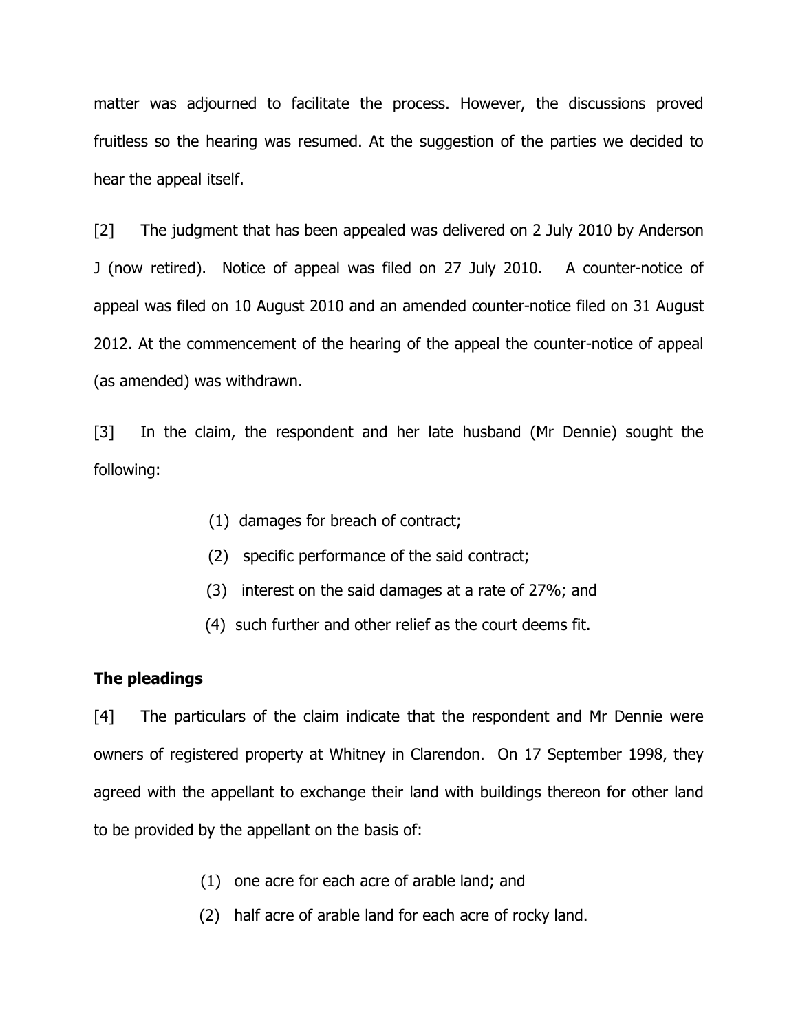matter was adjourned to facilitate the process. However, the discussions proved fruitless so the hearing was resumed. At the suggestion of the parties we decided to hear the appeal itself.

[2] The judgment that has been appealed was delivered on 2 July 2010 by Anderson J (now retired). Notice of appeal was filed on 27 July 2010. A counter-notice of appeal was filed on 10 August 2010 and an amended counter-notice filed on 31 August 2012. At the commencement of the hearing of the appeal the counter-notice of appeal (as amended) was withdrawn.

[3] In the claim, the respondent and her late husband (Mr Dennie) sought the following:

(1) damages for breach of contract;
(2) specific performance of the said contract;
(3) interest on the said damages at a rate of 27%; and
(4) such further and other relief as the court deems fit.

**The pleadings**

[4] The particulars of the claim indicate that the respondent and Mr Dennie were owners of registered property at Whitney in Clarendon. On 17 September 1998, they agreed with the appellant to exchange their land with buildings thereon for other land to be provided by the appellant on the basis of:

(1) one acre for each acre of arable land; and
(2) half acre of arable land for each acre of rocky land.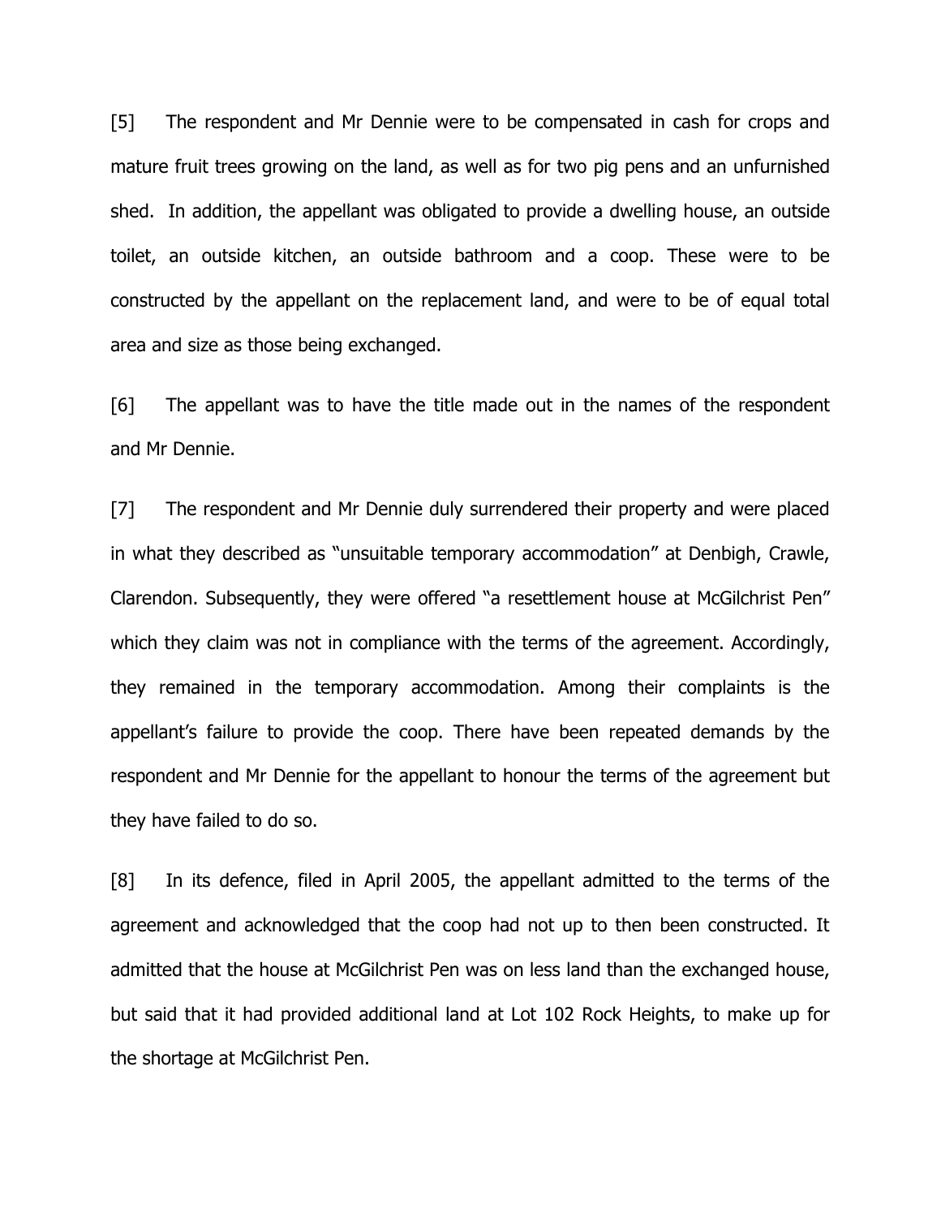[5] The respondent and Mr Dennie were to be compensated in cash for crops and mature fruit trees growing on the land, as well as for two pig pens and an unfurnished shed. In addition, the appellant was obligated to provide a dwelling house, an outside toilet, an outside kitchen, an outside bathroom and a coop. These were to be constructed by the appellant on the replacement land, and were to be of equal total area and size as those being exchanged.

[6] The appellant was to have the title made out in the names of the respondent and Mr Dennie.

[7] The respondent and Mr Dennie duly surrendered their property and were placed in what they described as "unsuitable temporary accommodation" at Denbigh, Crawle, Clarendon. Subsequently, they were offered "a resettlement house at McGilchrist Pen" which they claim was not in compliance with the terms of the agreement. Accordingly, they remained in the temporary accommodation. Among their complaints is the appellant's failure to provide the coop. There have been repeated demands by the respondent and Mr Dennie for the appellant to honour the terms of the agreement but they have failed to do so.

[8] In its defence, filed in April 2005, the appellant admitted to the terms of the agreement and acknowledged that the coop had not up to then been constructed. It admitted that the house at McGilchrist Pen was on less land than the exchanged house, but said that it had provided additional land at Lot 102 Rock Heights, to make up for the shortage at McGilchrist Pen.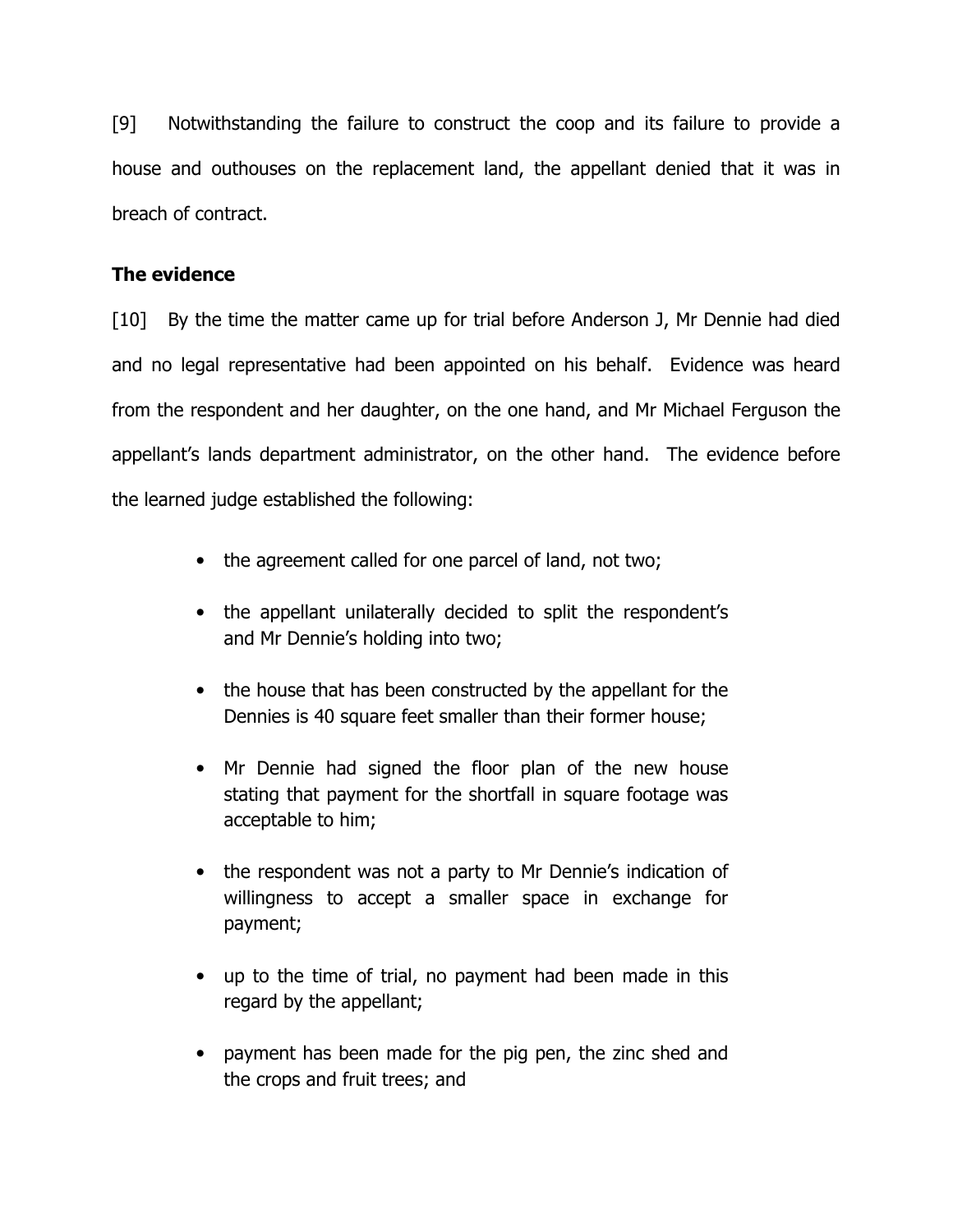[9] Notwithstanding the failure to construct the coop and its failure to provide a house and outhouses on the replacement land, the appellant denied that it was in breach of contract.

**The evidence**

[10] By the time the matter came up for trial before Anderson J, Mr Dennie had died and no legal representative had been appointed on his behalf. Evidence was heard from the respondent and her daughter, on the one hand, and Mr Michael Ferguson the appellant's lands department administrator, on the other hand. The evidence before the learned judge established the following:

- the agreement called for one parcel of land, not two;
- the appellant unilaterally decided to split the respondent's and Mr Dennie's holding into two;
- the house that has been constructed by the appellant for the Dennies is 40 square feet smaller than their former house;
- Mr Dennie had signed the floor plan of the new house stating that payment for the shortfall in square footage was acceptable to him;
- the respondent was not a party to Mr Dennie's indication of willingness to accept a smaller space in exchange for payment;
- up to the time of trial, no payment had been made in this regard by the appellant;
- payment has been made for the pig pen, the zinc shed and the crops and fruit trees; and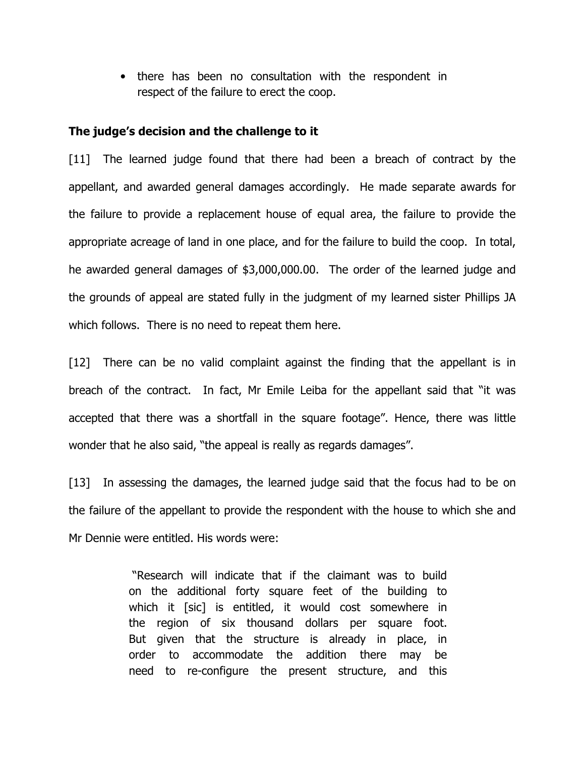- there has been no consultation with the respondent in respect of the failure to erect the coop.

**The judge's decision and the challenge to it**

[11] The learned judge found that there had been a breach of contract by the appellant, and awarded general damages accordingly. He made separate awards for the failure to provide a replacement house of equal area, the failure to provide the appropriate acreage of land in one place, and for the failure to build the coop. In total, he awarded general damages of $3,000,000.00. The order of the learned judge and the grounds of appeal are stated fully in the judgment of my learned sister Phillips JA which follows. There is no need to repeat them here.

[12] There can be no valid complaint against the finding that the appellant is in breach of the contract. In fact, Mr Emile Leiba for the appellant said that "it was accepted that there was a shortfall in the square footage". Hence, there was little wonder that he also said, "the appeal is really as regards damages".

[13] In assessing the damages, the learned judge said that the focus had to be on the failure of the appellant to provide the respondent with the house to which she and Mr Dennie were entitled. His words were:

> "Research will indicate that if the claimant was to build on the additional forty square feet of the building to which it [sic] is entitled, it would cost somewhere in the region of six thousand dollars per square foot. But given that the structure is already in place, in order to accommodate the addition there may be need to re-configure the present structure, and this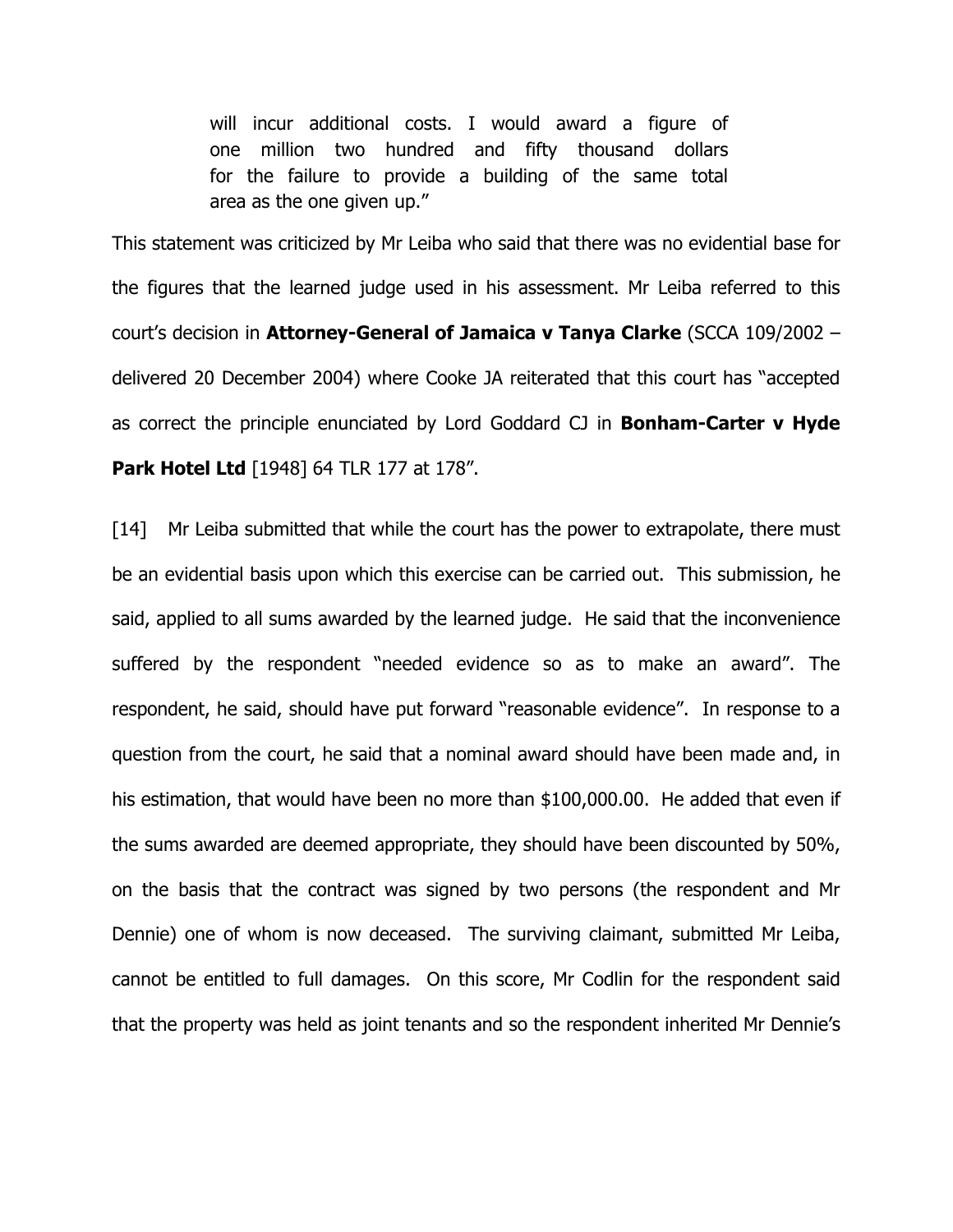> will incur additional costs. I would award a figure of one million two hundred and fifty thousand dollars for the failure to provide a building of the same total area as the one given up."

This statement was criticized by Mr Leiba who said that there was no evidential base for the figures that the learned judge used in his assessment. Mr Leiba referred to this court's decision in **Attorney-General of Jamaica v Tanya Clarke** (SCCA 109/2002 – delivered 20 December 2004) where Cooke JA reiterated that this court has "accepted as correct the principle enunciated by Lord Goddard CJ in **Bonham-Carter v Hyde Park Hotel Ltd** [1948] 64 TLR 177 at 178".

[14] Mr Leiba submitted that while the court has the power to extrapolate, there must be an evidential basis upon which this exercise can be carried out. This submission, he said, applied to all sums awarded by the learned judge. He said that the inconvenience suffered by the respondent "needed evidence so as to make an award". The respondent, he said, should have put forward "reasonable evidence". In response to a question from the court, he said that a nominal award should have been made and, in his estimation, that would have been no more than $100,000.00. He added that even if the sums awarded are deemed appropriate, they should have been discounted by 50%, on the basis that the contract was signed by two persons (the respondent and Mr Dennie) one of whom is now deceased. The surviving claimant, submitted Mr Leiba, cannot be entitled to full damages. On this score, Mr Codlin for the respondent said that the property was held as joint tenants and so the respondent inherited Mr Dennie's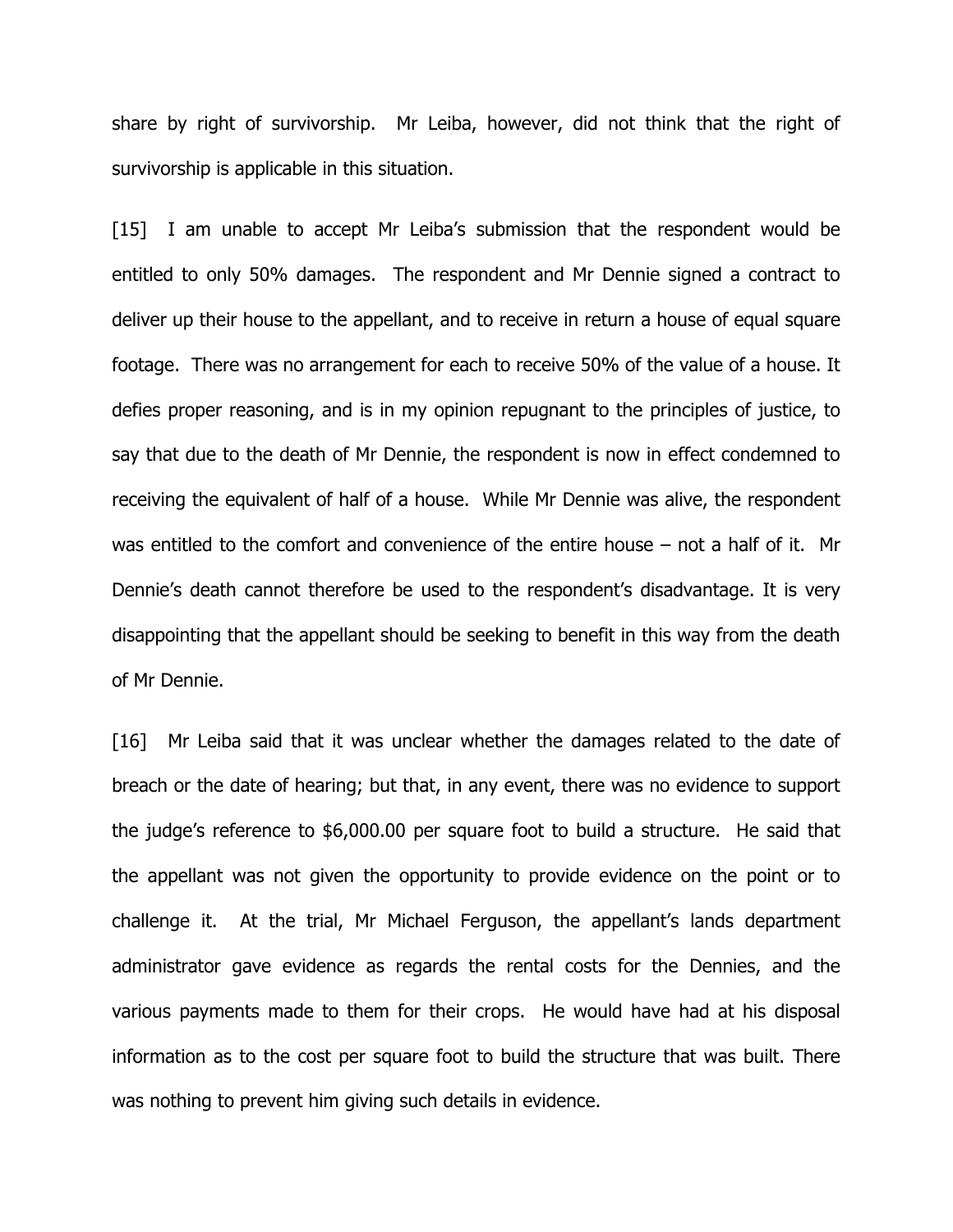share by right of survivorship. Mr Leiba, however, did not think that the right of survivorship is applicable in this situation.

[15] I am unable to accept Mr Leiba's submission that the respondent would be entitled to only 50% damages. The respondent and Mr Dennie signed a contract to deliver up their house to the appellant, and to receive in return a house of equal square footage. There was no arrangement for each to receive 50% of the value of a house. It defies proper reasoning, and is in my opinion repugnant to the principles of justice, to say that due to the death of Mr Dennie, the respondent is now in effect condemned to receiving the equivalent of half of a house. While Mr Dennie was alive, the respondent was entitled to the comfort and convenience of the entire house – not a half of it. Mr Dennie's death cannot therefore be used to the respondent's disadvantage. It is very disappointing that the appellant should be seeking to benefit in this way from the death of Mr Dennie.

[16] Mr Leiba said that it was unclear whether the damages related to the date of breach or the date of hearing; but that, in any event, there was no evidence to support the judge's reference to $6,000.00 per square foot to build a structure. He said that the appellant was not given the opportunity to provide evidence on the point or to challenge it. At the trial, Mr Michael Ferguson, the appellant's lands department administrator gave evidence as regards the rental costs for the Dennies, and the various payments made to them for their crops. He would have had at his disposal information as to the cost per square foot to build the structure that was built. There was nothing to prevent him giving such details in evidence.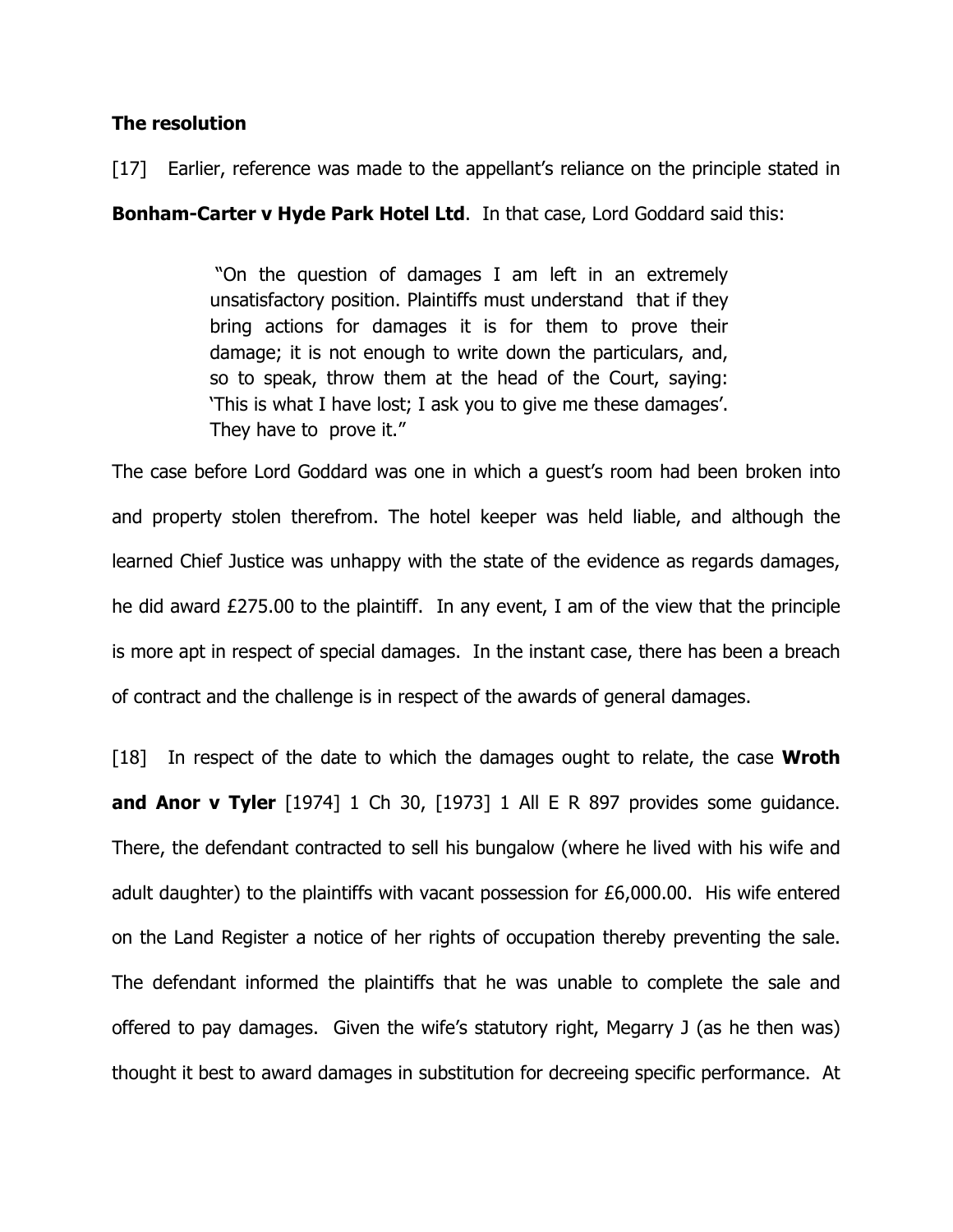**The resolution**

[17] Earlier, reference was made to the appellant's reliance on the principle stated in **Bonham-Carter v Hyde Park Hotel Ltd**. In that case, Lord Goddard said this:

> "On the question of damages I am left in an extremely unsatisfactory position. Plaintiffs must understand that if they bring actions for damages it is for them to prove their damage; it is not enough to write down the particulars, and, so to speak, throw them at the head of the Court, saying: 'This is what I have lost; I ask you to give me these damages'. They have to prove it."

The case before Lord Goddard was one in which a guest's room had been broken into and property stolen therefrom. The hotel keeper was held liable, and although the learned Chief Justice was unhappy with the state of the evidence as regards damages, he did award £275.00 to the plaintiff. In any event, I am of the view that the principle is more apt in respect of special damages. In the instant case, there has been a breach of contract and the challenge is in respect of the awards of general damages.

[18] In respect of the date to which the damages ought to relate, the case **Wroth and Anor v Tyler** [1974] 1 Ch 30, [1973] 1 All E R 897 provides some guidance. There, the defendant contracted to sell his bungalow (where he lived with his wife and adult daughter) to the plaintiffs with vacant possession for £6,000.00. His wife entered on the Land Register a notice of her rights of occupation thereby preventing the sale. The defendant informed the plaintiffs that he was unable to complete the sale and offered to pay damages. Given the wife's statutory right, Megarry J (as he then was) thought it best to award damages in substitution for decreeing specific performance. At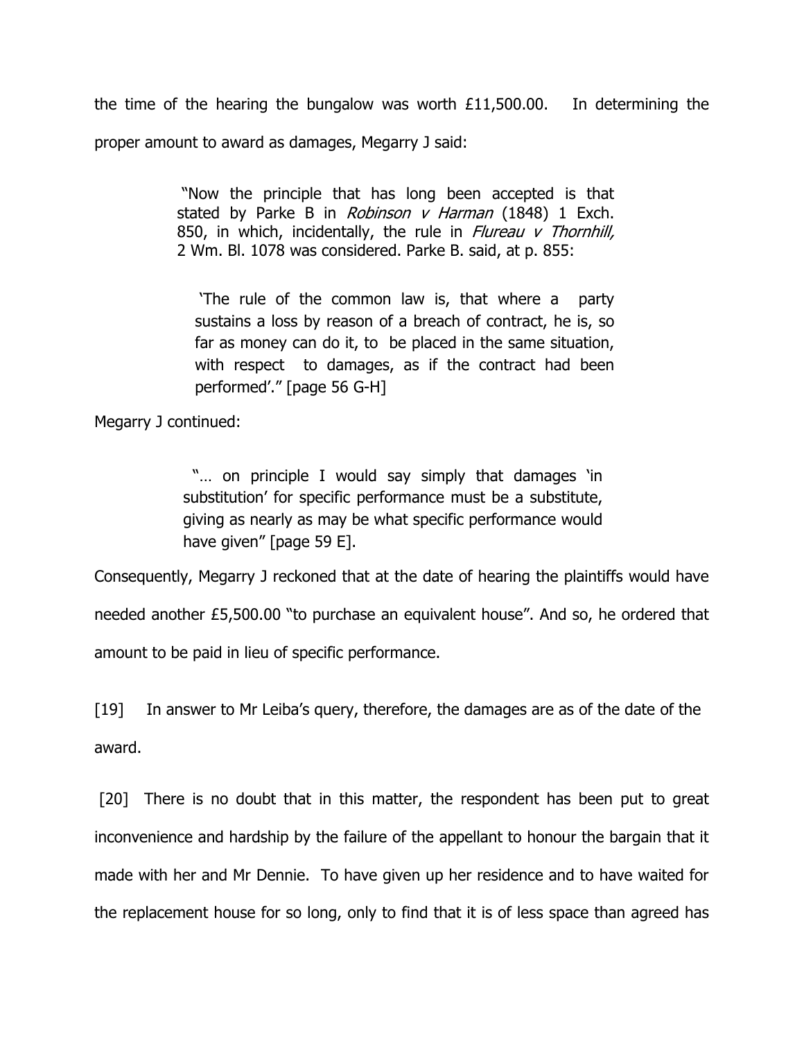the time of the hearing the bungalow was worth £11,500.00. In determining the proper amount to award as damages, Megarry J said:

> "Now the principle that has long been accepted is that stated by Parke B in *Robinson v Harman* (1848) 1 Exch. 850, in which, incidentally, the rule in *Flureau v Thornhill,* 2 Wm. Bl. 1078 was considered. Parke B. said, at p. 855:
>
> > 'The rule of the common law is, that where a party sustains a loss by reason of a breach of contract, he is, so far as money can do it, to be placed in the same situation, with respect to damages, as if the contract had been performed'." [page 56 G-H]

Megarry J continued:

> "… on principle I would say simply that damages 'in substitution' for specific performance must be a substitute, giving as nearly as may be what specific performance would have given" [page 59 E].

Consequently, Megarry J reckoned that at the date of hearing the plaintiffs would have needed another £5,500.00 "to purchase an equivalent house". And so, he ordered that amount to be paid in lieu of specific performance.

[19] In answer to Mr Leiba's query, therefore, the damages are as of the date of the award.

[20] There is no doubt that in this matter, the respondent has been put to great inconvenience and hardship by the failure of the appellant to honour the bargain that it made with her and Mr Dennie. To have given up her residence and to have waited for the replacement house for so long, only to find that it is of less space than agreed has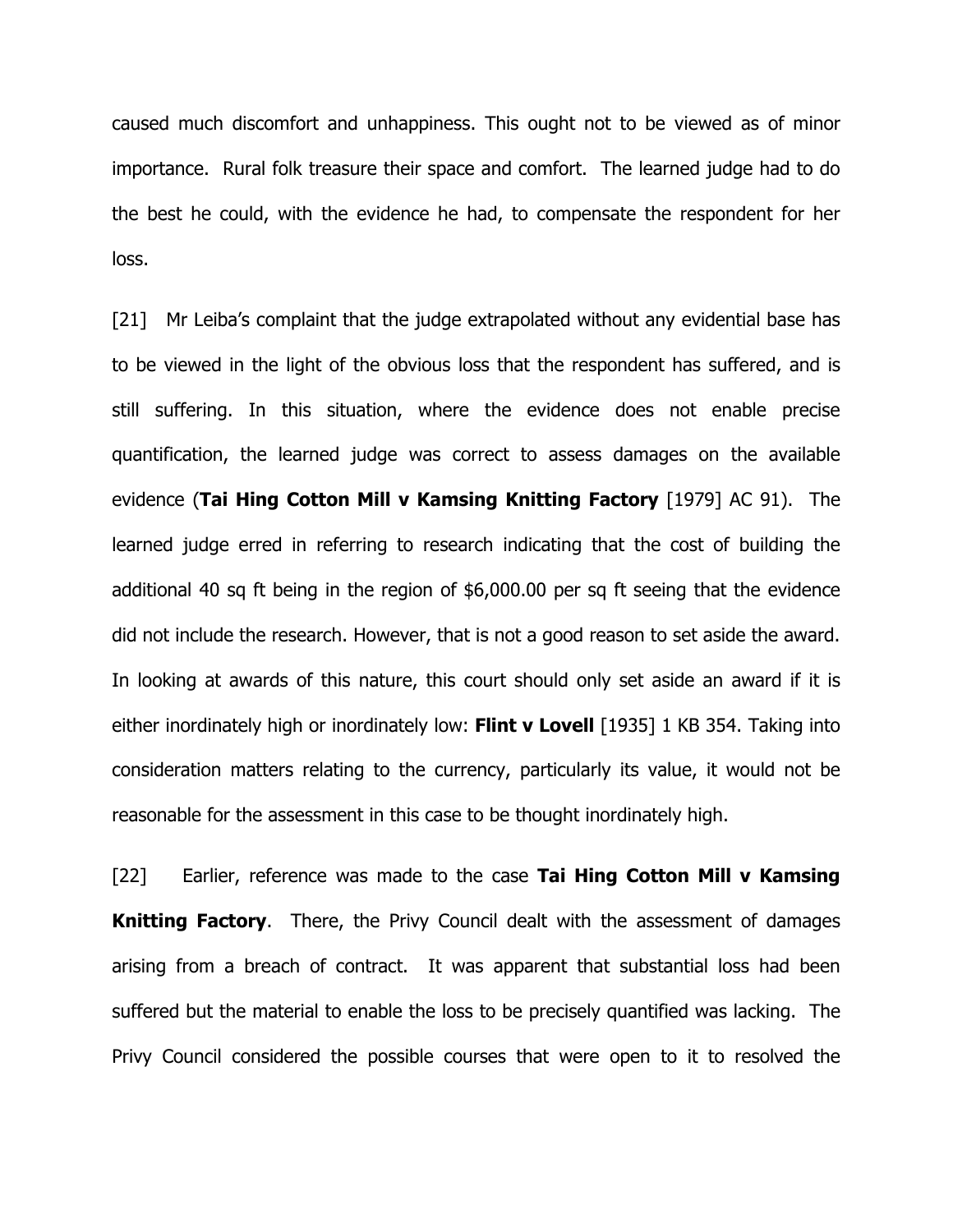caused much discomfort and unhappiness. This ought not to be viewed as of minor importance. Rural folk treasure their space and comfort. The learned judge had to do the best he could, with the evidence he had, to compensate the respondent for her loss.

[21] Mr Leiba's complaint that the judge extrapolated without any evidential base has to be viewed in the light of the obvious loss that the respondent has suffered, and is still suffering. In this situation, where the evidence does not enable precise quantification, the learned judge was correct to assess damages on the available evidence (**Tai Hing Cotton Mill v Kamsing Knitting Factory** [1979] AC 91). The learned judge erred in referring to research indicating that the cost of building the additional 40 sq ft being in the region of $6,000.00 per sq ft seeing that the evidence did not include the research. However, that is not a good reason to set aside the award. In looking at awards of this nature, this court should only set aside an award if it is either inordinately high or inordinately low: **Flint v Lovell** [1935] 1 KB 354. Taking into consideration matters relating to the currency, particularly its value, it would not be reasonable for the assessment in this case to be thought inordinately high.

[22] Earlier, reference was made to the case **Tai Hing Cotton Mill v Kamsing Knitting Factory**. There, the Privy Council dealt with the assessment of damages arising from a breach of contract. It was apparent that substantial loss had been suffered but the material to enable the loss to be precisely quantified was lacking. The Privy Council considered the possible courses that were open to it to resolved the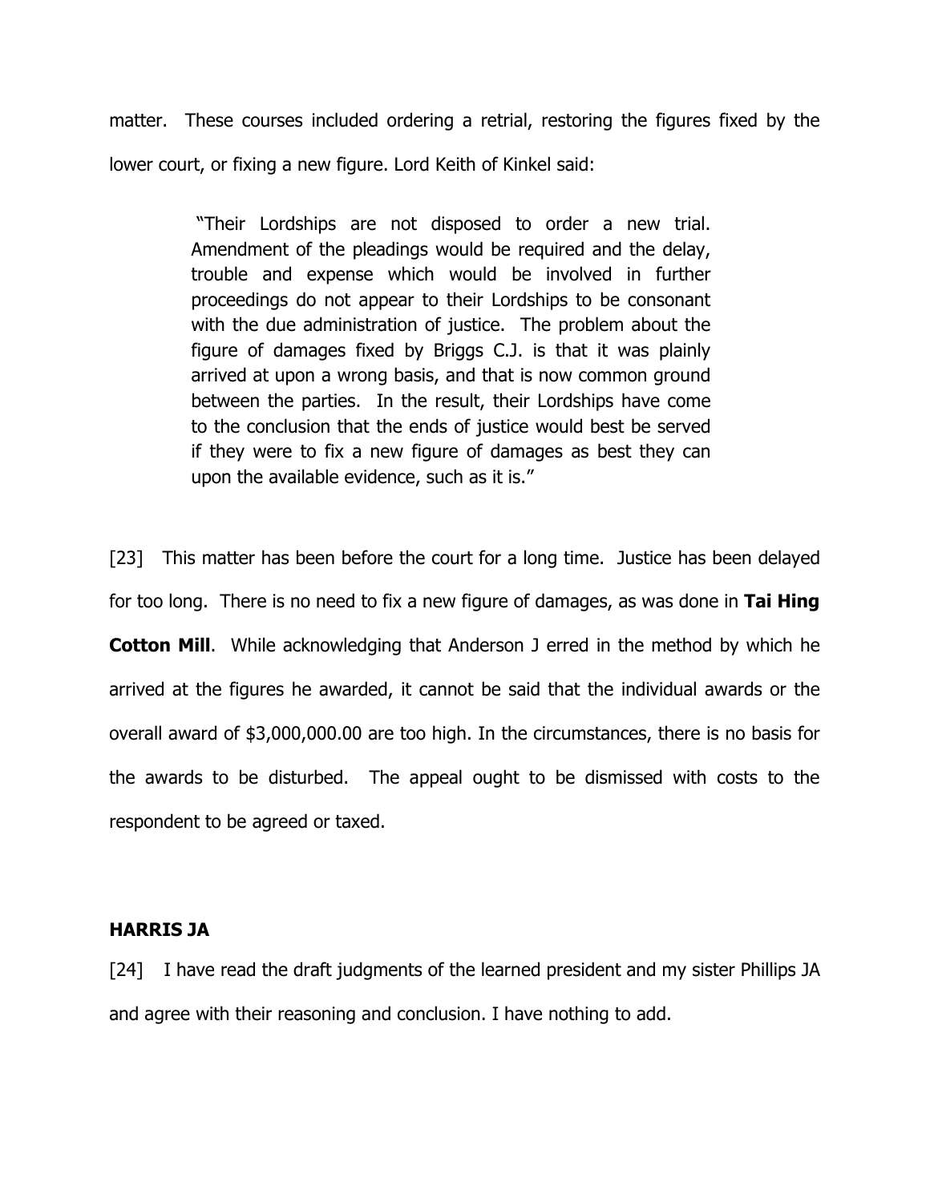matter. These courses included ordering a retrial, restoring the figures fixed by the lower court, or fixing a new figure. Lord Keith of Kinkel said:

> "Their Lordships are not disposed to order a new trial. Amendment of the pleadings would be required and the delay, trouble and expense which would be involved in further proceedings do not appear to their Lordships to be consonant with the due administration of justice. The problem about the figure of damages fixed by Briggs C.J. is that it was plainly arrived at upon a wrong basis, and that is now common ground between the parties. In the result, their Lordships have come to the conclusion that the ends of justice would best be served if they were to fix a new figure of damages as best they can upon the available evidence, such as it is."

[23] This matter has been before the court for a long time. Justice has been delayed for too long. There is no need to fix a new figure of damages, as was done in **Tai Hing Cotton Mill**. While acknowledging that Anderson J erred in the method by which he arrived at the figures he awarded, it cannot be said that the individual awards or the overall award of $3,000,000.00 are too high. In the circumstances, there is no basis for the awards to be disturbed. The appeal ought to be dismissed with costs to the respondent to be agreed or taxed.

**HARRIS JA**

[24] I have read the draft judgments of the learned president and my sister Phillips JA and agree with their reasoning and conclusion. I have nothing to add.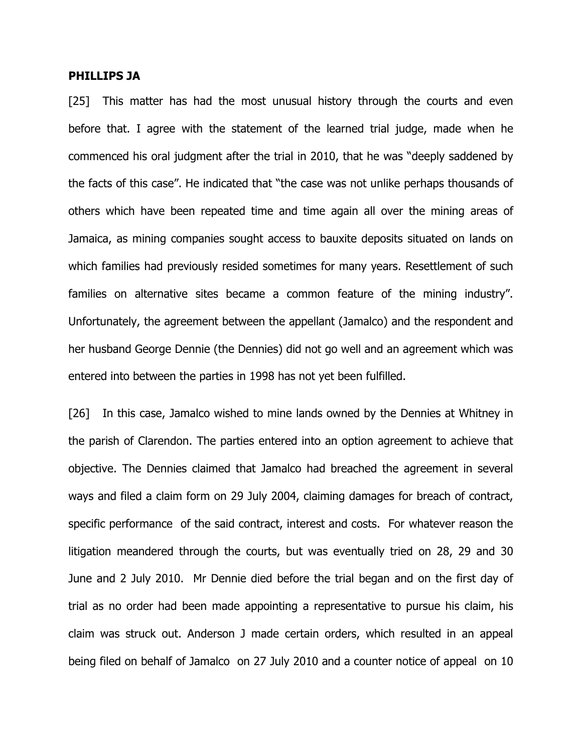**PHILLIPS JA**

[25] This matter has had the most unusual history through the courts and even before that. I agree with the statement of the learned trial judge, made when he commenced his oral judgment after the trial in 2010, that he was "deeply saddened by the facts of this case". He indicated that "the case was not unlike perhaps thousands of others which have been repeated time and time again all over the mining areas of Jamaica, as mining companies sought access to bauxite deposits situated on lands on which families had previously resided sometimes for many years. Resettlement of such families on alternative sites became a common feature of the mining industry". Unfortunately, the agreement between the appellant (Jamalco) and the respondent and her husband George Dennie (the Dennies) did not go well and an agreement which was entered into between the parties in 1998 has not yet been fulfilled.

[26] In this case, Jamalco wished to mine lands owned by the Dennies at Whitney in the parish of Clarendon. The parties entered into an option agreement to achieve that objective. The Dennies claimed that Jamalco had breached the agreement in several ways and filed a claim form on 29 July 2004, claiming damages for breach of contract, specific performance of the said contract, interest and costs. For whatever reason the litigation meandered through the courts, but was eventually tried on 28, 29 and 30 June and 2 July 2010. Mr Dennie died before the trial began and on the first day of trial as no order had been made appointing a representative to pursue his claim, his claim was struck out. Anderson J made certain orders, which resulted in an appeal being filed on behalf of Jamalco on 27 July 2010 and a counter notice of appeal on 10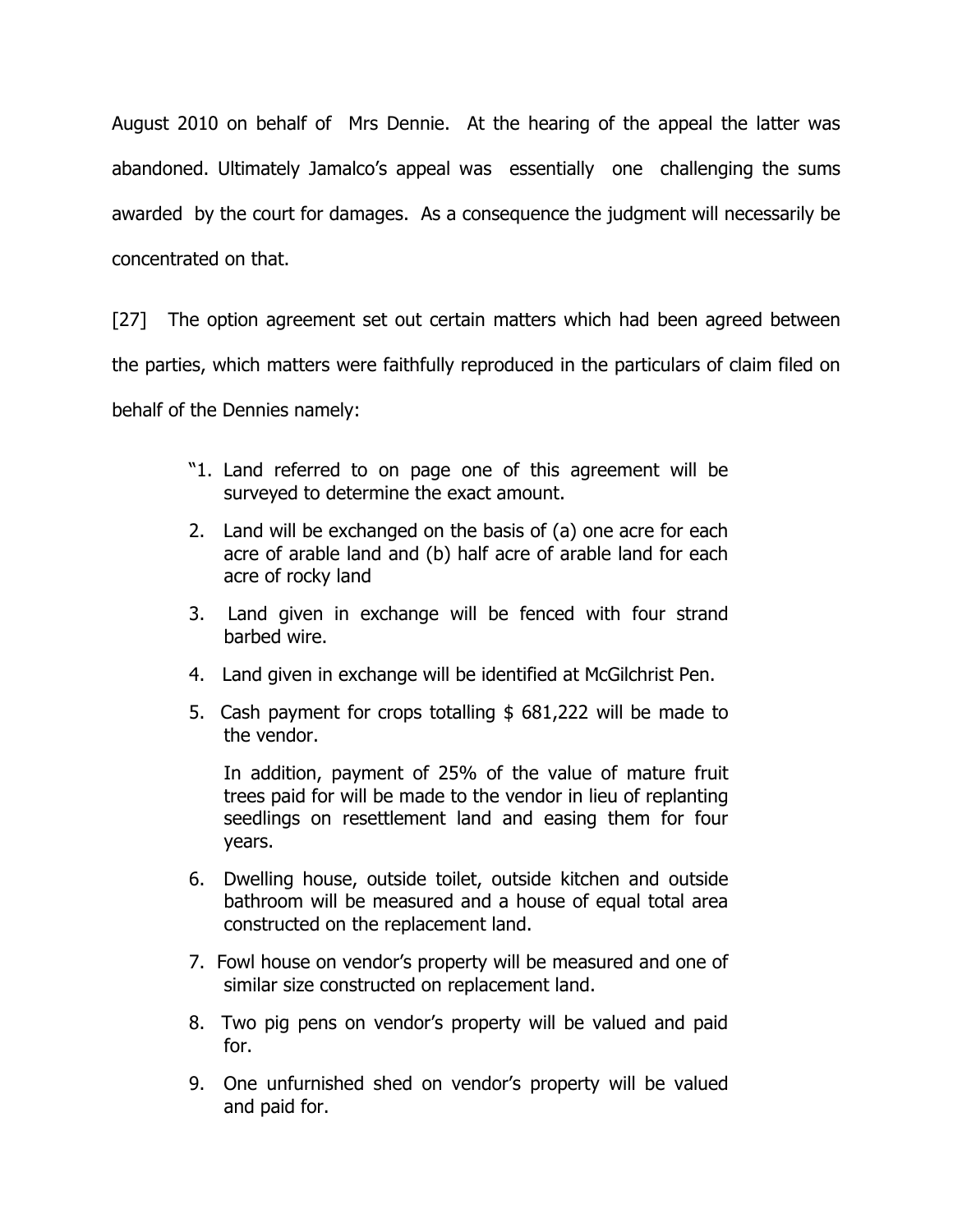August 2010 on behalf of Mrs Dennie. At the hearing of the appeal the latter was abandoned. Ultimately Jamalco's appeal was essentially one challenging the sums awarded by the court for damages. As a consequence the judgment will necessarily be concentrated on that.

[27] The option agreement set out certain matters which had been agreed between the parties, which matters were faithfully reproduced in the particulars of claim filed on behalf of the Dennies namely:

> "1. Land referred to on page one of this agreement will be surveyed to determine the exact amount.
>
> 2. Land will be exchanged on the basis of (a) one acre for each acre of arable land and (b) half acre of arable land for each acre of rocky land
>
> 3. Land given in exchange will be fenced with four strand barbed wire.
>
> 4. Land given in exchange will be identified at McGilchrist Pen.
>
> 5. Cash payment for crops totalling $ 681,222 will be made to the vendor.
>
> In addition, payment of 25% of the value of mature fruit trees paid for will be made to the vendor in lieu of replanting seedlings on resettlement land and easing them for four years.
>
> 6. Dwelling house, outside toilet, outside kitchen and outside bathroom will be measured and a house of equal total area constructed on the replacement land.
>
> 7. Fowl house on vendor's property will be measured and one of similar size constructed on replacement land.
>
> 8. Two pig pens on vendor's property will be valued and paid for.
>
> 9. One unfurnished shed on vendor's property will be valued and paid for.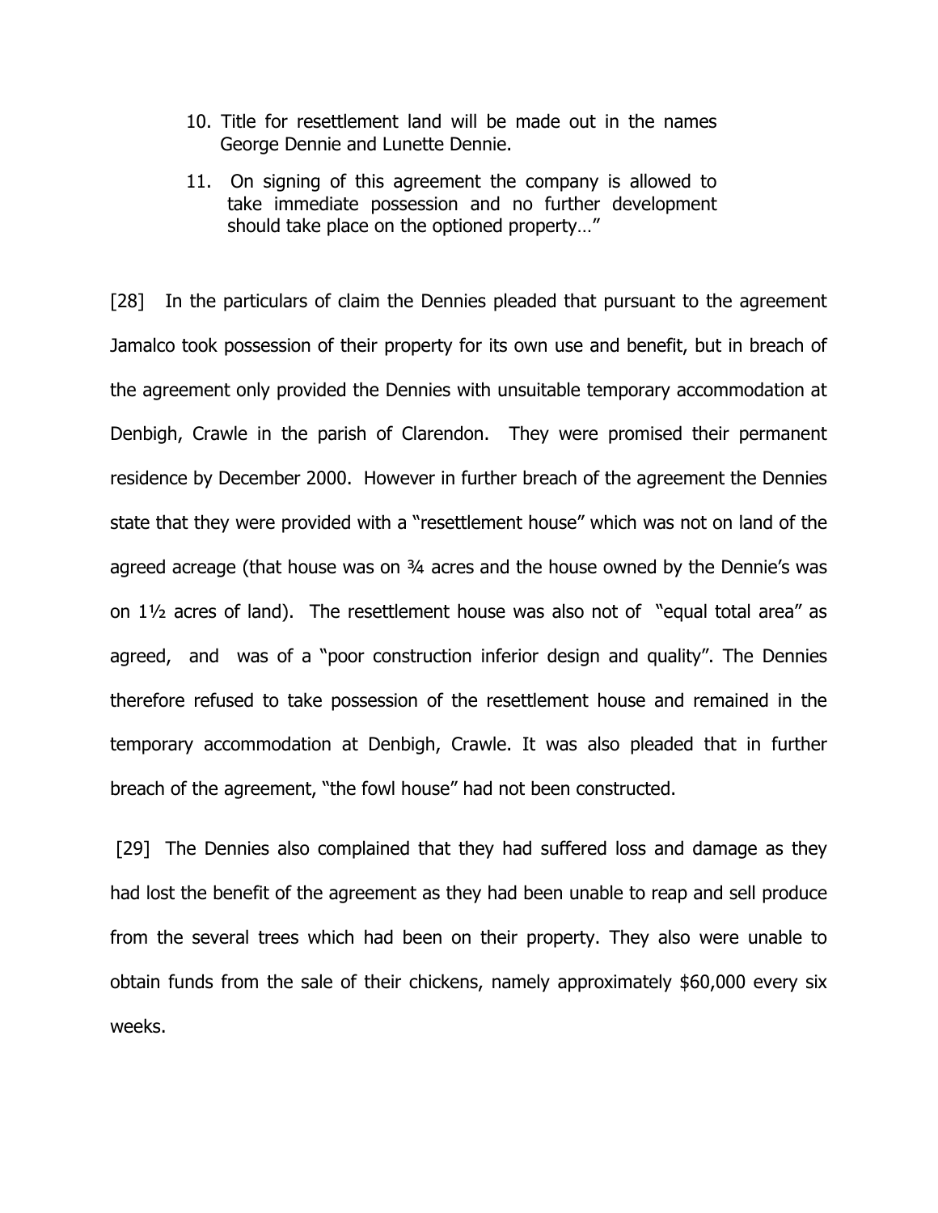> 10. Title for resettlement land will be made out in the names George Dennie and Lunette Dennie.
>
> 11. On signing of this agreement the company is allowed to take immediate possession and no further development should take place on the optioned property…"

[28] In the particulars of claim the Dennies pleaded that pursuant to the agreement Jamalco took possession of their property for its own use and benefit, but in breach of the agreement only provided the Dennies with unsuitable temporary accommodation at Denbigh, Crawle in the parish of Clarendon. They were promised their permanent residence by December 2000. However in further breach of the agreement the Dennies state that they were provided with a "resettlement house" which was not on land of the agreed acreage (that house was on ¾ acres and the house owned by the Dennie's was on 1½ acres of land). The resettlement house was also not of "equal total area" as agreed, and was of a "poor construction inferior design and quality". The Dennies therefore refused to take possession of the resettlement house and remained in the temporary accommodation at Denbigh, Crawle. It was also pleaded that in further breach of the agreement, "the fowl house" had not been constructed.

[29] The Dennies also complained that they had suffered loss and damage as they had lost the benefit of the agreement as they had been unable to reap and sell produce from the several trees which had been on their property. They also were unable to obtain funds from the sale of their chickens, namely approximately $60,000 every six weeks.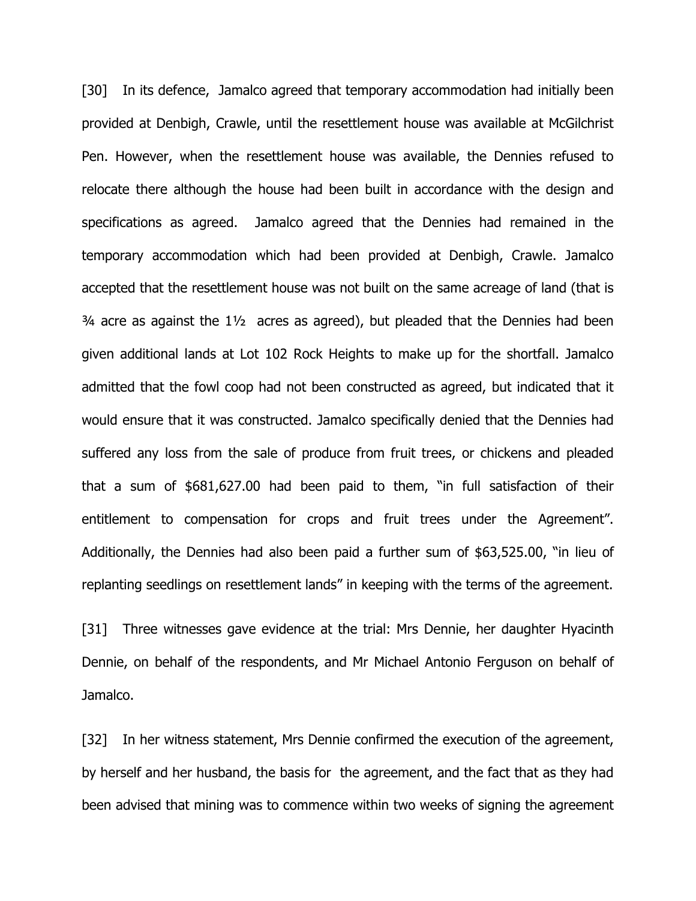[30] In its defence, Jamalco agreed that temporary accommodation had initially been provided at Denbigh, Crawle, until the resettlement house was available at McGilchrist Pen. However, when the resettlement house was available, the Dennies refused to relocate there although the house had been built in accordance with the design and specifications as agreed. Jamalco agreed that the Dennies had remained in the temporary accommodation which had been provided at Denbigh, Crawle. Jamalco accepted that the resettlement house was not built on the same acreage of land (that is ¾ acre as against the 1½ acres as agreed), but pleaded that the Dennies had been given additional lands at Lot 102 Rock Heights to make up for the shortfall. Jamalco admitted that the fowl coop had not been constructed as agreed, but indicated that it would ensure that it was constructed. Jamalco specifically denied that the Dennies had suffered any loss from the sale of produce from fruit trees, or chickens and pleaded that a sum of $681,627.00 had been paid to them, "in full satisfaction of their entitlement to compensation for crops and fruit trees under the Agreement". Additionally, the Dennies had also been paid a further sum of $63,525.00, "in lieu of replanting seedlings on resettlement lands" in keeping with the terms of the agreement.

[31] Three witnesses gave evidence at the trial: Mrs Dennie, her daughter Hyacinth Dennie, on behalf of the respondents, and Mr Michael Antonio Ferguson on behalf of Jamalco.

[32] In her witness statement, Mrs Dennie confirmed the execution of the agreement, by herself and her husband, the basis for the agreement, and the fact that as they had been advised that mining was to commence within two weeks of signing the agreement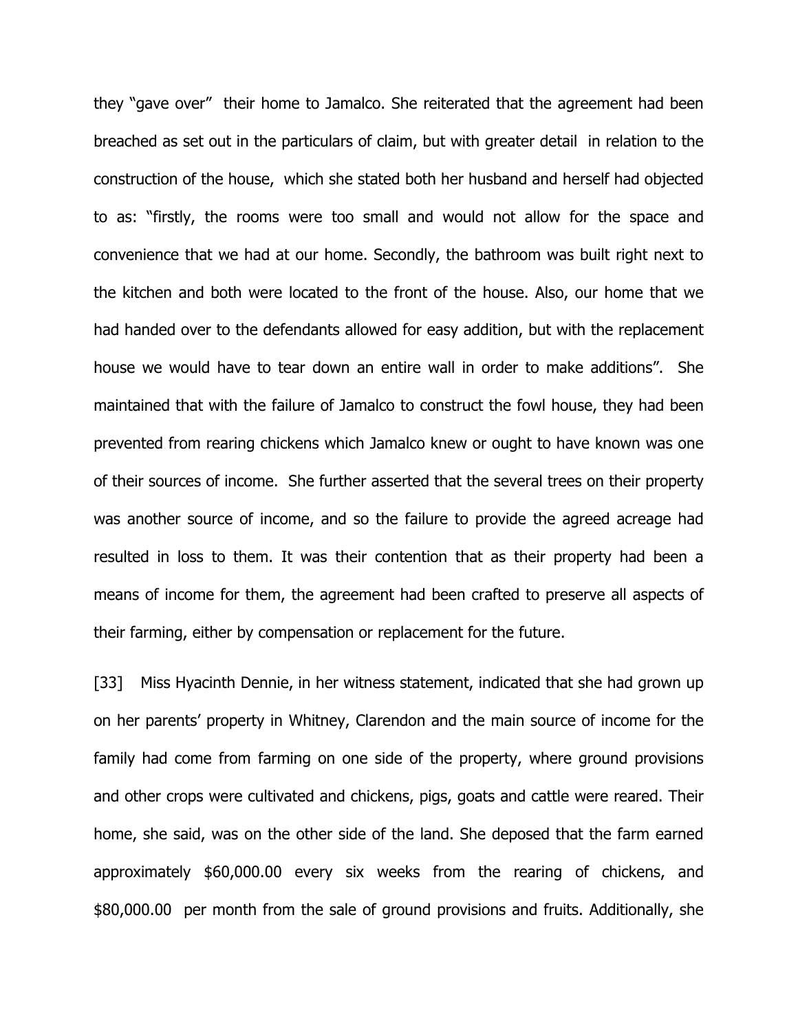they "gave over" their home to Jamalco. She reiterated that the agreement had been breached as set out in the particulars of claim, but with greater detail in relation to the construction of the house, which she stated both her husband and herself had objected to as: "firstly, the rooms were too small and would not allow for the space and convenience that we had at our home. Secondly, the bathroom was built right next to the kitchen and both were located to the front of the house. Also, our home that we had handed over to the defendants allowed for easy addition, but with the replacement house we would have to tear down an entire wall in order to make additions". She maintained that with the failure of Jamalco to construct the fowl house, they had been prevented from rearing chickens which Jamalco knew or ought to have known was one of their sources of income. She further asserted that the several trees on their property was another source of income, and so the failure to provide the agreed acreage had resulted in loss to them. It was their contention that as their property had been a means of income for them, the agreement had been crafted to preserve all aspects of their farming, either by compensation or replacement for the future.

[33] Miss Hyacinth Dennie, in her witness statement, indicated that she had grown up on her parents' property in Whitney, Clarendon and the main source of income for the family had come from farming on one side of the property, where ground provisions and other crops were cultivated and chickens, pigs, goats and cattle were reared. Their home, she said, was on the other side of the land. She deposed that the farm earned approximately $60,000.00 every six weeks from the rearing of chickens, and $80,000.00 per month from the sale of ground provisions and fruits. Additionally, she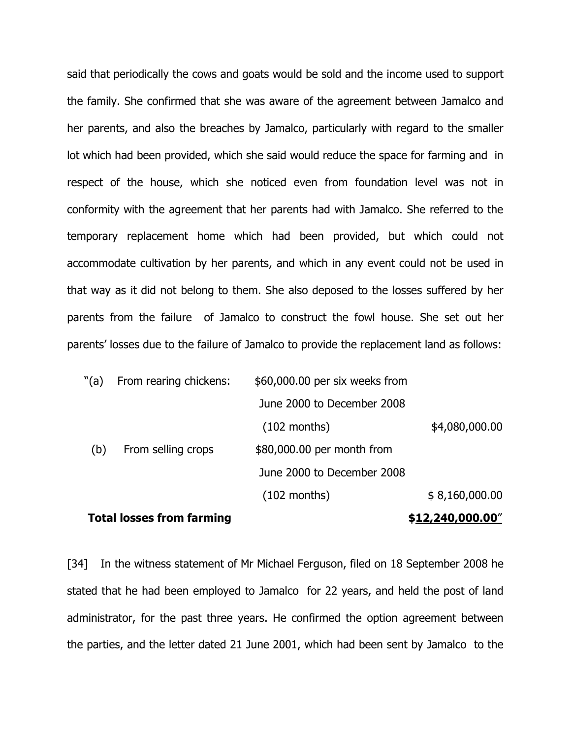said that periodically the cows and goats would be sold and the income used to support the family. She confirmed that she was aware of the agreement between Jamalco and her parents, and also the breaches by Jamalco, particularly with regard to the smaller lot which had been provided, which she said would reduce the space for farming and in respect of the house, which she noticed even from foundation level was not in conformity with the agreement that her parents had with Jamalco. She referred to the temporary replacement home which had been provided, but which could not accommodate cultivation by her parents, and which in any event could not be used in that way as it did not belong to them. She also deposed to the losses suffered by her parents from the failure of Jamalco to construct the fowl house. She set out her parents' losses due to the failure of Jamalco to provide the replacement land as follows:

| | | | |
|---|---|---|---|
| "(a) | From rearing chickens: | $60,000.00 per six weeks from June 2000 to December 2008 (102 months) | $4,080,000.00 |
| (b) | From selling crops | $80,000.00 per month from June 2000 to December 2008 (102 months) | $ 8,160,000.00 |
| **Total losses from farming** | | | **$12,240,000.00**" |

[34] In the witness statement of Mr Michael Ferguson, filed on 18 September 2008 he stated that he had been employed to Jamalco for 22 years, and held the post of land administrator, for the past three years. He confirmed the option agreement between the parties, and the letter dated 21 June 2001, which had been sent by Jamalco to the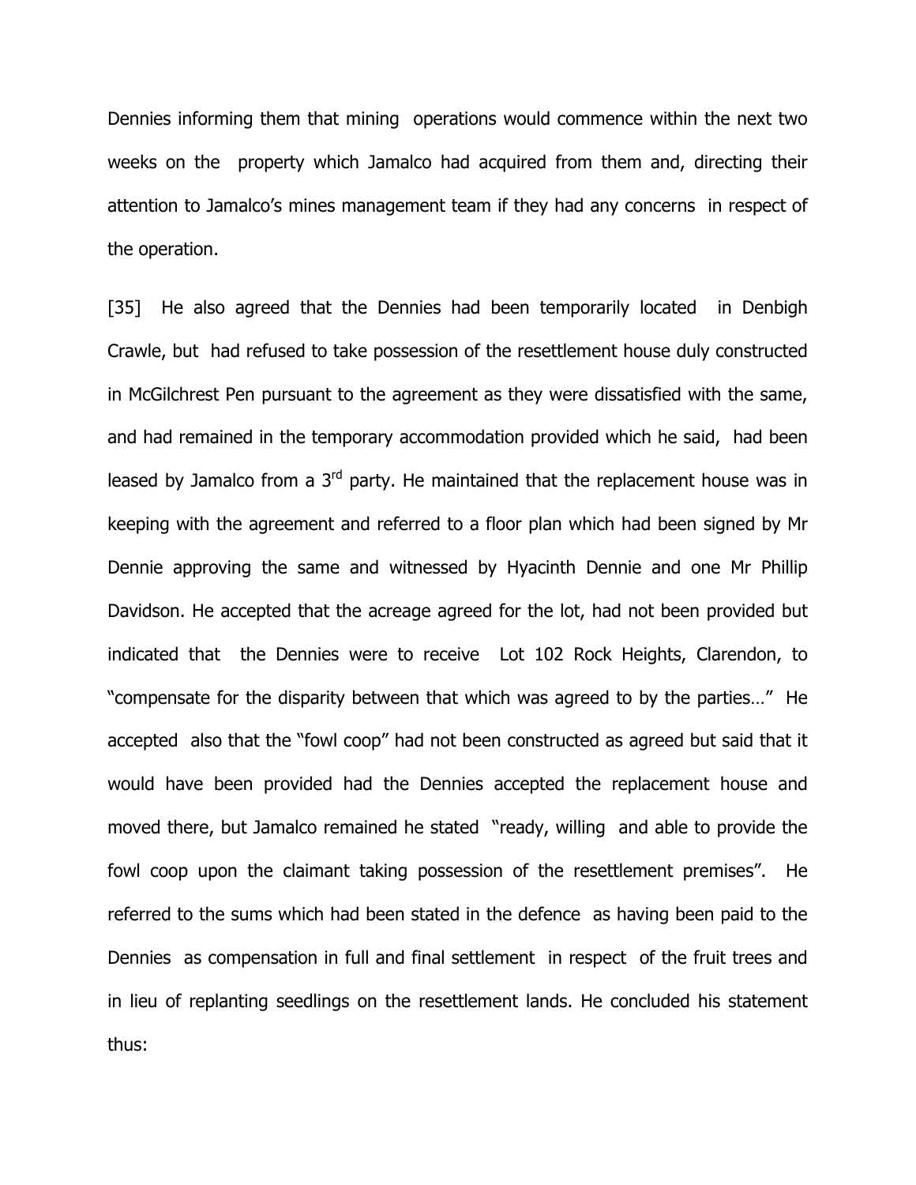Dennies informing them that mining operations would commence within the next two weeks on the property which Jamalco had acquired from them and, directing their attention to Jamalco's mines management team if they had any concerns in respect of the operation.

[35] He also agreed that the Dennies had been temporarily located in Denbigh Crawle, but had refused to take possession of the resettlement house duly constructed in McGilchrest Pen pursuant to the agreement as they were dissatisfied with the same, and had remained in the temporary accommodation provided which he said, had been leased by Jamalco from a 3rd party. He maintained that the replacement house was in keeping with the agreement and referred to a floor plan which had been signed by Mr Dennie approving the same and witnessed by Hyacinth Dennie and one Mr Phillip Davidson. He accepted that the acreage agreed for the lot, had not been provided but indicated that the Dennies were to receive Lot 102 Rock Heights, Clarendon, to "compensate for the disparity between that which was agreed to by the parties…" He accepted also that the "fowl coop" had not been constructed as agreed but said that it would have been provided had the Dennies accepted the replacement house and moved there, but Jamalco remained he stated "ready, willing and able to provide the fowl coop upon the claimant taking possession of the resettlement premises". He referred to the sums which had been stated in the defence as having been paid to the Dennies as compensation in full and final settlement in respect of the fruit trees and in lieu of replanting seedlings on the resettlement lands. He concluded his statement thus: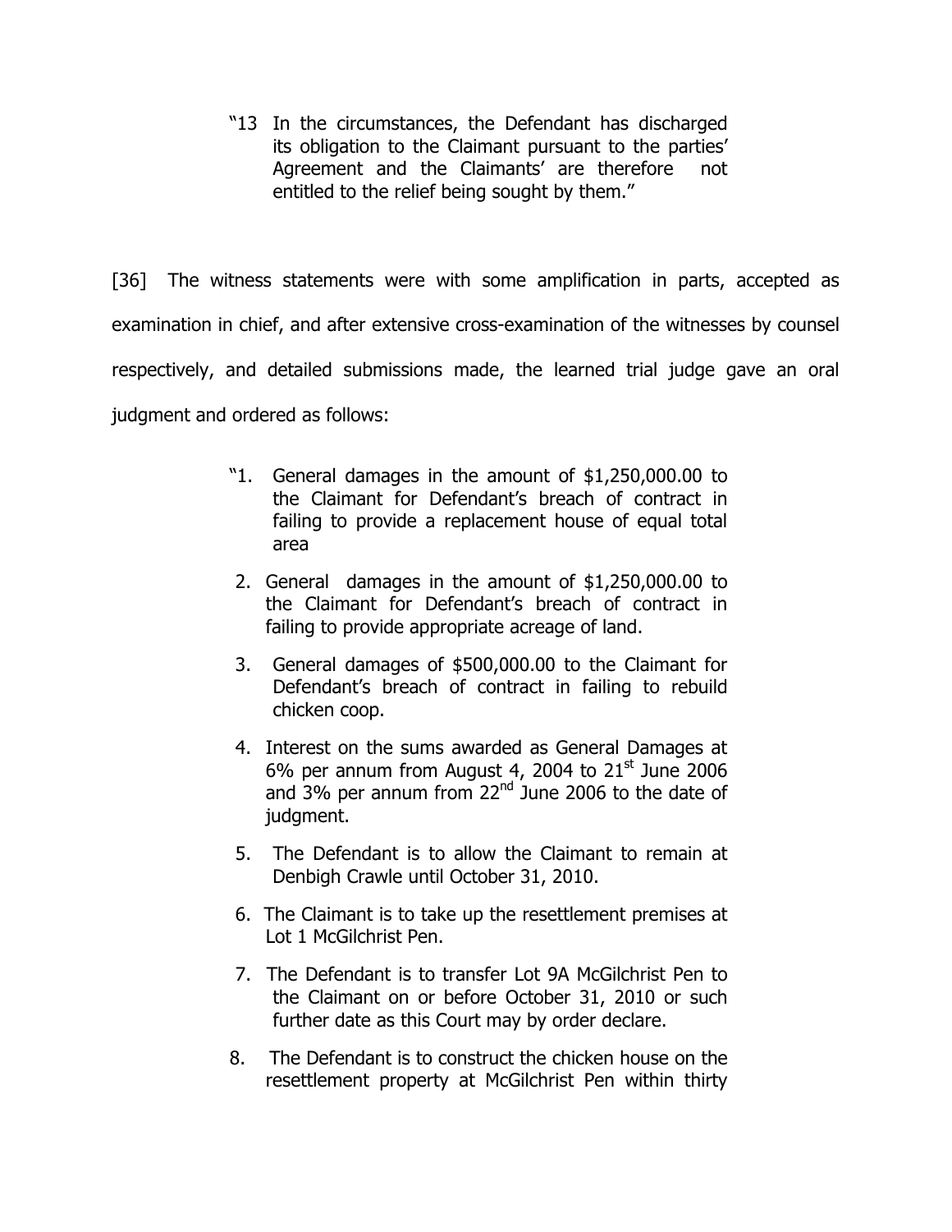> "13 In the circumstances, the Defendant has discharged its obligation to the Claimant pursuant to the parties' Agreement and the Claimants' are therefore not entitled to the relief being sought by them."

[36] The witness statements were with some amplification in parts, accepted as examination in chief, and after extensive cross-examination of the witnesses by counsel respectively, and detailed submissions made, the learned trial judge gave an oral judgment and ordered as follows:

> "1. General damages in the amount of $1,250,000.00 to the Claimant for Defendant's breach of contract in failing to provide a replacement house of equal total area
>
> 2. General damages in the amount of $1,250,000.00 to the Claimant for Defendant's breach of contract in failing to provide appropriate acreage of land.
>
> 3. General damages of $500,000.00 to the Claimant for Defendant's breach of contract in failing to rebuild chicken coop.
>
> 4. Interest on the sums awarded as General Damages at 6% per annum from August 4, 2004 to 21st June 2006 and 3% per annum from 22nd June 2006 to the date of judgment.
>
> 5. The Defendant is to allow the Claimant to remain at Denbigh Crawle until October 31, 2010.
>
> 6. The Claimant is to take up the resettlement premises at Lot 1 McGilchrist Pen.
>
> 7. The Defendant is to transfer Lot 9A McGilchrist Pen to the Claimant on or before October 31, 2010 or such further date as this Court may by order declare.
>
> 8. The Defendant is to construct the chicken house on the resettlement property at McGilchrist Pen within thirty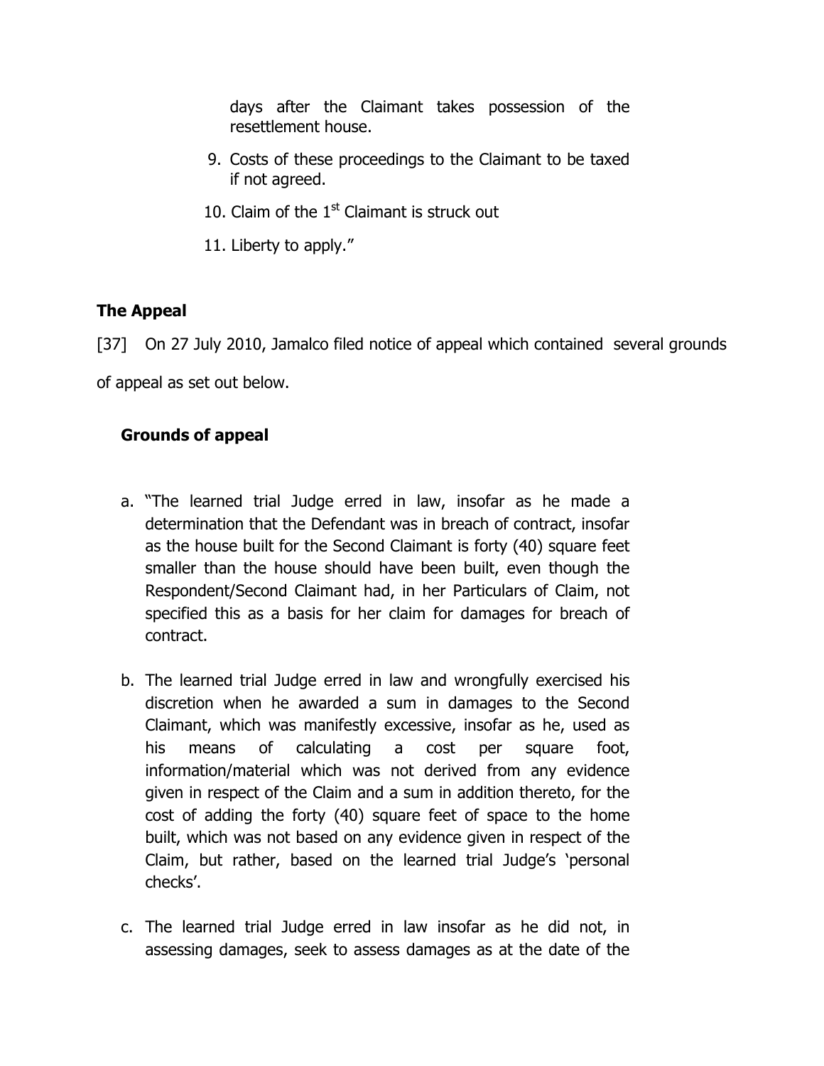days after the Claimant takes possession of the resettlement house.

9. Costs of these proceedings to the Claimant to be taxed if not agreed.

10. Claim of the 1st Claimant is struck out

11. Liberty to apply."

## The Appeal

[37] On 27 July 2010, Jamalco filed notice of appeal which contained several grounds of appeal as set out below.

### Grounds of appeal

a. "The learned trial Judge erred in law, insofar as he made a determination that the Defendant was in breach of contract, insofar as the house built for the Second Claimant is forty (40) square feet smaller than the house should have been built, even though the Respondent/Second Claimant had, in her Particulars of Claim, not specified this as a basis for her claim for damages for breach of contract.

b. The learned trial Judge erred in law and wrongfully exercised his discretion when he awarded a sum in damages to the Second Claimant, which was manifestly excessive, insofar as he, used as his means of calculating a cost per square foot, information/material which was not derived from any evidence given in respect of the Claim and a sum in addition thereto, for the cost of adding the forty (40) square feet of space to the home built, which was not based on any evidence given in respect of the Claim, but rather, based on the learned trial Judge's 'personal checks'.

c. The learned trial Judge erred in law insofar as he did not, in assessing damages, seek to assess damages as at the date of the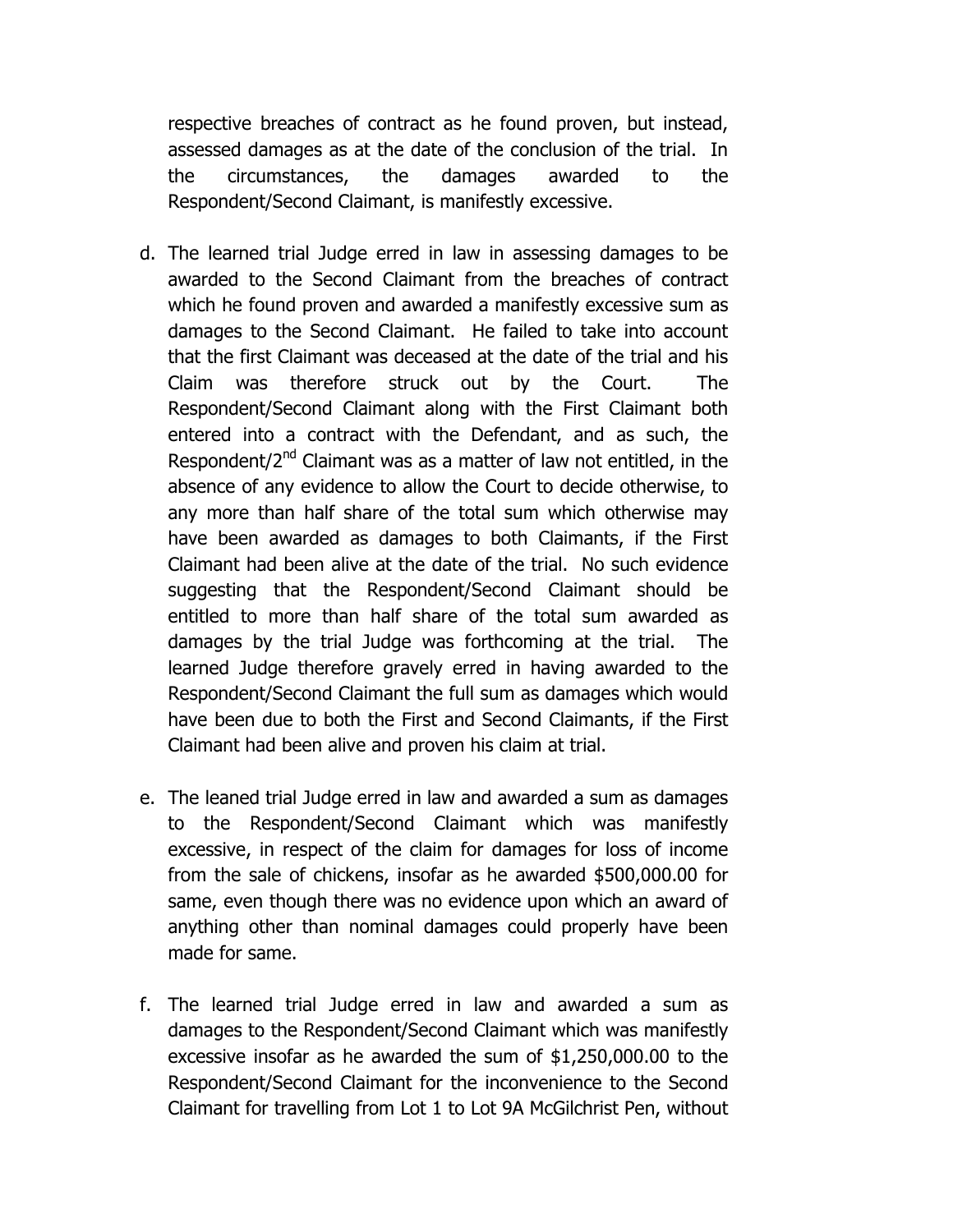respective breaches of contract as he found proven, but instead, assessed damages as at the date of the conclusion of the trial. In the circumstances, the damages awarded to the Respondent/Second Claimant, is manifestly excessive.

d. The learned trial Judge erred in law in assessing damages to be awarded to the Second Claimant from the breaches of contract which he found proven and awarded a manifestly excessive sum as damages to the Second Claimant. He failed to take into account that the first Claimant was deceased at the date of the trial and his Claim was therefore struck out by the Court. The Respondent/Second Claimant along with the First Claimant both entered into a contract with the Defendant, and as such, the Respondent/2nd Claimant was as a matter of law not entitled, in the absence of any evidence to allow the Court to decide otherwise, to any more than half share of the total sum which otherwise may have been awarded as damages to both Claimants, if the First Claimant had been alive at the date of the trial. No such evidence suggesting that the Respondent/Second Claimant should be entitled to more than half share of the total sum awarded as damages by the trial Judge was forthcoming at the trial. The learned Judge therefore gravely erred in having awarded to the Respondent/Second Claimant the full sum as damages which would have been due to both the First and Second Claimants, if the First Claimant had been alive and proven his claim at trial.

e. The leaned trial Judge erred in law and awarded a sum as damages to the Respondent/Second Claimant which was manifestly excessive, in respect of the claim for damages for loss of income from the sale of chickens, insofar as he awarded $500,000.00 for same, even though there was no evidence upon which an award of anything other than nominal damages could properly have been made for same.

f. The learned trial Judge erred in law and awarded a sum as damages to the Respondent/Second Claimant which was manifestly excessive insofar as he awarded the sum of $1,250,000.00 to the Respondent/Second Claimant for the inconvenience to the Second Claimant for travelling from Lot 1 to Lot 9A McGilchrist Pen, without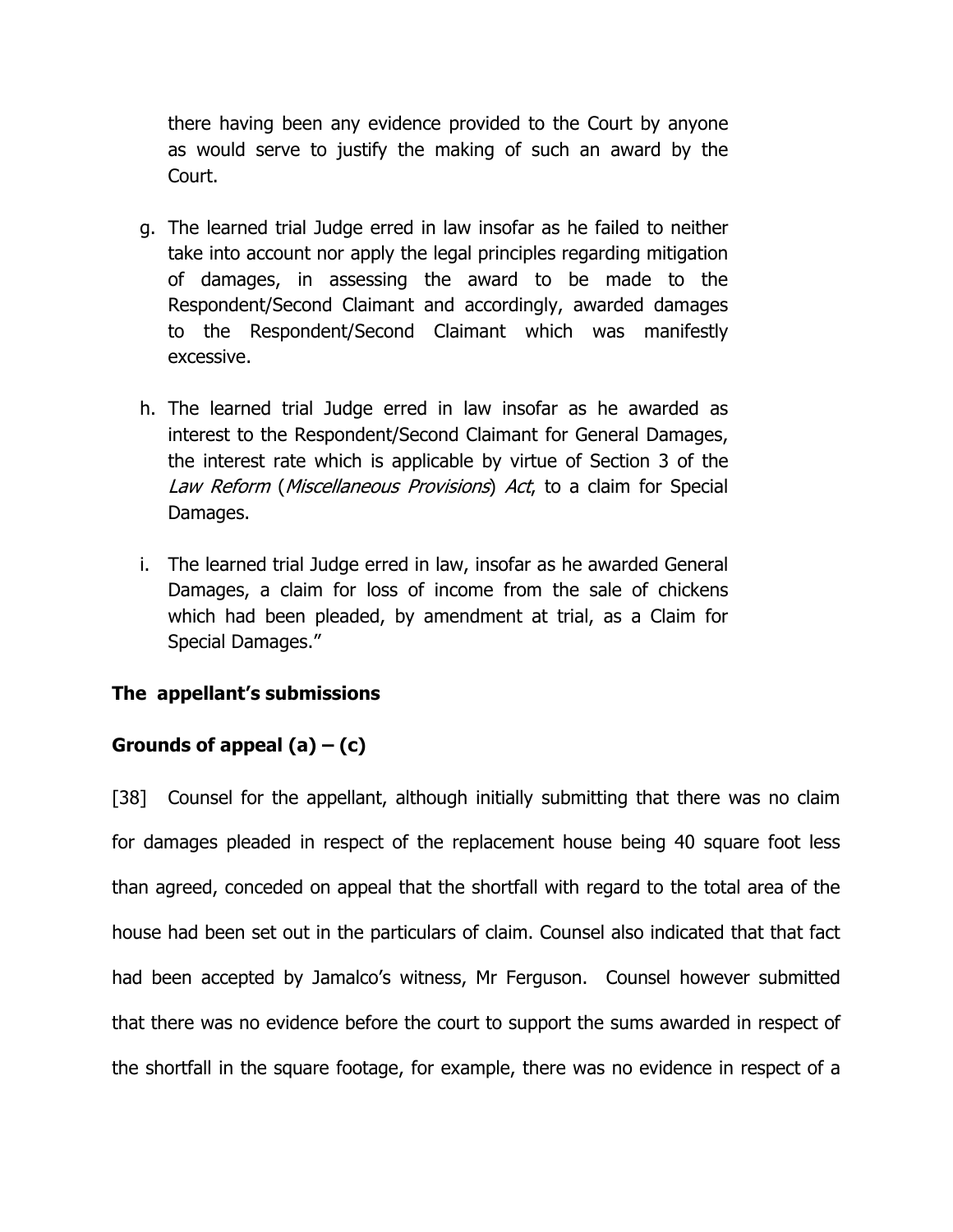there having been any evidence provided to the Court by anyone as would serve to justify the making of such an award by the Court.

g. The learned trial Judge erred in law insofar as he failed to neither take into account nor apply the legal principles regarding mitigation of damages, in assessing the award to be made to the Respondent/Second Claimant and accordingly, awarded damages to the Respondent/Second Claimant which was manifestly excessive.

h. The learned trial Judge erred in law insofar as he awarded as interest to the Respondent/Second Claimant for General Damages, the interest rate which is applicable by virtue of Section 3 of the *Law Reform* (*Miscellaneous Provisions*) *Act*, to a claim for Special Damages.

i. The learned trial Judge erred in law, insofar as he awarded General Damages, a claim for loss of income from the sale of chickens which had been pleaded, by amendment at trial, as a Claim for Special Damages."

**The appellant's submissions**

**Grounds of appeal (a) – (c)**

[38] Counsel for the appellant, although initially submitting that there was no claim for damages pleaded in respect of the replacement house being 40 square foot less than agreed, conceded on appeal that the shortfall with regard to the total area of the house had been set out in the particulars of claim. Counsel also indicated that that fact had been accepted by Jamalco's witness, Mr Ferguson. Counsel however submitted that there was no evidence before the court to support the sums awarded in respect of the shortfall in the square footage, for example, there was no evidence in respect of a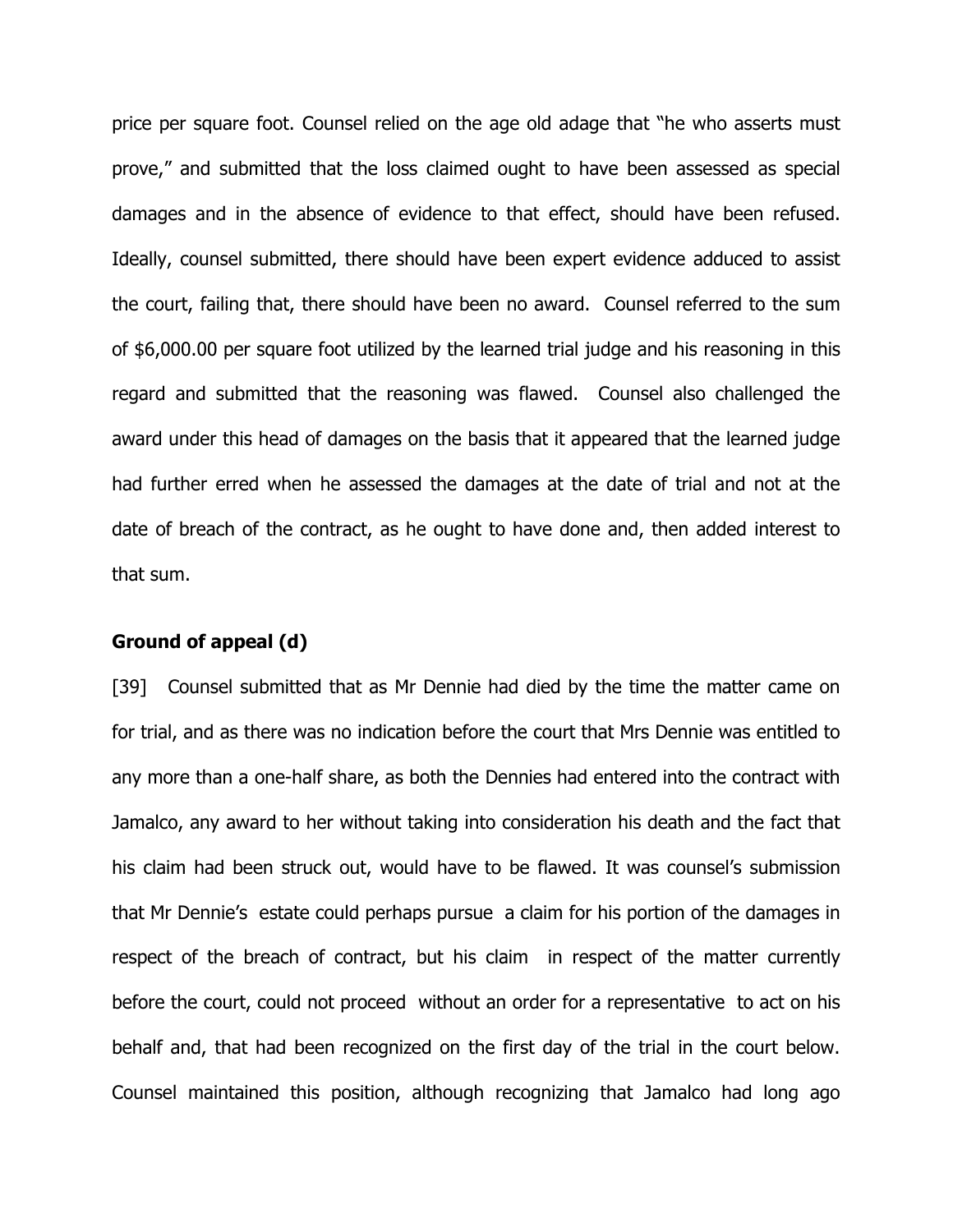price per square foot. Counsel relied on the age old adage that "he who asserts must prove," and submitted that the loss claimed ought to have been assessed as special damages and in the absence of evidence to that effect, should have been refused. Ideally, counsel submitted, there should have been expert evidence adduced to assist the court, failing that, there should have been no award. Counsel referred to the sum of $6,000.00 per square foot utilized by the learned trial judge and his reasoning in this regard and submitted that the reasoning was flawed. Counsel also challenged the award under this head of damages on the basis that it appeared that the learned judge had further erred when he assessed the damages at the date of trial and not at the date of breach of the contract, as he ought to have done and, then added interest to that sum.

**Ground of appeal (d)**

[39] Counsel submitted that as Mr Dennie had died by the time the matter came on for trial, and as there was no indication before the court that Mrs Dennie was entitled to any more than a one-half share, as both the Dennies had entered into the contract with Jamalco, any award to her without taking into consideration his death and the fact that his claim had been struck out, would have to be flawed. It was counsel's submission that Mr Dennie's estate could perhaps pursue a claim for his portion of the damages in respect of the breach of contract, but his claim in respect of the matter currently before the court, could not proceed without an order for a representative to act on his behalf and, that had been recognized on the first day of the trial in the court below. Counsel maintained this position, although recognizing that Jamalco had long ago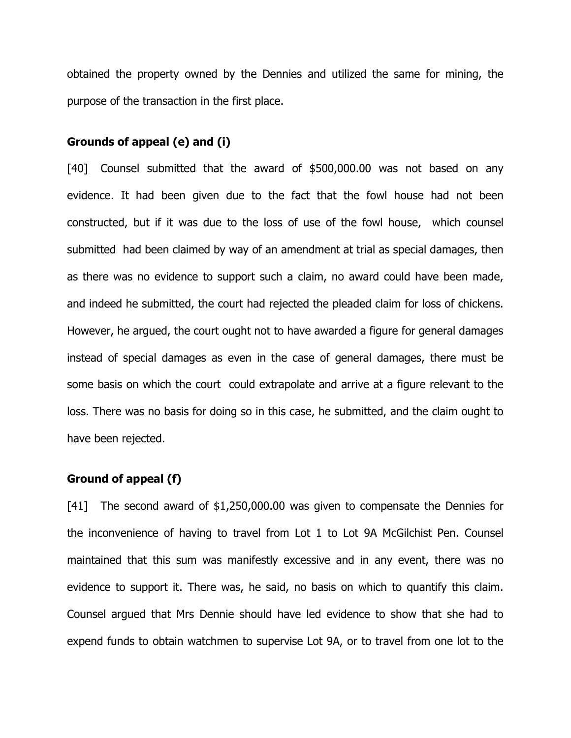obtained the property owned by the Dennies and utilized the same for mining, the purpose of the transaction in the first place.

**Grounds of appeal (e) and (i)**

[40] Counsel submitted that the award of $500,000.00 was not based on any evidence. It had been given due to the fact that the fowl house had not been constructed, but if it was due to the loss of use of the fowl house, which counsel submitted had been claimed by way of an amendment at trial as special damages, then as there was no evidence to support such a claim, no award could have been made, and indeed he submitted, the court had rejected the pleaded claim for loss of chickens. However, he argued, the court ought not to have awarded a figure for general damages instead of special damages as even in the case of general damages, there must be some basis on which the court could extrapolate and arrive at a figure relevant to the loss. There was no basis for doing so in this case, he submitted, and the claim ought to have been rejected.

**Ground of appeal (f)**

[41] The second award of $1,250,000.00 was given to compensate the Dennies for the inconvenience of having to travel from Lot 1 to Lot 9A McGilchist Pen. Counsel maintained that this sum was manifestly excessive and in any event, there was no evidence to support it. There was, he said, no basis on which to quantify this claim. Counsel argued that Mrs Dennie should have led evidence to show that she had to expend funds to obtain watchmen to supervise Lot 9A, or to travel from one lot to the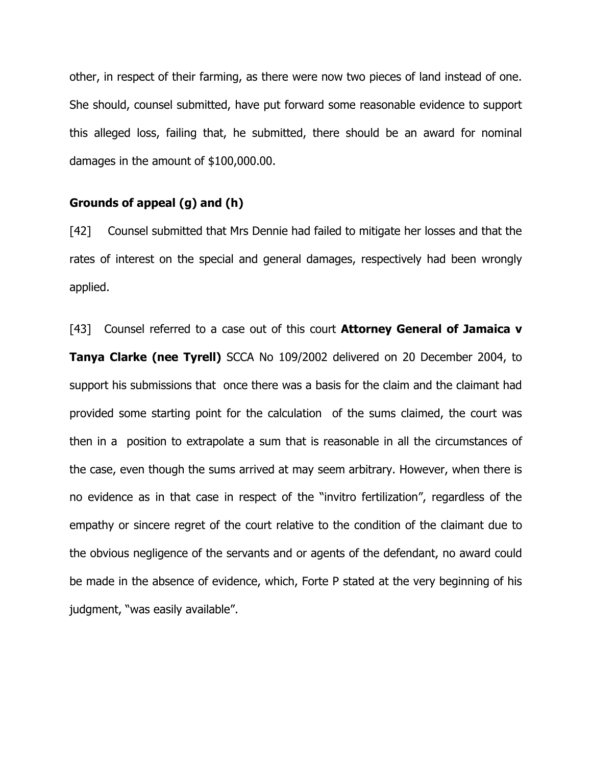other, in respect of their farming, as there were now two pieces of land instead of one. She should, counsel submitted, have put forward some reasonable evidence to support this alleged loss, failing that, he submitted, there should be an award for nominal damages in the amount of $100,000.00.

### Grounds of appeal (g) and (h)

[42] Counsel submitted that Mrs Dennie had failed to mitigate her losses and that the rates of interest on the special and general damages, respectively had been wrongly applied.

[43] Counsel referred to a case out of this court **Attorney General of Jamaica v Tanya Clarke (nee Tyrell)** SCCA No 109/2002 delivered on 20 December 2004, to support his submissions that once there was a basis for the claim and the claimant had provided some starting point for the calculation of the sums claimed, the court was then in a position to extrapolate a sum that is reasonable in all the circumstances of the case, even though the sums arrived at may seem arbitrary. However, when there is no evidence as in that case in respect of the "invitro fertilization", regardless of the empathy or sincere regret of the court relative to the condition of the claimant due to the obvious negligence of the servants and or agents of the defendant, no award could be made in the absence of evidence, which, Forte P stated at the very beginning of his judgment, "was easily available".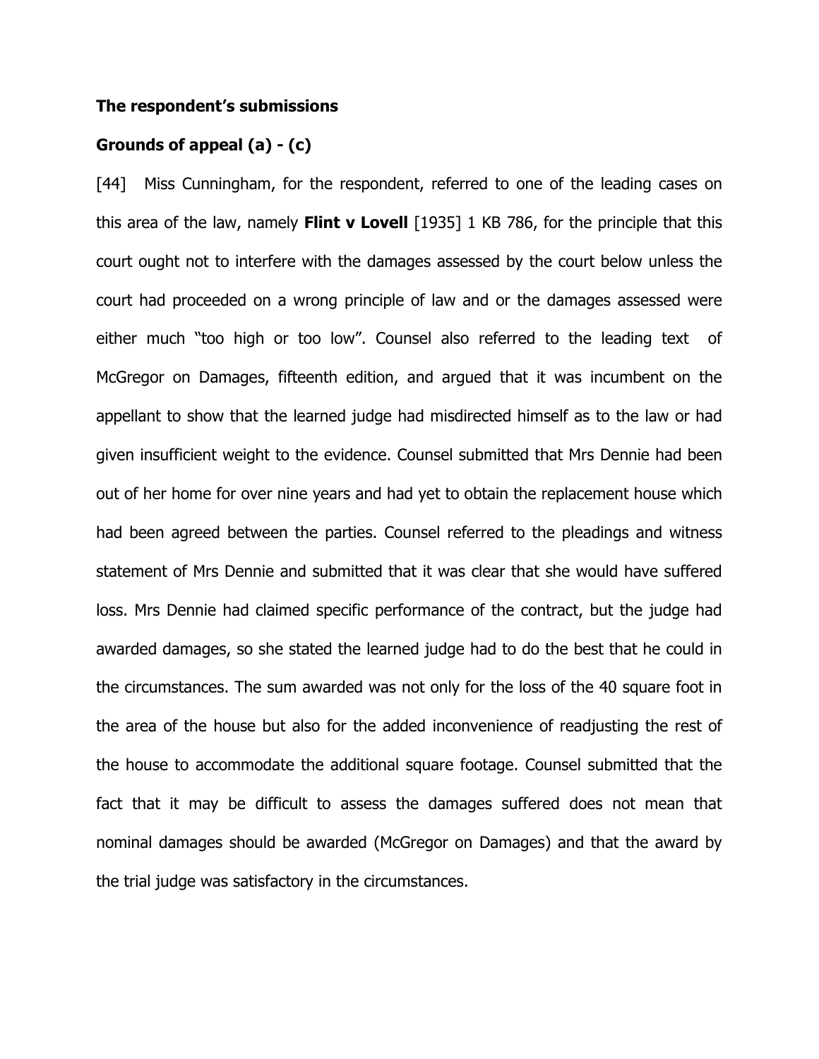**The respondent's submissions**

**Grounds of appeal (a) - (c)**

[44] Miss Cunningham, for the respondent, referred to one of the leading cases on this area of the law, namely **Flint v Lovell** [1935] 1 KB 786, for the principle that this court ought not to interfere with the damages assessed by the court below unless the court had proceeded on a wrong principle of law and or the damages assessed were either much "too high or too low". Counsel also referred to the leading text of McGregor on Damages, fifteenth edition, and argued that it was incumbent on the appellant to show that the learned judge had misdirected himself as to the law or had given insufficient weight to the evidence. Counsel submitted that Mrs Dennie had been out of her home for over nine years and had yet to obtain the replacement house which had been agreed between the parties. Counsel referred to the pleadings and witness statement of Mrs Dennie and submitted that it was clear that she would have suffered loss. Mrs Dennie had claimed specific performance of the contract, but the judge had awarded damages, so she stated the learned judge had to do the best that he could in the circumstances. The sum awarded was not only for the loss of the 40 square foot in the area of the house but also for the added inconvenience of readjusting the rest of the house to accommodate the additional square footage. Counsel submitted that the fact that it may be difficult to assess the damages suffered does not mean that nominal damages should be awarded (McGregor on Damages) and that the award by the trial judge was satisfactory in the circumstances.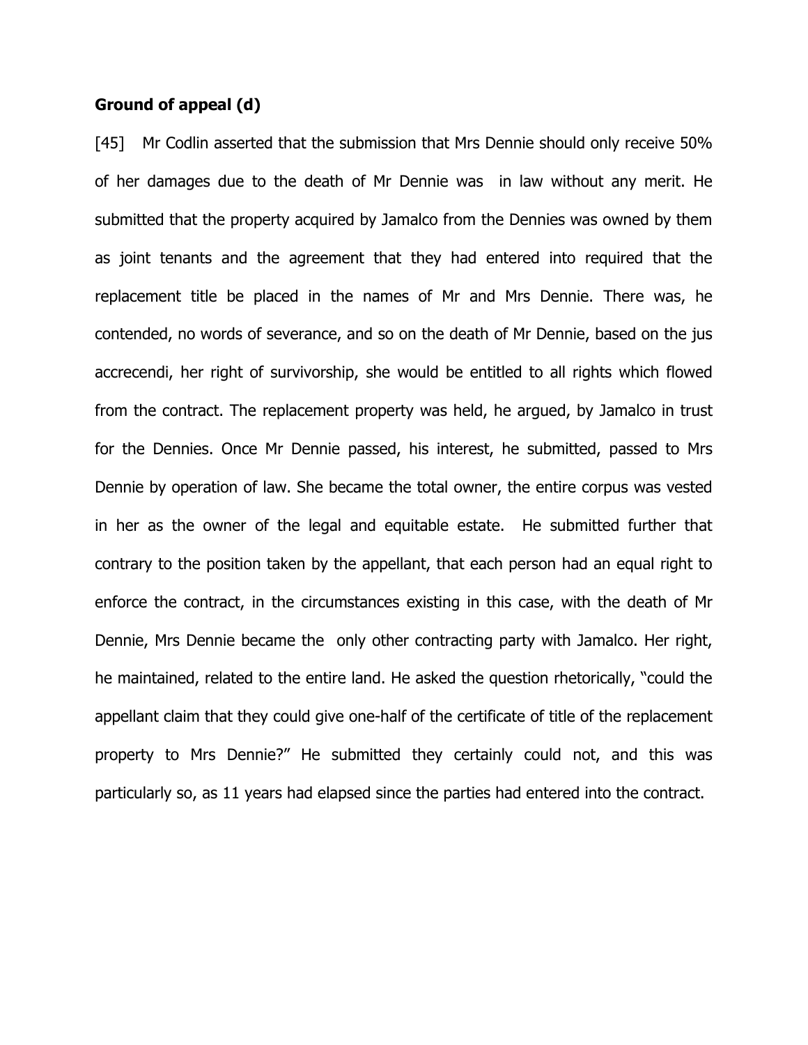**Ground of appeal (d)**

[45] Mr Codlin asserted that the submission that Mrs Dennie should only receive 50% of her damages due to the death of Mr Dennie was in law without any merit. He submitted that the property acquired by Jamalco from the Dennies was owned by them as joint tenants and the agreement that they had entered into required that the replacement title be placed in the names of Mr and Mrs Dennie. There was, he contended, no words of severance, and so on the death of Mr Dennie, based on the jus accrecendi, her right of survivorship, she would be entitled to all rights which flowed from the contract. The replacement property was held, he argued, by Jamalco in trust for the Dennies. Once Mr Dennie passed, his interest, he submitted, passed to Mrs Dennie by operation of law. She became the total owner, the entire corpus was vested in her as the owner of the legal and equitable estate. He submitted further that contrary to the position taken by the appellant, that each person had an equal right to enforce the contract, in the circumstances existing in this case, with the death of Mr Dennie, Mrs Dennie became the only other contracting party with Jamalco. Her right, he maintained, related to the entire land. He asked the question rhetorically, "could the appellant claim that they could give one-half of the certificate of title of the replacement property to Mrs Dennie?" He submitted they certainly could not, and this was particularly so, as 11 years had elapsed since the parties had entered into the contract.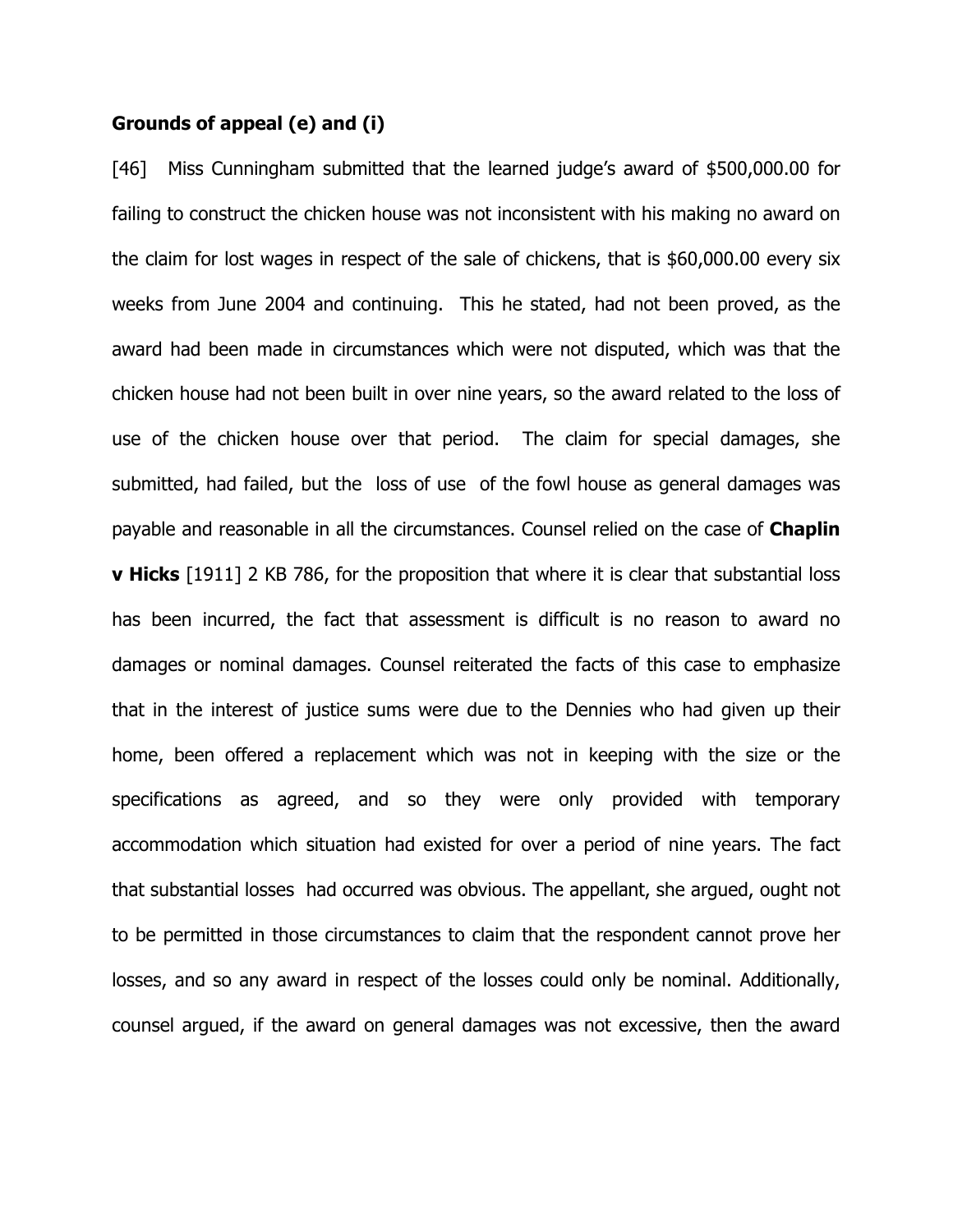**Grounds of appeal (e) and (i)**

[46] Miss Cunningham submitted that the learned judge's award of $500,000.00 for failing to construct the chicken house was not inconsistent with his making no award on the claim for lost wages in respect of the sale of chickens, that is $60,000.00 every six weeks from June 2004 and continuing. This he stated, had not been proved, as the award had been made in circumstances which were not disputed, which was that the chicken house had not been built in over nine years, so the award related to the loss of use of the chicken house over that period. The claim for special damages, she submitted, had failed, but the loss of use of the fowl house as general damages was payable and reasonable in all the circumstances. Counsel relied on the case of **Chaplin v Hicks** [1911] 2 KB 786, for the proposition that where it is clear that substantial loss has been incurred, the fact that assessment is difficult is no reason to award no damages or nominal damages. Counsel reiterated the facts of this case to emphasize that in the interest of justice sums were due to the Dennies who had given up their home, been offered a replacement which was not in keeping with the size or the specifications as agreed, and so they were only provided with temporary accommodation which situation had existed for over a period of nine years. The fact that substantial losses had occurred was obvious. The appellant, she argued, ought not to be permitted in those circumstances to claim that the respondent cannot prove her losses, and so any award in respect of the losses could only be nominal. Additionally, counsel argued, if the award on general damages was not excessive, then the award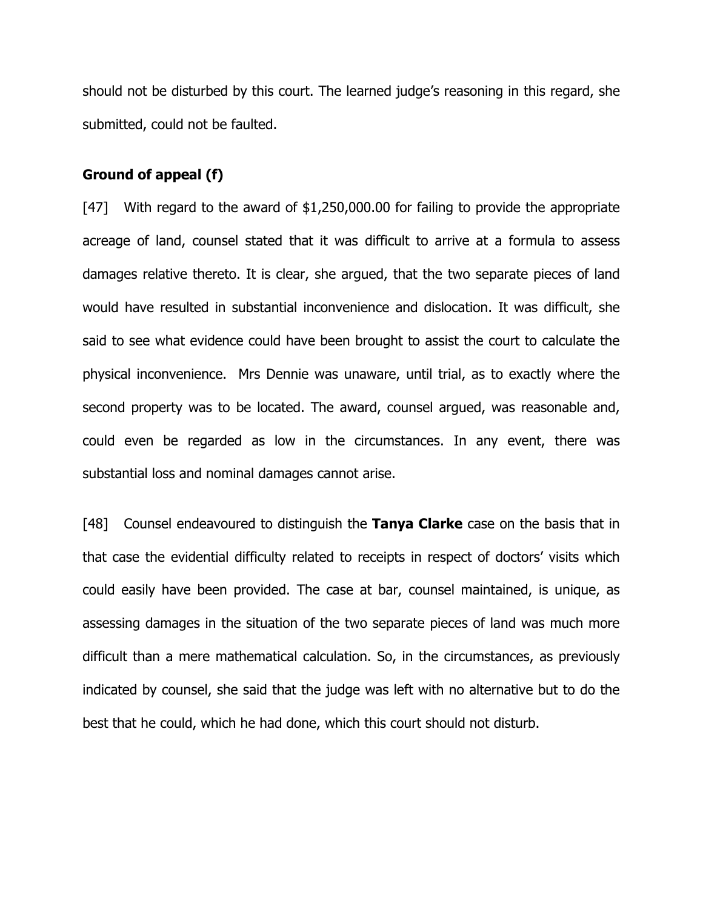should not be disturbed by this court. The learned judge's reasoning in this regard, she submitted, could not be faulted.

**Ground of appeal (f)**

[47] With regard to the award of $1,250,000.00 for failing to provide the appropriate acreage of land, counsel stated that it was difficult to arrive at a formula to assess damages relative thereto. It is clear, she argued, that the two separate pieces of land would have resulted in substantial inconvenience and dislocation. It was difficult, she said to see what evidence could have been brought to assist the court to calculate the physical inconvenience. Mrs Dennie was unaware, until trial, as to exactly where the second property was to be located. The award, counsel argued, was reasonable and, could even be regarded as low in the circumstances. In any event, there was substantial loss and nominal damages cannot arise.

[48] Counsel endeavoured to distinguish the **Tanya Clarke** case on the basis that in that case the evidential difficulty related to receipts in respect of doctors' visits which could easily have been provided. The case at bar, counsel maintained, is unique, as assessing damages in the situation of the two separate pieces of land was much more difficult than a mere mathematical calculation. So, in the circumstances, as previously indicated by counsel, she said that the judge was left with no alternative but to do the best that he could, which he had done, which this court should not disturb.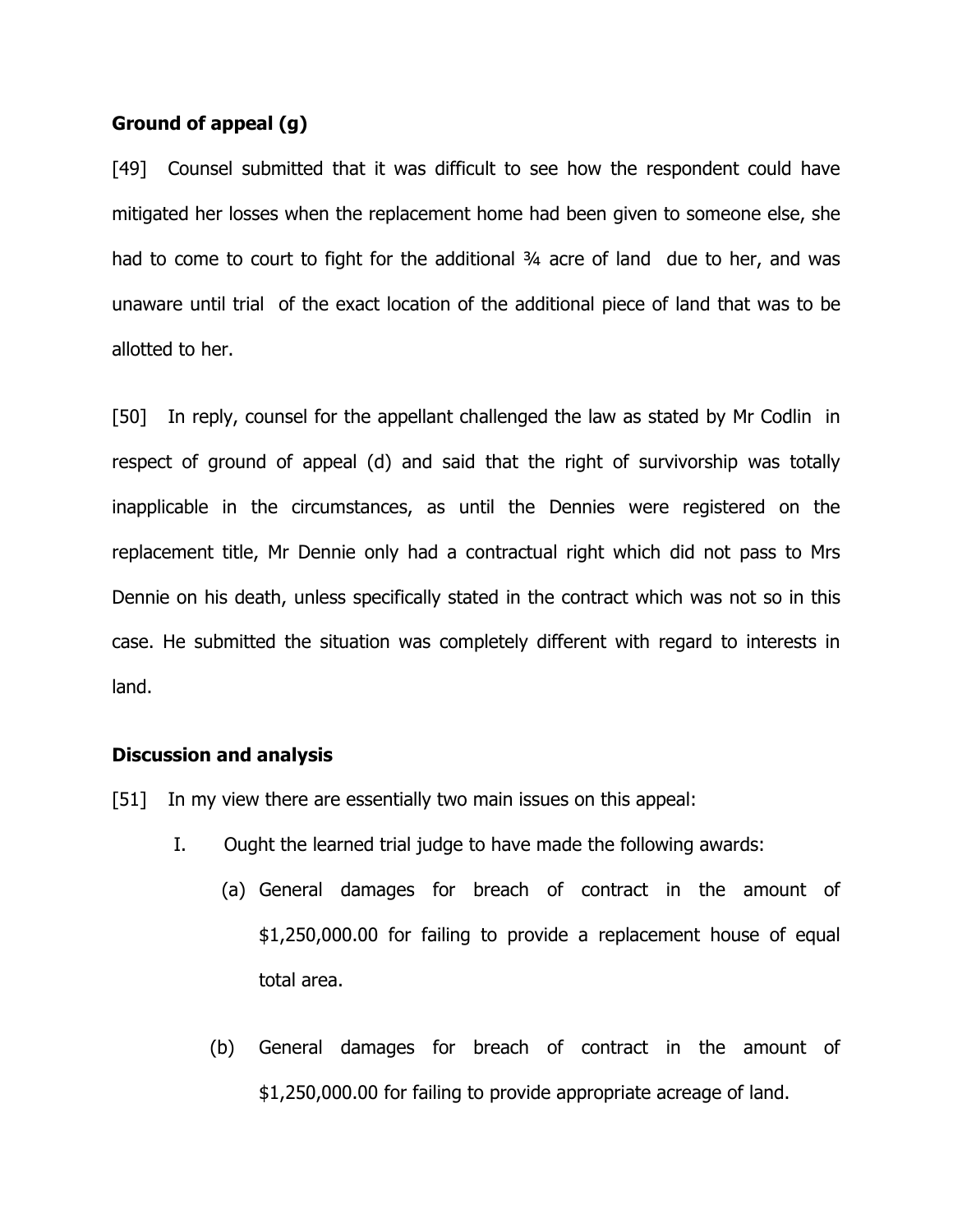**Ground of appeal (g)**

[49] Counsel submitted that it was difficult to see how the respondent could have mitigated her losses when the replacement home had been given to someone else, she had to come to court to fight for the additional ¾ acre of land due to her, and was unaware until trial of the exact location of the additional piece of land that was to be allotted to her.

[50] In reply, counsel for the appellant challenged the law as stated by Mr Codlin in respect of ground of appeal (d) and said that the right of survivorship was totally inapplicable in the circumstances, as until the Dennies were registered on the replacement title, Mr Dennie only had a contractual right which did not pass to Mrs Dennie on his death, unless specifically stated in the contract which was not so in this case. He submitted the situation was completely different with regard to interests in land.

**Discussion and analysis**

[51] In my view there are essentially two main issues on this appeal:

I. Ought the learned trial judge to have made the following awards:

(a) General damages for breach of contract in the amount of $1,250,000.00 for failing to provide a replacement house of equal total area.

(b) General damages for breach of contract in the amount of $1,250,000.00 for failing to provide appropriate acreage of land.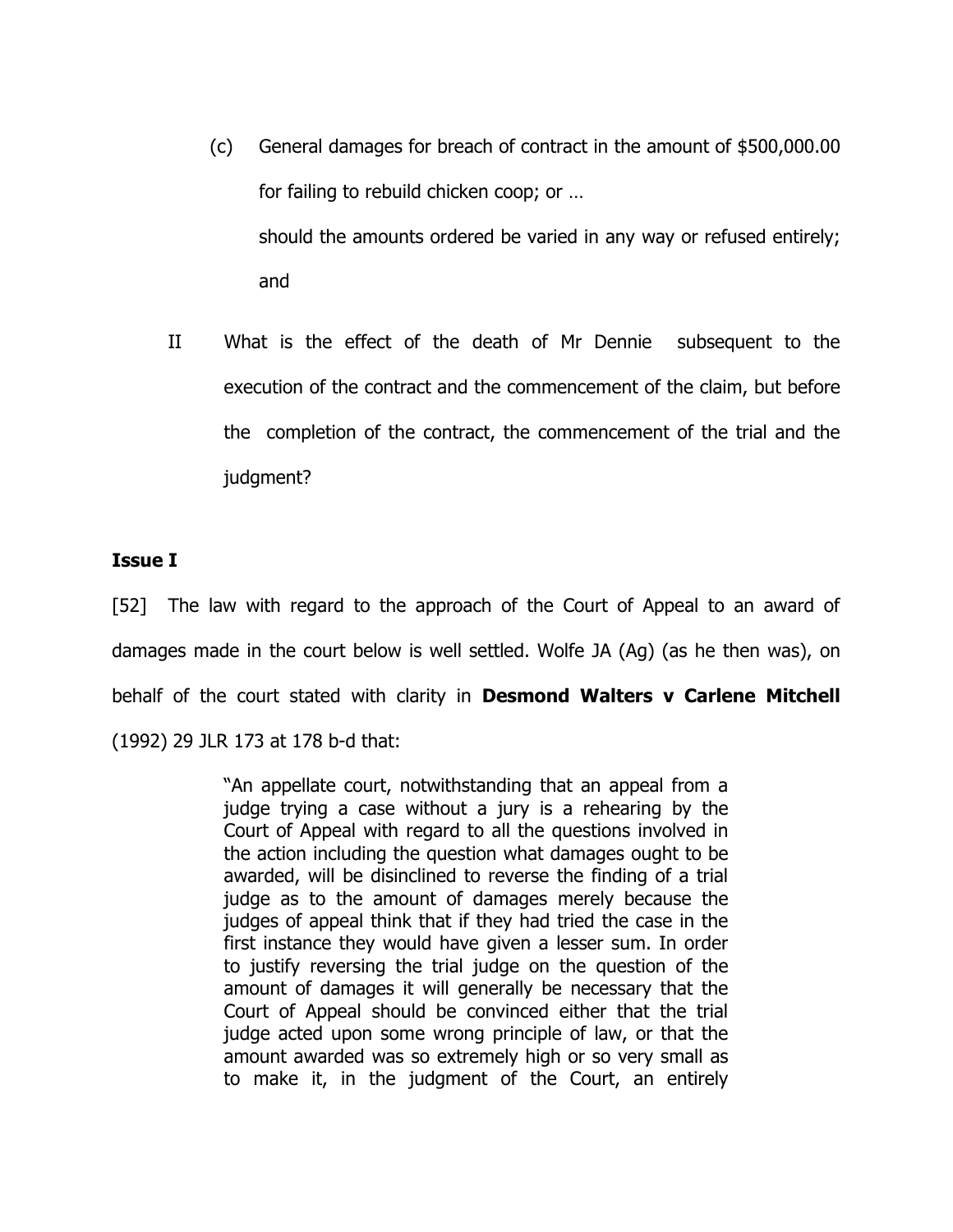(c) General damages for breach of contract in the amount of $500,000.00 for failing to rebuild chicken coop; or …

should the amounts ordered be varied in any way or refused entirely; and

II What is the effect of the death of Mr Dennie subsequent to the execution of the contract and the commencement of the claim, but before the completion of the contract, the commencement of the trial and the judgment?

**Issue I**

[52] The law with regard to the approach of the Court of Appeal to an award of damages made in the court below is well settled. Wolfe JA (Ag) (as he then was), on behalf of the court stated with clarity in **Desmond Walters v Carlene Mitchell** (1992) 29 JLR 173 at 178 b-d that:

> "An appellate court, notwithstanding that an appeal from a judge trying a case without a jury is a rehearing by the Court of Appeal with regard to all the questions involved in the action including the question what damages ought to be awarded, will be disinclined to reverse the finding of a trial judge as to the amount of damages merely because the judges of appeal think that if they had tried the case in the first instance they would have given a lesser sum. In order to justify reversing the trial judge on the question of the amount of damages it will generally be necessary that the Court of Appeal should be convinced either that the trial judge acted upon some wrong principle of law, or that the amount awarded was so extremely high or so very small as to make it, in the judgment of the Court, an entirely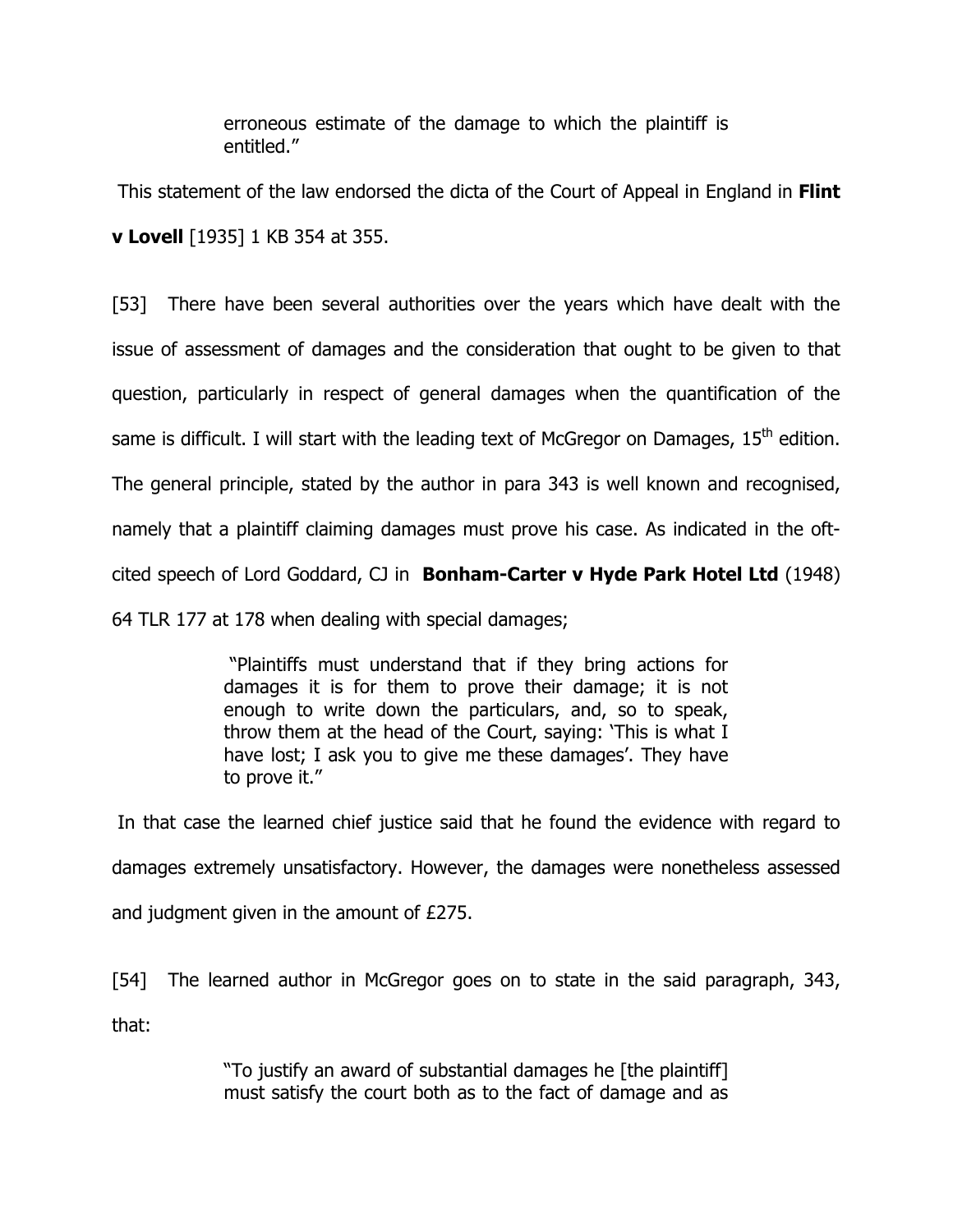> erroneous estimate of the damage to which the plaintiff is entitled."

This statement of the law endorsed the dicta of the Court of Appeal in England in **Flint v Lovell** [1935] 1 KB 354 at 355.

[53] There have been several authorities over the years which have dealt with the issue of assessment of damages and the consideration that ought to be given to that question, particularly in respect of general damages when the quantification of the same is difficult. I will start with the leading text of McGregor on Damages, 15th edition. The general principle, stated by the author in para 343 is well known and recognised, namely that a plaintiff claiming damages must prove his case. As indicated in the oft-cited speech of Lord Goddard, CJ in **Bonham-Carter v Hyde Park Hotel Ltd** (1948) 64 TLR 177 at 178 when dealing with special damages;

> "Plaintiffs must understand that if they bring actions for damages it is for them to prove their damage; it is not enough to write down the particulars, and, so to speak, throw them at the head of the Court, saying: 'This is what I have lost; I ask you to give me these damages'. They have to prove it."

In that case the learned chief justice said that he found the evidence with regard to damages extremely unsatisfactory. However, the damages were nonetheless assessed and judgment given in the amount of £275.

[54] The learned author in McGregor goes on to state in the said paragraph, 343, that:

> "To justify an award of substantial damages he [the plaintiff] must satisfy the court both as to the fact of damage and as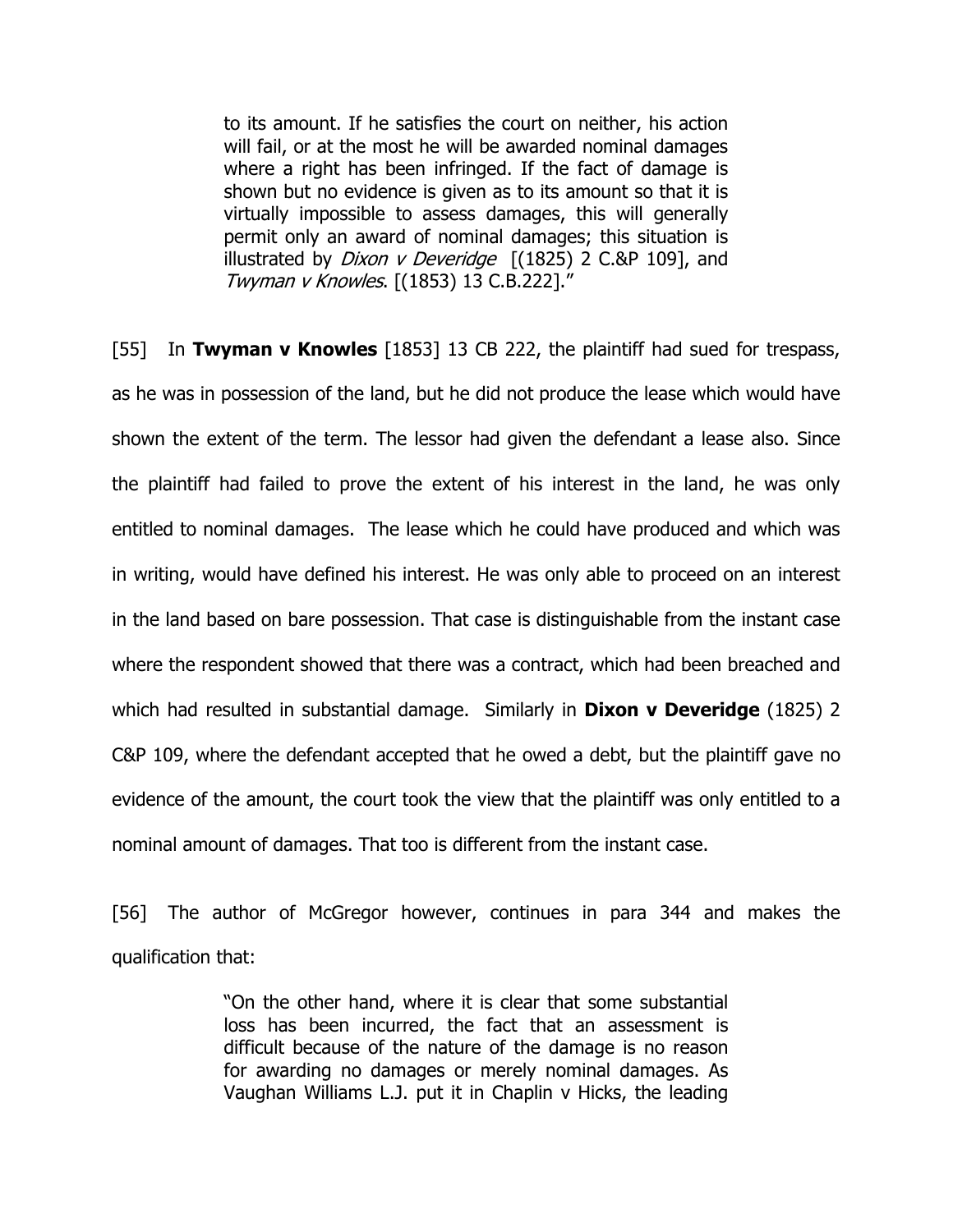> to its amount. If he satisfies the court on neither, his action will fail, or at the most he will be awarded nominal damages where a right has been infringed. If the fact of damage is shown but no evidence is given as to its amount so that it is virtually impossible to assess damages, this will generally permit only an award of nominal damages; this situation is illustrated by *Dixon v Deveridge* [(1825) 2 C.&P 109], and *Twyman v Knowles*. [(1853) 13 C.B.222]."

[55] In **Twyman v Knowles** [1853] 13 CB 222, the plaintiff had sued for trespass, as he was in possession of the land, but he did not produce the lease which would have shown the extent of the term. The lessor had given the defendant a lease also. Since the plaintiff had failed to prove the extent of his interest in the land, he was only entitled to nominal damages. The lease which he could have produced and which was in writing, would have defined his interest. He was only able to proceed on an interest in the land based on bare possession. That case is distinguishable from the instant case where the respondent showed that there was a contract, which had been breached and which had resulted in substantial damage. Similarly in **Dixon v Deveridge** (1825) 2 C&P 109, where the defendant accepted that he owed a debt, but the plaintiff gave no evidence of the amount, the court took the view that the plaintiff was only entitled to a nominal amount of damages. That too is different from the instant case.

[56] The author of McGregor however, continues in para 344 and makes the qualification that:

> "On the other hand, where it is clear that some substantial loss has been incurred, the fact that an assessment is difficult because of the nature of the damage is no reason for awarding no damages or merely nominal damages. As Vaughan Williams L.J. put it in Chaplin v Hicks, the leading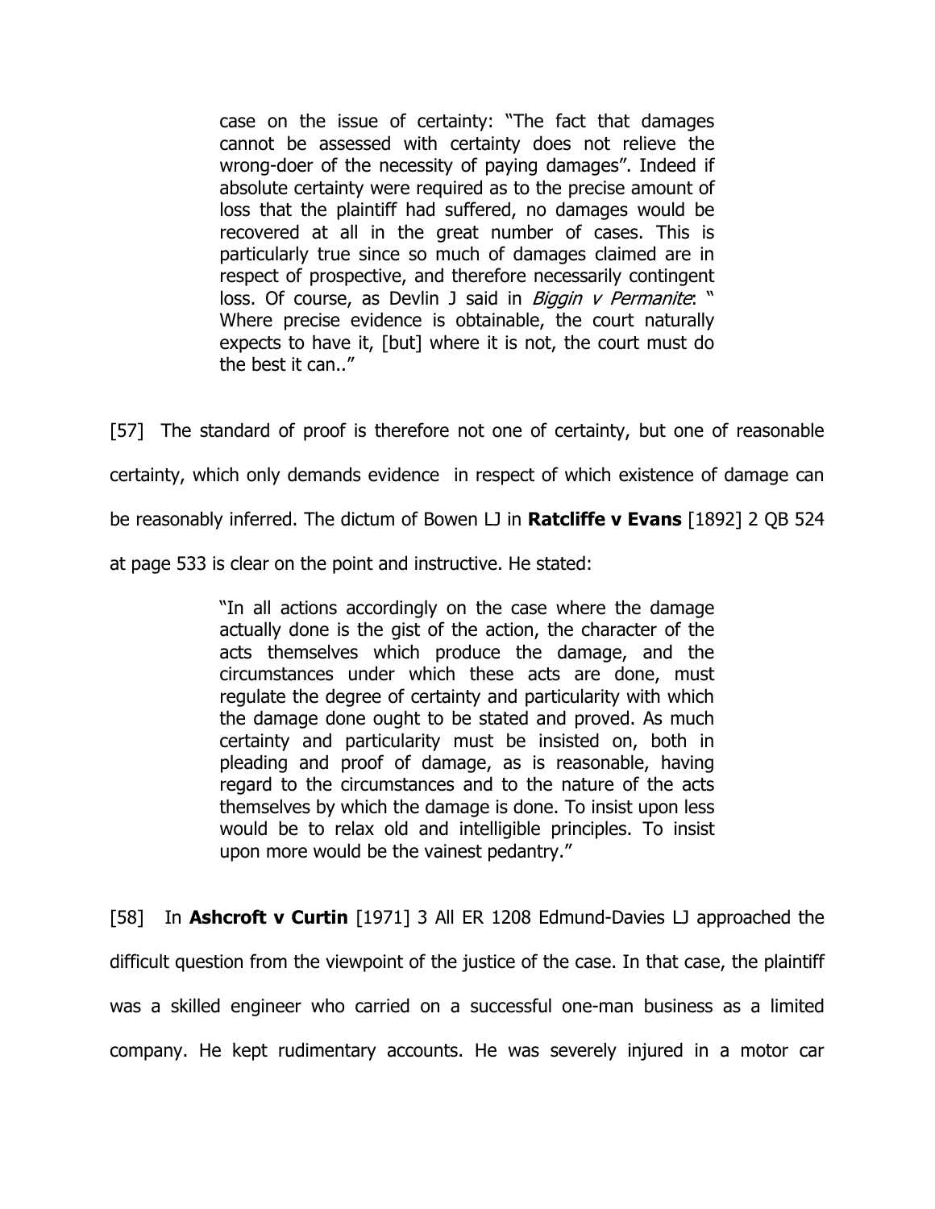> case on the issue of certainty: "The fact that damages cannot be assessed with certainty does not relieve the wrong-doer of the necessity of paying damages". Indeed if absolute certainty were required as to the precise amount of loss that the plaintiff had suffered, no damages would be recovered at all in the great number of cases. This is particularly true since so much of damages claimed are in respect of prospective, and therefore necessarily contingent loss. Of course, as Devlin J said in *Biggin v Permanite*: " Where precise evidence is obtainable, the court naturally expects to have it, [but] where it is not, the court must do the best it can.."

[57] The standard of proof is therefore not one of certainty, but one of reasonable certainty, which only demands evidence in respect of which existence of damage can be reasonably inferred. The dictum of Bowen LJ in **Ratcliffe v Evans** [1892] 2 QB 524 at page 533 is clear on the point and instructive. He stated:

> "In all actions accordingly on the case where the damage actually done is the gist of the action, the character of the acts themselves which produce the damage, and the circumstances under which these acts are done, must regulate the degree of certainty and particularity with which the damage done ought to be stated and proved. As much certainty and particularity must be insisted on, both in pleading and proof of damage, as is reasonable, having regard to the circumstances and to the nature of the acts themselves by which the damage is done. To insist upon less would be to relax old and intelligible principles. To insist upon more would be the vainest pedantry."

[58] In **Ashcroft v Curtin** [1971] 3 All ER 1208 Edmund-Davies LJ approached the difficult question from the viewpoint of the justice of the case. In that case, the plaintiff was a skilled engineer who carried on a successful one-man business as a limited company. He kept rudimentary accounts. He was severely injured in a motor car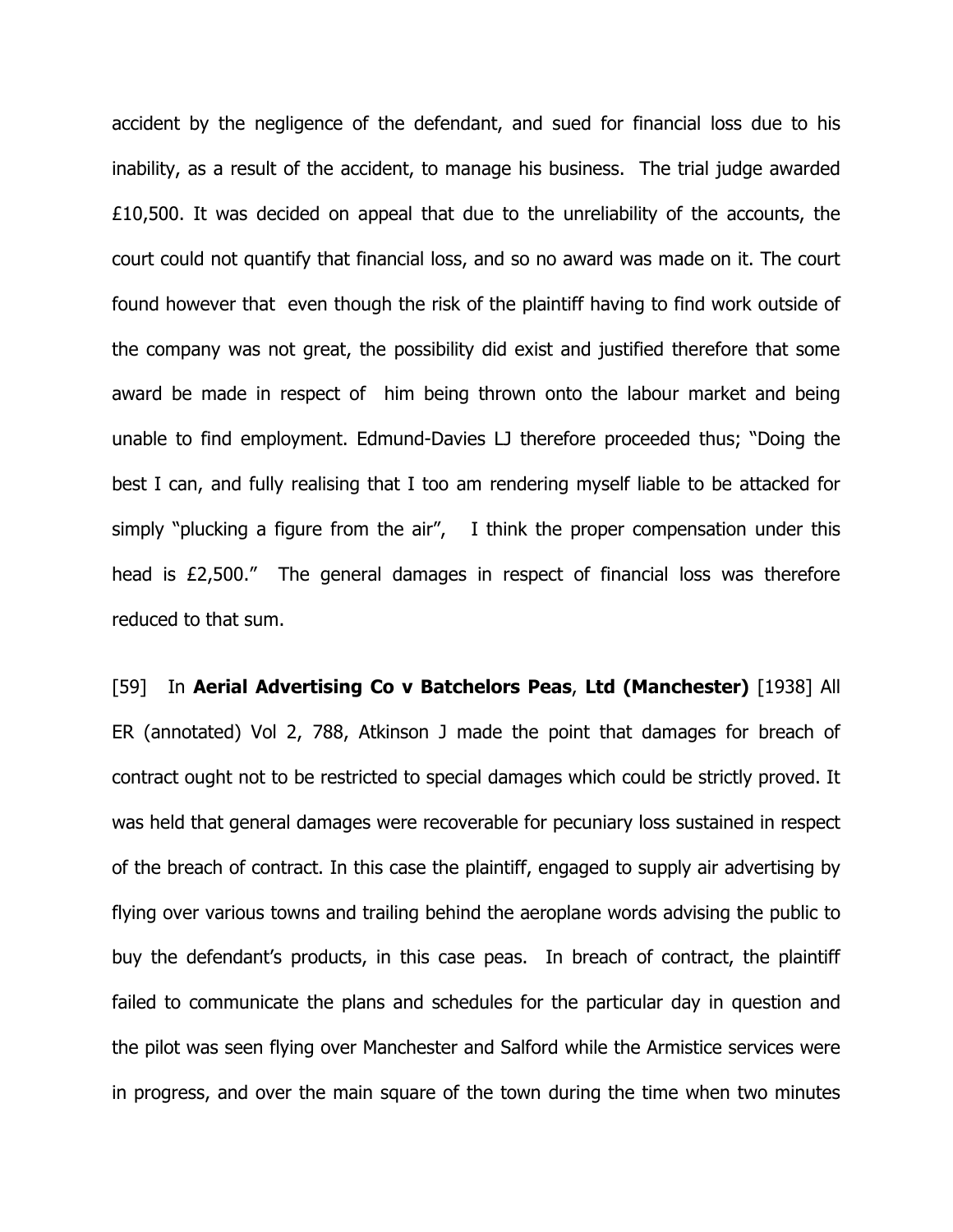accident by the negligence of the defendant, and sued for financial loss due to his inability, as a result of the accident, to manage his business. The trial judge awarded £10,500. It was decided on appeal that due to the unreliability of the accounts, the court could not quantify that financial loss, and so no award was made on it. The court found however that even though the risk of the plaintiff having to find work outside of the company was not great, the possibility did exist and justified therefore that some award be made in respect of him being thrown onto the labour market and being unable to find employment. Edmund-Davies LJ therefore proceeded thus; "Doing the best I can, and fully realising that I too am rendering myself liable to be attacked for simply "plucking a figure from the air", I think the proper compensation under this head is £2,500." The general damages in respect of financial loss was therefore reduced to that sum.

[59] In **Aerial Advertising Co v Batchelors Peas**, **Ltd (Manchester)** [1938] All ER (annotated) Vol 2, 788, Atkinson J made the point that damages for breach of contract ought not to be restricted to special damages which could be strictly proved. It was held that general damages were recoverable for pecuniary loss sustained in respect of the breach of contract. In this case the plaintiff, engaged to supply air advertising by flying over various towns and trailing behind the aeroplane words advising the public to buy the defendant's products, in this case peas. In breach of contract, the plaintiff failed to communicate the plans and schedules for the particular day in question and the pilot was seen flying over Manchester and Salford while the Armistice services were in progress, and over the main square of the town during the time when two minutes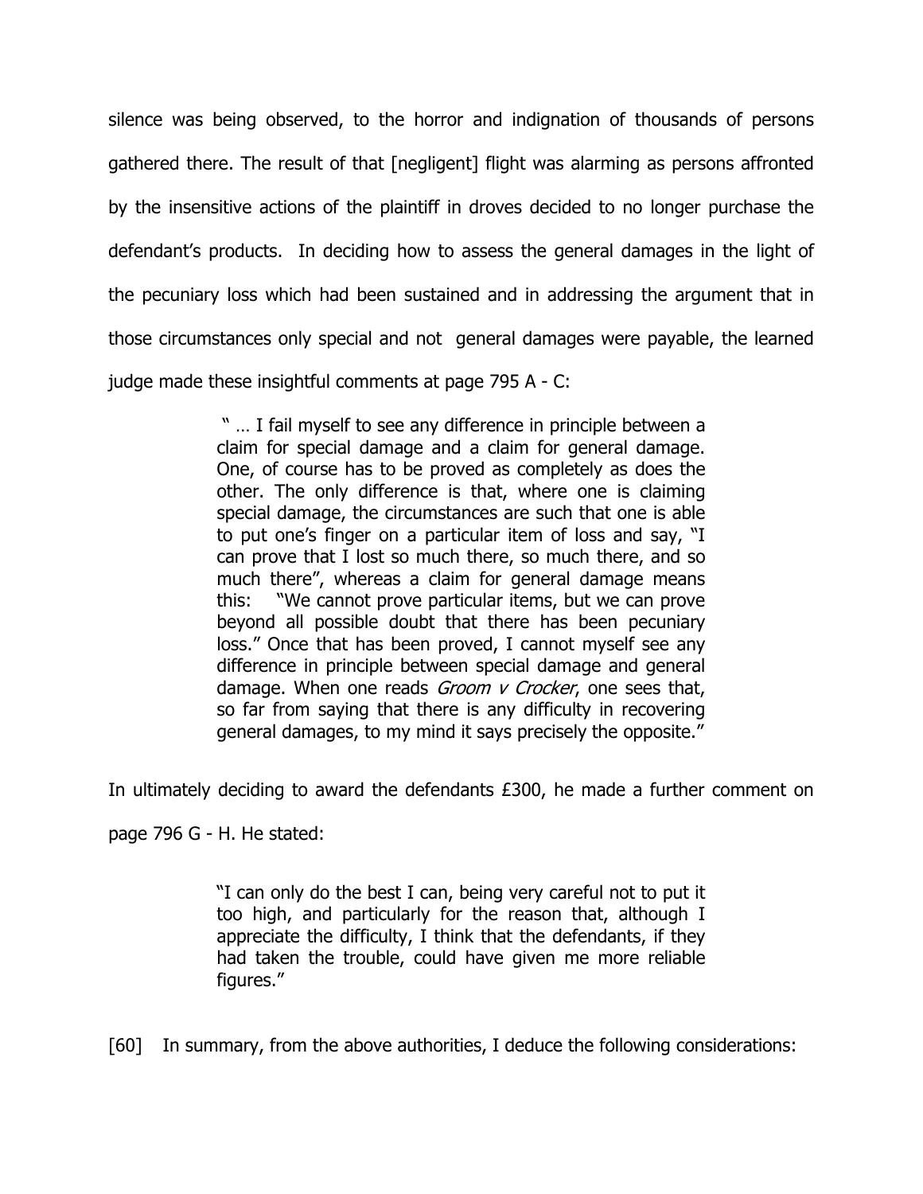silence was being observed, to the horror and indignation of thousands of persons gathered there. The result of that [negligent] flight was alarming as persons affronted by the insensitive actions of the plaintiff in droves decided to no longer purchase the defendant's products. In deciding how to assess the general damages in the light of the pecuniary loss which had been sustained and in addressing the argument that in those circumstances only special and not general damages were payable, the learned judge made these insightful comments at page 795 A - C:

> " … I fail myself to see any difference in principle between a claim for special damage and a claim for general damage. One, of course has to be proved as completely as does the other. The only difference is that, where one is claiming special damage, the circumstances are such that one is able to put one's finger on a particular item of loss and say, "I can prove that I lost so much there, so much there, and so much there", whereas a claim for general damage means this: "We cannot prove particular items, but we can prove beyond all possible doubt that there has been pecuniary loss." Once that has been proved, I cannot myself see any difference in principle between special damage and general damage. When one reads *Groom v Crocker*, one sees that, so far from saying that there is any difficulty in recovering general damages, to my mind it says precisely the opposite."

In ultimately deciding to award the defendants £300, he made a further comment on page 796 G - H. He stated:

> "I can only do the best I can, being very careful not to put it too high, and particularly for the reason that, although I appreciate the difficulty, I think that the defendants, if they had taken the trouble, could have given me more reliable figures."

[60] In summary, from the above authorities, I deduce the following considerations: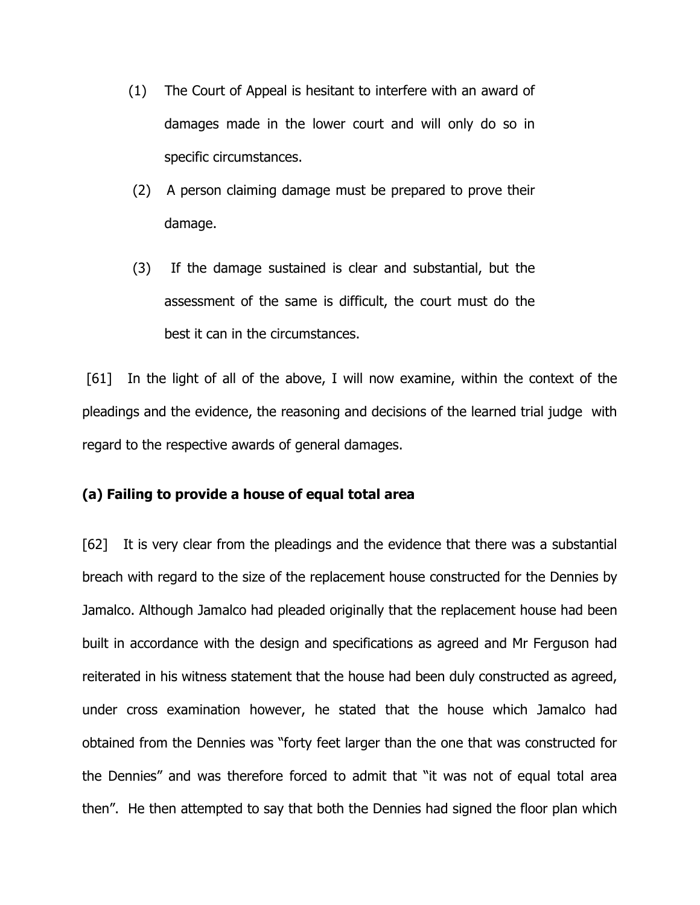(1) The Court of Appeal is hesitant to interfere with an award of damages made in the lower court and will only do so in specific circumstances.

(2) A person claiming damage must be prepared to prove their damage.

(3) If the damage sustained is clear and substantial, but the assessment of the same is difficult, the court must do the best it can in the circumstances.

[61] In the light of all of the above, I will now examine, within the context of the pleadings and the evidence, the reasoning and decisions of the learned trial judge with regard to the respective awards of general damages.

**(a) Failing to provide a house of equal total area**

[62] It is very clear from the pleadings and the evidence that there was a substantial breach with regard to the size of the replacement house constructed for the Dennies by Jamalco. Although Jamalco had pleaded originally that the replacement house had been built in accordance with the design and specifications as agreed and Mr Ferguson had reiterated in his witness statement that the house had been duly constructed as agreed, under cross examination however, he stated that the house which Jamalco had obtained from the Dennies was "forty feet larger than the one that was constructed for the Dennies" and was therefore forced to admit that "it was not of equal total area then". He then attempted to say that both the Dennies had signed the floor plan which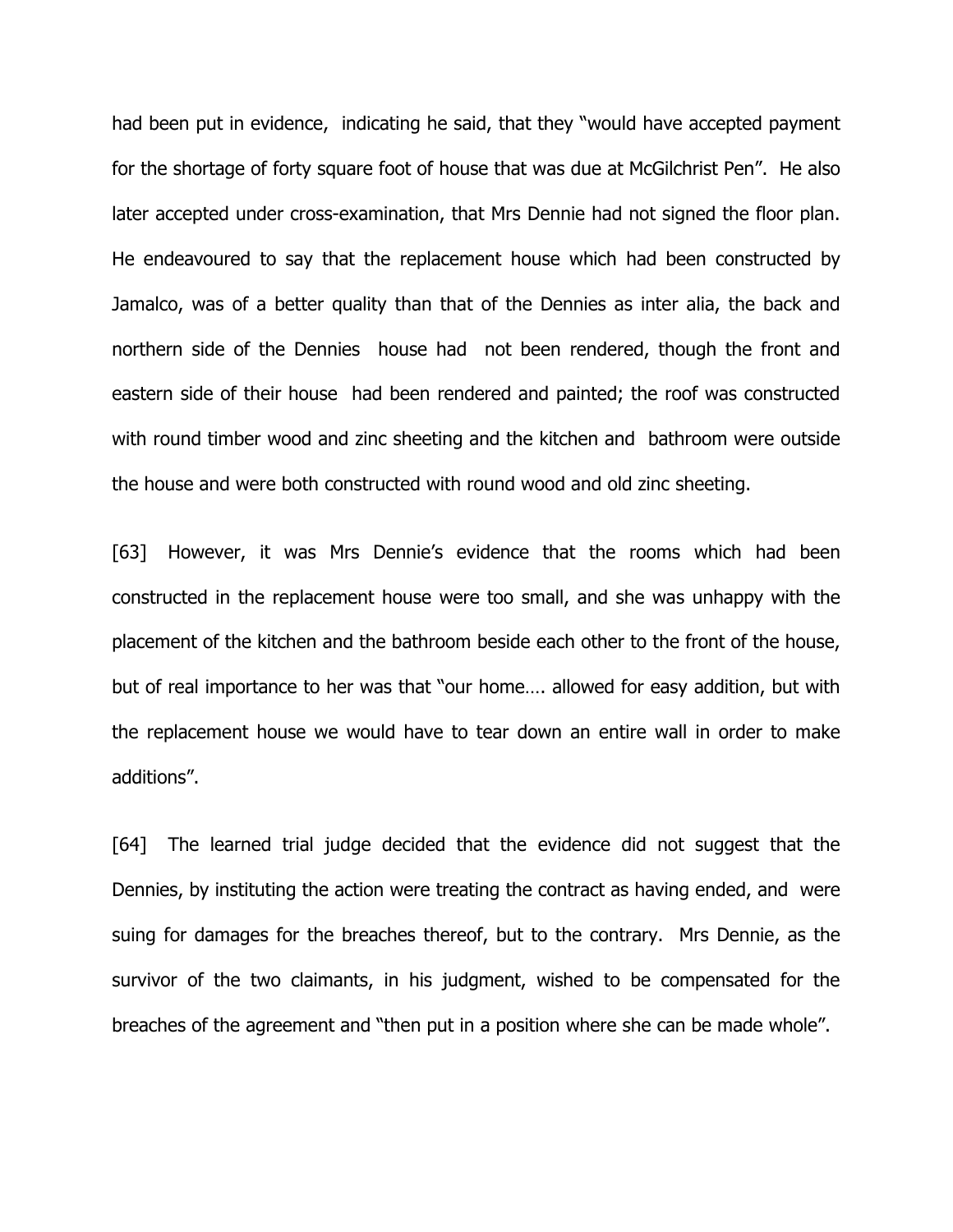had been put in evidence, indicating he said, that they "would have accepted payment for the shortage of forty square foot of house that was due at McGilchrist Pen". He also later accepted under cross-examination, that Mrs Dennie had not signed the floor plan. He endeavoured to say that the replacement house which had been constructed by Jamalco, was of a better quality than that of the Dennies as inter alia, the back and northern side of the Dennies house had not been rendered, though the front and eastern side of their house had been rendered and painted; the roof was constructed with round timber wood and zinc sheeting and the kitchen and bathroom were outside the house and were both constructed with round wood and old zinc sheeting.

[63] However, it was Mrs Dennie's evidence that the rooms which had been constructed in the replacement house were too small, and she was unhappy with the placement of the kitchen and the bathroom beside each other to the front of the house, but of real importance to her was that "our home…. allowed for easy addition, but with the replacement house we would have to tear down an entire wall in order to make additions".

[64] The learned trial judge decided that the evidence did not suggest that the Dennies, by instituting the action were treating the contract as having ended, and were suing for damages for the breaches thereof, but to the contrary. Mrs Dennie, as the survivor of the two claimants, in his judgment, wished to be compensated for the breaches of the agreement and "then put in a position where she can be made whole".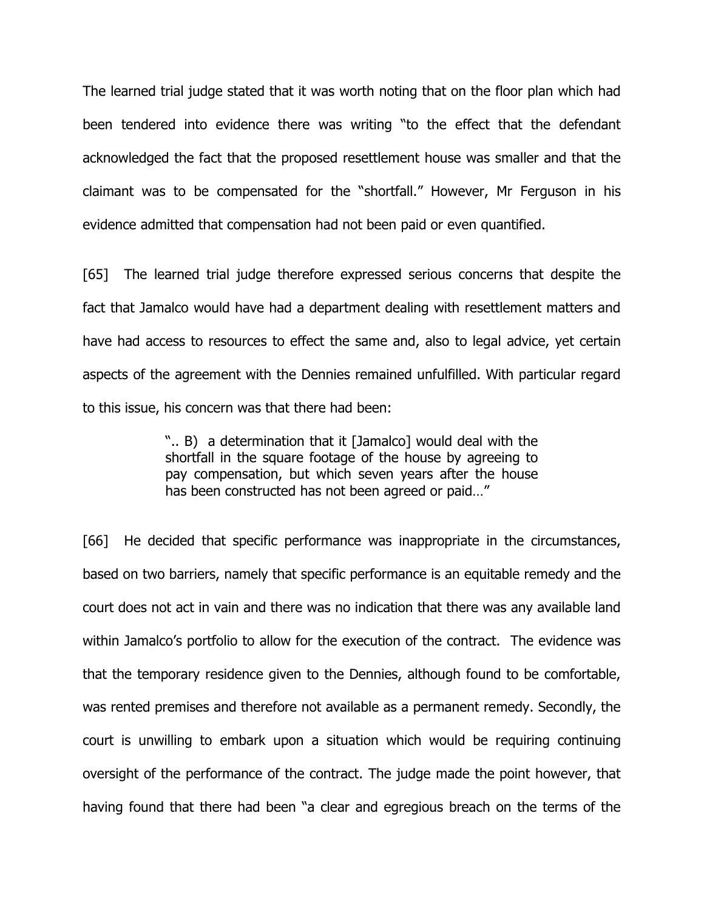The learned trial judge stated that it was worth noting that on the floor plan which had been tendered into evidence there was writing "to the effect that the defendant acknowledged the fact that the proposed resettlement house was smaller and that the claimant was to be compensated for the "shortfall." However, Mr Ferguson in his evidence admitted that compensation had not been paid or even quantified.

[65] The learned trial judge therefore expressed serious concerns that despite the fact that Jamalco would have had a department dealing with resettlement matters and have had access to resources to effect the same and, also to legal advice, yet certain aspects of the agreement with the Dennies remained unfulfilled. With particular regard to this issue, his concern was that there had been:

> ".. B) a determination that it [Jamalco] would deal with the shortfall in the square footage of the house by agreeing to pay compensation, but which seven years after the house has been constructed has not been agreed or paid…"

[66] He decided that specific performance was inappropriate in the circumstances, based on two barriers, namely that specific performance is an equitable remedy and the court does not act in vain and there was no indication that there was any available land within Jamalco's portfolio to allow for the execution of the contract. The evidence was that the temporary residence given to the Dennies, although found to be comfortable, was rented premises and therefore not available as a permanent remedy. Secondly, the court is unwilling to embark upon a situation which would be requiring continuing oversight of the performance of the contract. The judge made the point however, that having found that there had been "a clear and egregious breach on the terms of the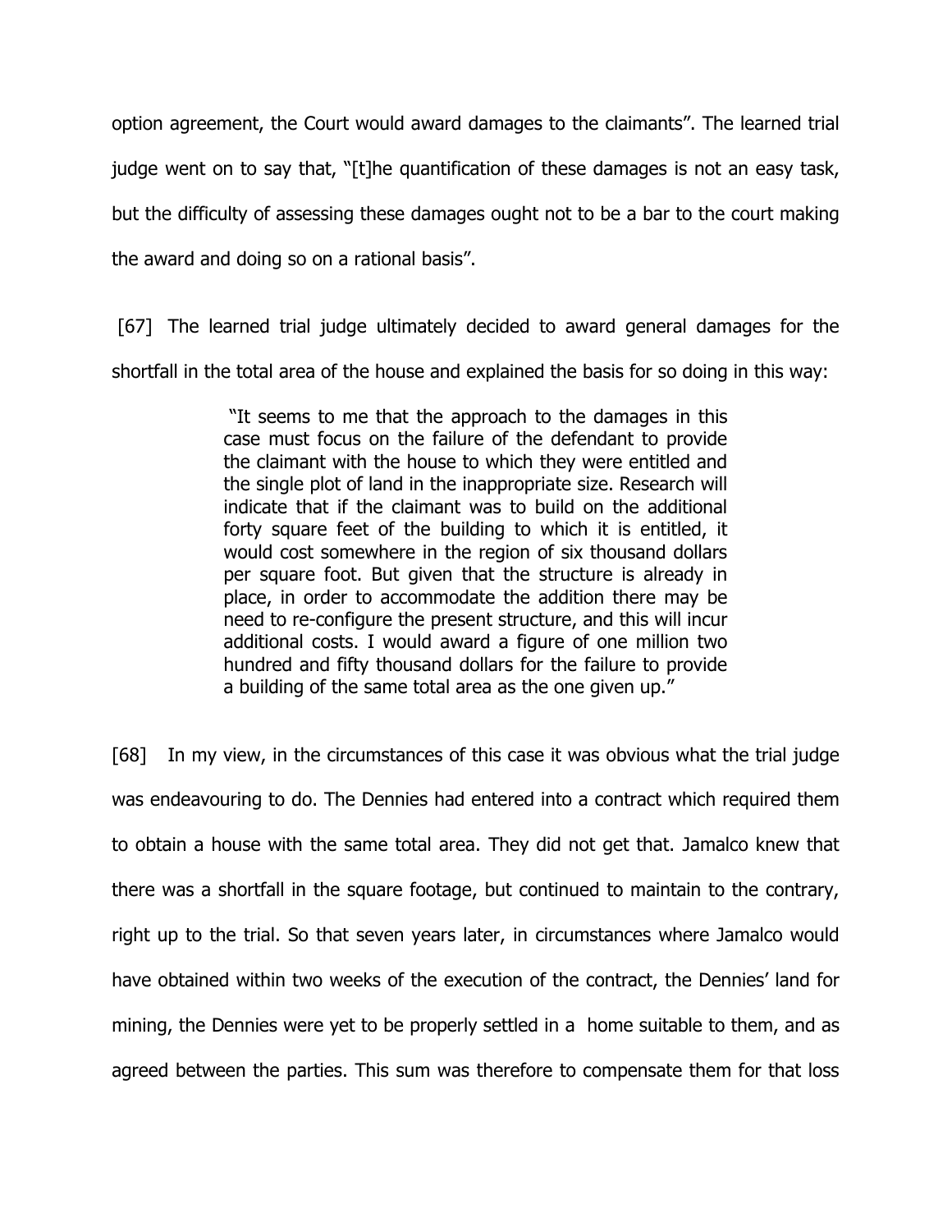option agreement, the Court would award damages to the claimants". The learned trial judge went on to say that, "[t]he quantification of these damages is not an easy task, but the difficulty of assessing these damages ought not to be a bar to the court making the award and doing so on a rational basis".

[67] The learned trial judge ultimately decided to award general damages for the shortfall in the total area of the house and explained the basis for so doing in this way:

> "It seems to me that the approach to the damages in this case must focus on the failure of the defendant to provide the claimant with the house to which they were entitled and the single plot of land in the inappropriate size. Research will indicate that if the claimant was to build on the additional forty square feet of the building to which it is entitled, it would cost somewhere in the region of six thousand dollars per square foot. But given that the structure is already in place, in order to accommodate the addition there may be need to re-configure the present structure, and this will incur additional costs. I would award a figure of one million two hundred and fifty thousand dollars for the failure to provide a building of the same total area as the one given up."

[68] In my view, in the circumstances of this case it was obvious what the trial judge was endeavouring to do. The Dennies had entered into a contract which required them to obtain a house with the same total area. They did not get that. Jamalco knew that there was a shortfall in the square footage, but continued to maintain to the contrary, right up to the trial. So that seven years later, in circumstances where Jamalco would have obtained within two weeks of the execution of the contract, the Dennies' land for mining, the Dennies were yet to be properly settled in a home suitable to them, and as agreed between the parties. This sum was therefore to compensate them for that loss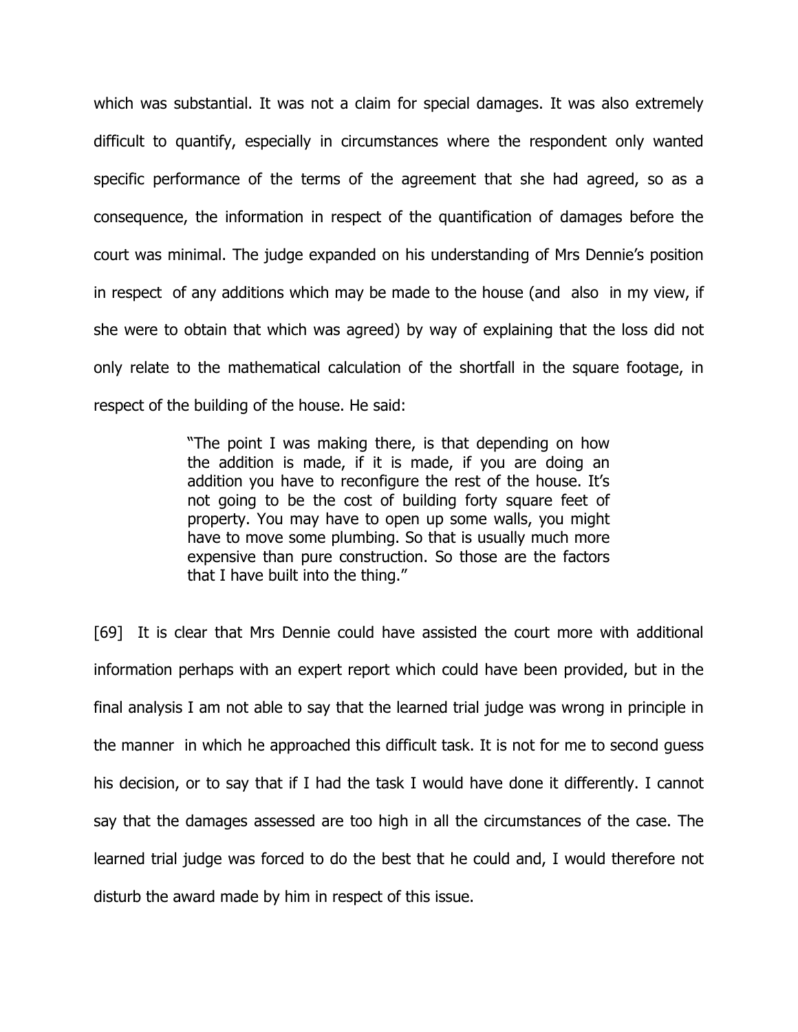which was substantial. It was not a claim for special damages. It was also extremely difficult to quantify, especially in circumstances where the respondent only wanted specific performance of the terms of the agreement that she had agreed, so as a consequence, the information in respect of the quantification of damages before the court was minimal. The judge expanded on his understanding of Mrs Dennie's position in respect of any additions which may be made to the house (and also in my view, if she were to obtain that which was agreed) by way of explaining that the loss did not only relate to the mathematical calculation of the shortfall in the square footage, in respect of the building of the house. He said:

> "The point I was making there, is that depending on how the addition is made, if it is made, if you are doing an addition you have to reconfigure the rest of the house. It's not going to be the cost of building forty square feet of property. You may have to open up some walls, you might have to move some plumbing. So that is usually much more expensive than pure construction. So those are the factors that I have built into the thing."

[69] It is clear that Mrs Dennie could have assisted the court more with additional information perhaps with an expert report which could have been provided, but in the final analysis I am not able to say that the learned trial judge was wrong in principle in the manner in which he approached this difficult task. It is not for me to second guess his decision, or to say that if I had the task I would have done it differently. I cannot say that the damages assessed are too high in all the circumstances of the case. The learned trial judge was forced to do the best that he could and, I would therefore not disturb the award made by him in respect of this issue.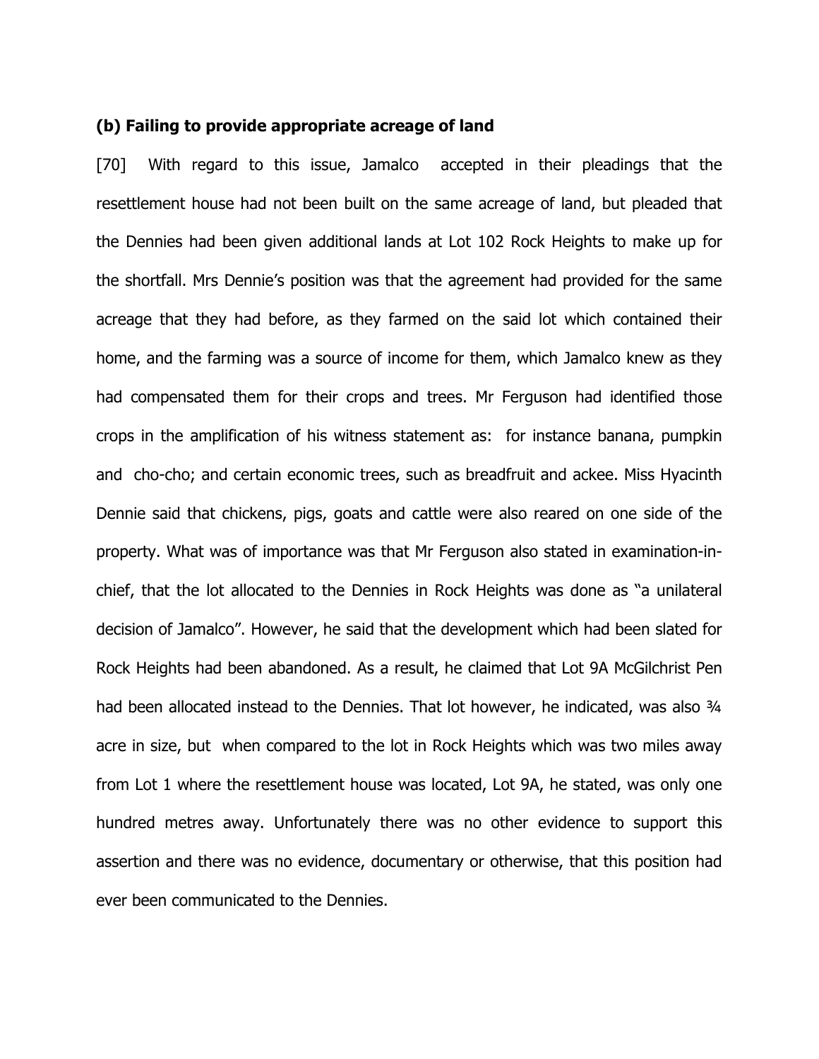**(b) Failing to provide appropriate acreage of land**

[70] With regard to this issue, Jamalco accepted in their pleadings that the resettlement house had not been built on the same acreage of land, but pleaded that the Dennies had been given additional lands at Lot 102 Rock Heights to make up for the shortfall. Mrs Dennie's position was that the agreement had provided for the same acreage that they had before, as they farmed on the said lot which contained their home, and the farming was a source of income for them, which Jamalco knew as they had compensated them for their crops and trees. Mr Ferguson had identified those crops in the amplification of his witness statement as: for instance banana, pumpkin and cho-cho; and certain economic trees, such as breadfruit and ackee. Miss Hyacinth Dennie said that chickens, pigs, goats and cattle were also reared on one side of the property. What was of importance was that Mr Ferguson also stated in examination-in-chief, that the lot allocated to the Dennies in Rock Heights was done as "a unilateral decision of Jamalco". However, he said that the development which had been slated for Rock Heights had been abandoned. As a result, he claimed that Lot 9A McGilchrist Pen had been allocated instead to the Dennies. That lot however, he indicated, was also ¾ acre in size, but when compared to the lot in Rock Heights which was two miles away from Lot 1 where the resettlement house was located, Lot 9A, he stated, was only one hundred metres away. Unfortunately there was no other evidence to support this assertion and there was no evidence, documentary or otherwise, that this position had ever been communicated to the Dennies.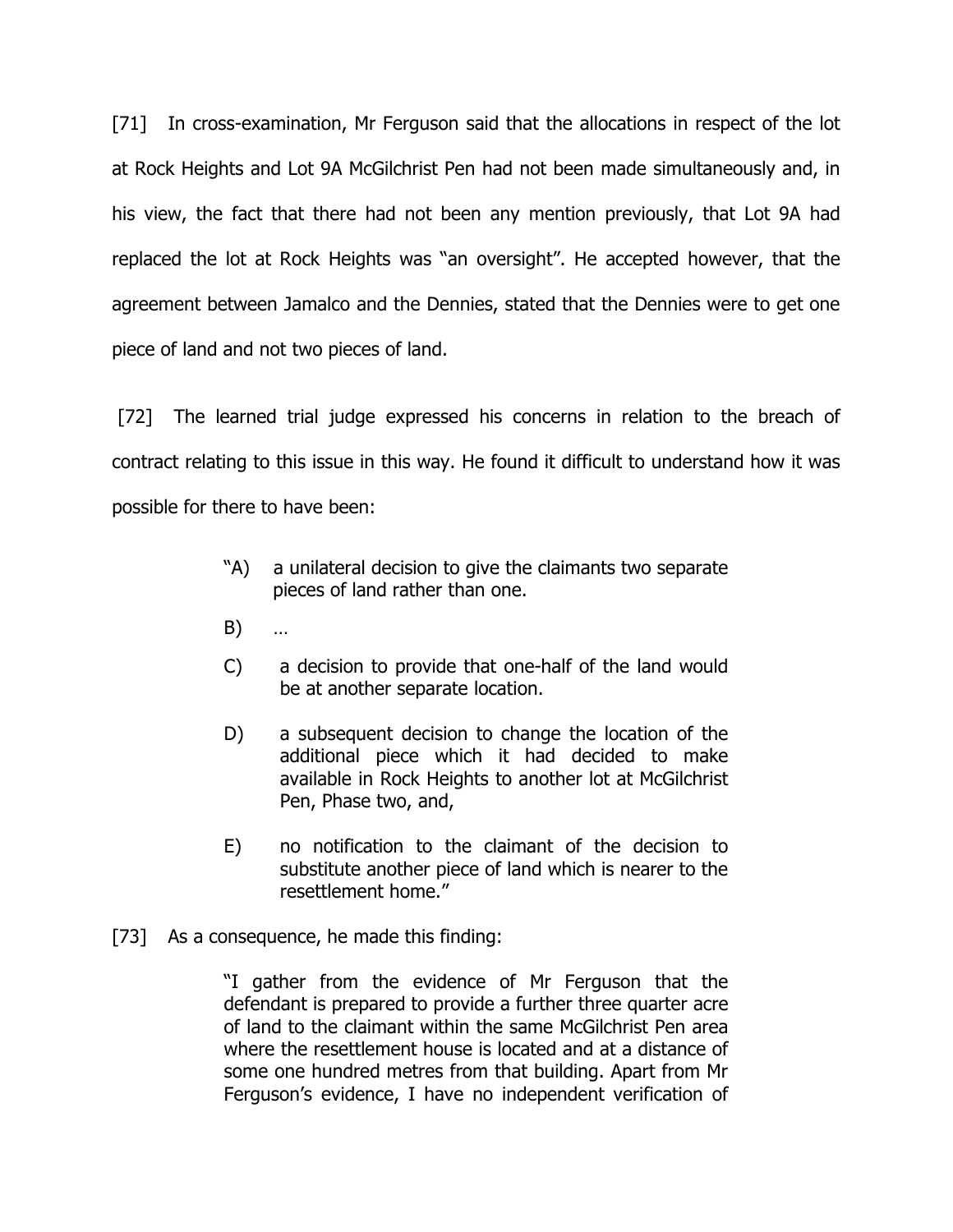[71] In cross-examination, Mr Ferguson said that the allocations in respect of the lot at Rock Heights and Lot 9A McGilchrist Pen had not been made simultaneously and, in his view, the fact that there had not been any mention previously, that Lot 9A had replaced the lot at Rock Heights was "an oversight". He accepted however, that the agreement between Jamalco and the Dennies, stated that the Dennies were to get one piece of land and not two pieces of land.

[72] The learned trial judge expressed his concerns in relation to the breach of contract relating to this issue in this way. He found it difficult to understand how it was possible for there to have been:

> "A) a unilateral decision to give the claimants two separate pieces of land rather than one.
>
> B) …
>
> C) a decision to provide that one-half of the land would be at another separate location.
>
> D) a subsequent decision to change the location of the additional piece which it had decided to make available in Rock Heights to another lot at McGilchrist Pen, Phase two, and,
>
> E) no notification to the claimant of the decision to substitute another piece of land which is nearer to the resettlement home."

[73] As a consequence, he made this finding:

> "I gather from the evidence of Mr Ferguson that the defendant is prepared to provide a further three quarter acre of land to the claimant within the same McGilchrist Pen area where the resettlement house is located and at a distance of some one hundred metres from that building. Apart from Mr Ferguson's evidence, I have no independent verification of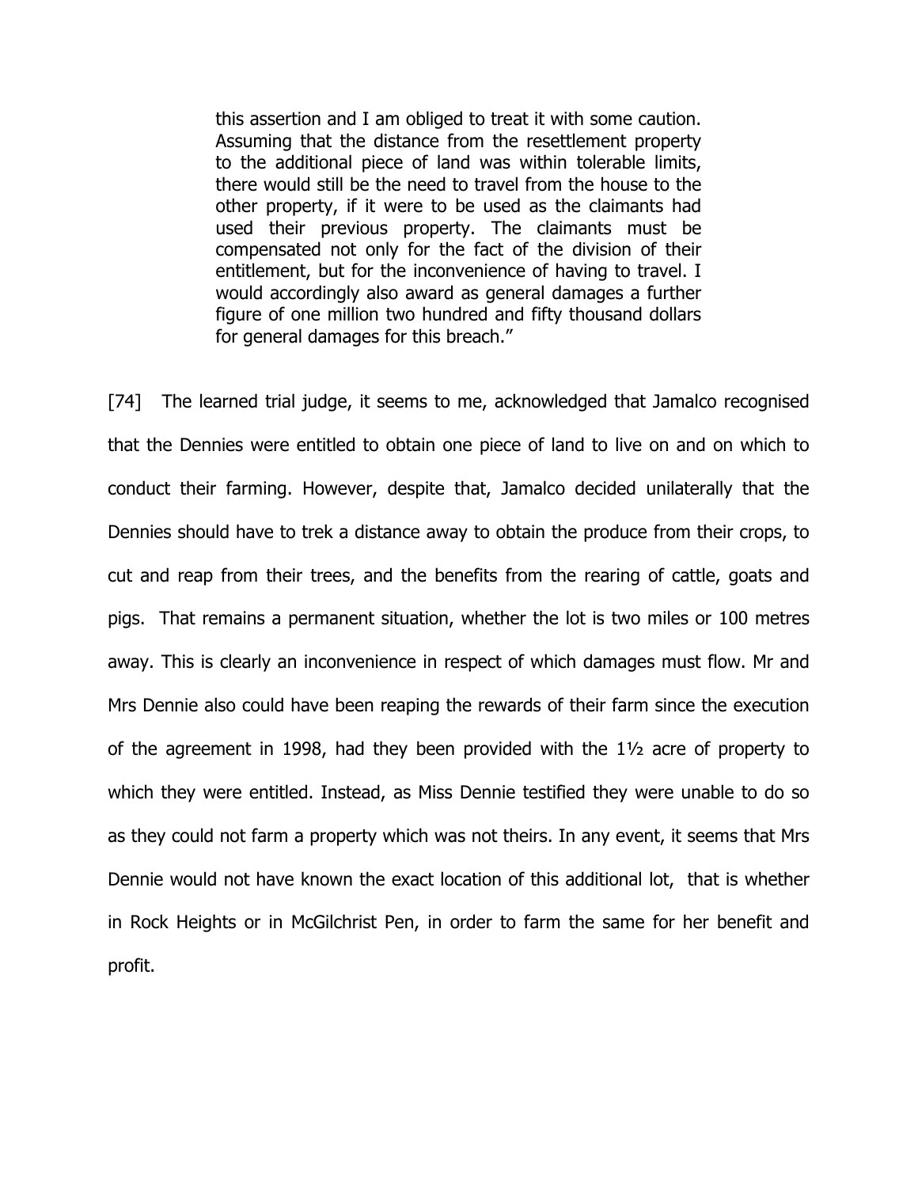> this assertion and I am obliged to treat it with some caution. Assuming that the distance from the resettlement property to the additional piece of land was within tolerable limits, there would still be the need to travel from the house to the other property, if it were to be used as the claimants had used their previous property. The claimants must be compensated not only for the fact of the division of their entitlement, but for the inconvenience of having to travel. I would accordingly also award as general damages a further figure of one million two hundred and fifty thousand dollars for general damages for this breach."

[74] The learned trial judge, it seems to me, acknowledged that Jamalco recognised that the Dennies were entitled to obtain one piece of land to live on and on which to conduct their farming. However, despite that, Jamalco decided unilaterally that the Dennies should have to trek a distance away to obtain the produce from their crops, to cut and reap from their trees, and the benefits from the rearing of cattle, goats and pigs. That remains a permanent situation, whether the lot is two miles or 100 metres away. This is clearly an inconvenience in respect of which damages must flow. Mr and Mrs Dennie also could have been reaping the rewards of their farm since the execution of the agreement in 1998, had they been provided with the 1½ acre of property to which they were entitled. Instead, as Miss Dennie testified they were unable to do so as they could not farm a property which was not theirs. In any event, it seems that Mrs Dennie would not have known the exact location of this additional lot, that is whether in Rock Heights or in McGilchrist Pen, in order to farm the same for her benefit and profit.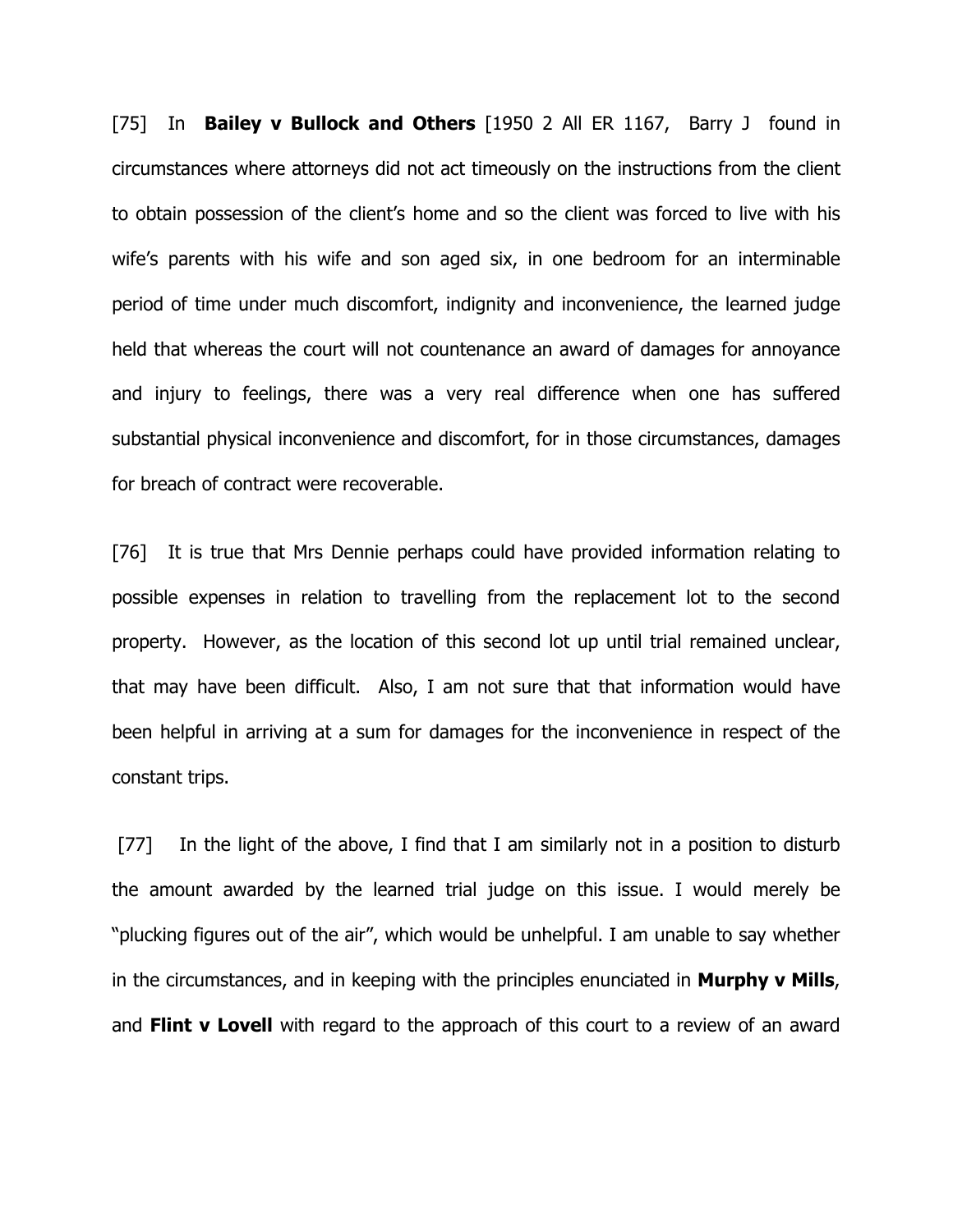[75] In **Bailey v Bullock and Others** [1950 2 All ER 1167, Barry J found in circumstances where attorneys did not act timeously on the instructions from the client to obtain possession of the client's home and so the client was forced to live with his wife's parents with his wife and son aged six, in one bedroom for an interminable period of time under much discomfort, indignity and inconvenience, the learned judge held that whereas the court will not countenance an award of damages for annoyance and injury to feelings, there was a very real difference when one has suffered substantial physical inconvenience and discomfort, for in those circumstances, damages for breach of contract were recoverable.

[76] It is true that Mrs Dennie perhaps could have provided information relating to possible expenses in relation to travelling from the replacement lot to the second property. However, as the location of this second lot up until trial remained unclear, that may have been difficult. Also, I am not sure that that information would have been helpful in arriving at a sum for damages for the inconvenience in respect of the constant trips.

[77] In the light of the above, I find that I am similarly not in a position to disturb the amount awarded by the learned trial judge on this issue. I would merely be "plucking figures out of the air", which would be unhelpful. I am unable to say whether in the circumstances, and in keeping with the principles enunciated in **Murphy v Mills**, and **Flint v Lovell** with regard to the approach of this court to a review of an award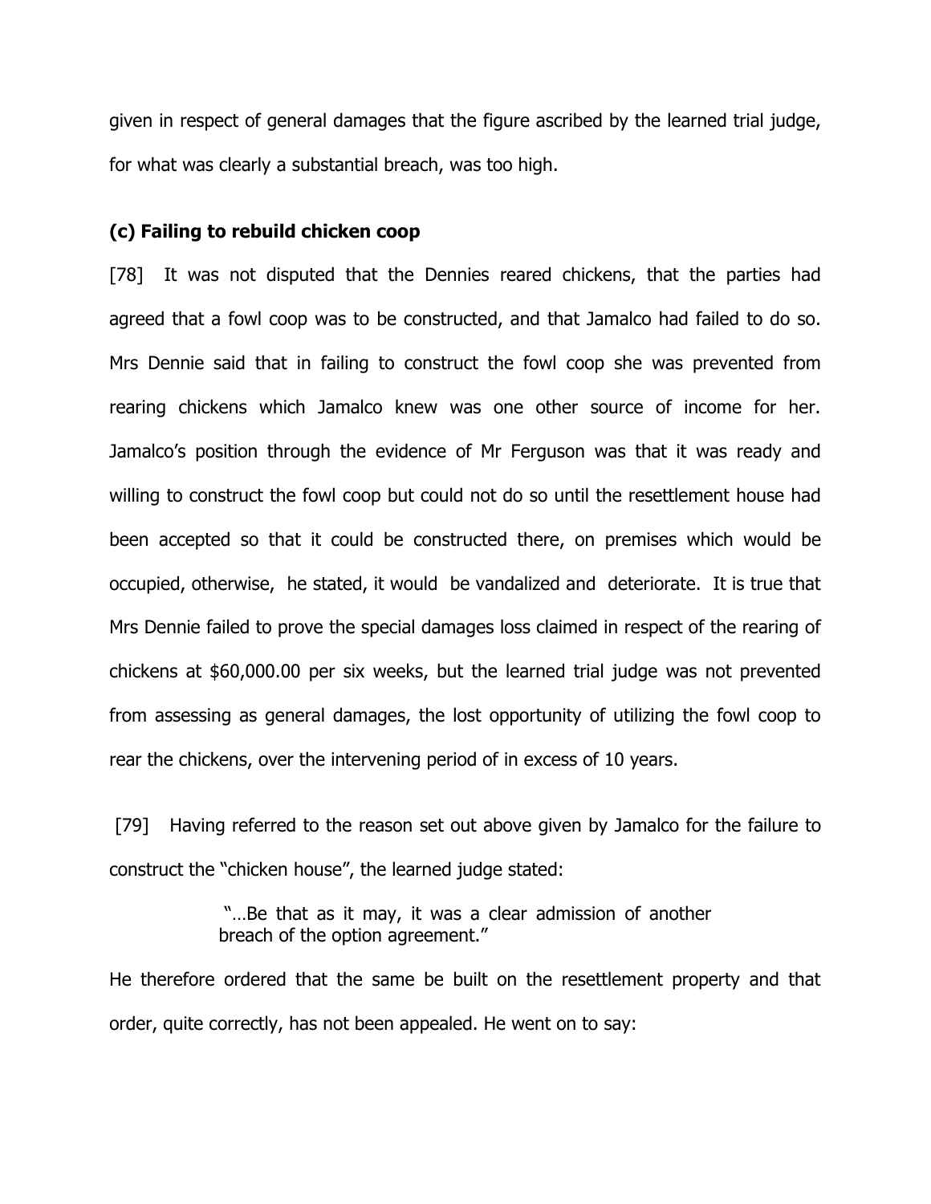given in respect of general damages that the figure ascribed by the learned trial judge, for what was clearly a substantial breach, was too high.

### (c) Failing to rebuild chicken coop

[78] It was not disputed that the Dennies reared chickens, that the parties had agreed that a fowl coop was to be constructed, and that Jamalco had failed to do so. Mrs Dennie said that in failing to construct the fowl coop she was prevented from rearing chickens which Jamalco knew was one other source of income for her. Jamalco's position through the evidence of Mr Ferguson was that it was ready and willing to construct the fowl coop but could not do so until the resettlement house had been accepted so that it could be constructed there, on premises which would be occupied, otherwise, he stated, it would be vandalized and deteriorate. It is true that Mrs Dennie failed to prove the special damages loss claimed in respect of the rearing of chickens at $60,000.00 per six weeks, but the learned trial judge was not prevented from assessing as general damages, the lost opportunity of utilizing the fowl coop to rear the chickens, over the intervening period of in excess of 10 years.

[79] Having referred to the reason set out above given by Jamalco for the failure to construct the "chicken house", the learned judge stated:

> "…Be that as it may, it was a clear admission of another breach of the option agreement."

He therefore ordered that the same be built on the resettlement property and that order, quite correctly, has not been appealed. He went on to say: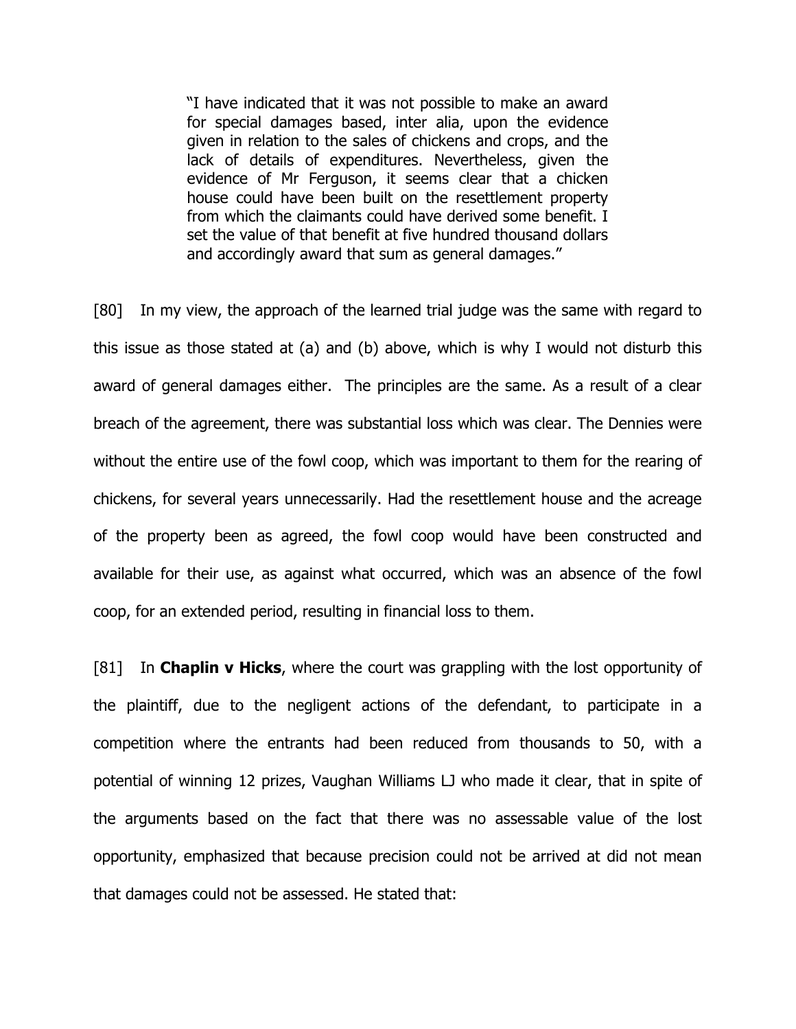> "I have indicated that it was not possible to make an award for special damages based, inter alia, upon the evidence given in relation to the sales of chickens and crops, and the lack of details of expenditures. Nevertheless, given the evidence of Mr Ferguson, it seems clear that a chicken house could have been built on the resettlement property from which the claimants could have derived some benefit. I set the value of that benefit at five hundred thousand dollars and accordingly award that sum as general damages."

[80] In my view, the approach of the learned trial judge was the same with regard to this issue as those stated at (a) and (b) above, which is why I would not disturb this award of general damages either. The principles are the same. As a result of a clear breach of the agreement, there was substantial loss which was clear. The Dennies were without the entire use of the fowl coop, which was important to them for the rearing of chickens, for several years unnecessarily. Had the resettlement house and the acreage of the property been as agreed, the fowl coop would have been constructed and available for their use, as against what occurred, which was an absence of the fowl coop, for an extended period, resulting in financial loss to them.

[81] In **Chaplin v Hicks**, where the court was grappling with the lost opportunity of the plaintiff, due to the negligent actions of the defendant, to participate in a competition where the entrants had been reduced from thousands to 50, with a potential of winning 12 prizes, Vaughan Williams LJ who made it clear, that in spite of the arguments based on the fact that there was no assessable value of the lost opportunity, emphasized that because precision could not be arrived at did not mean that damages could not be assessed. He stated that: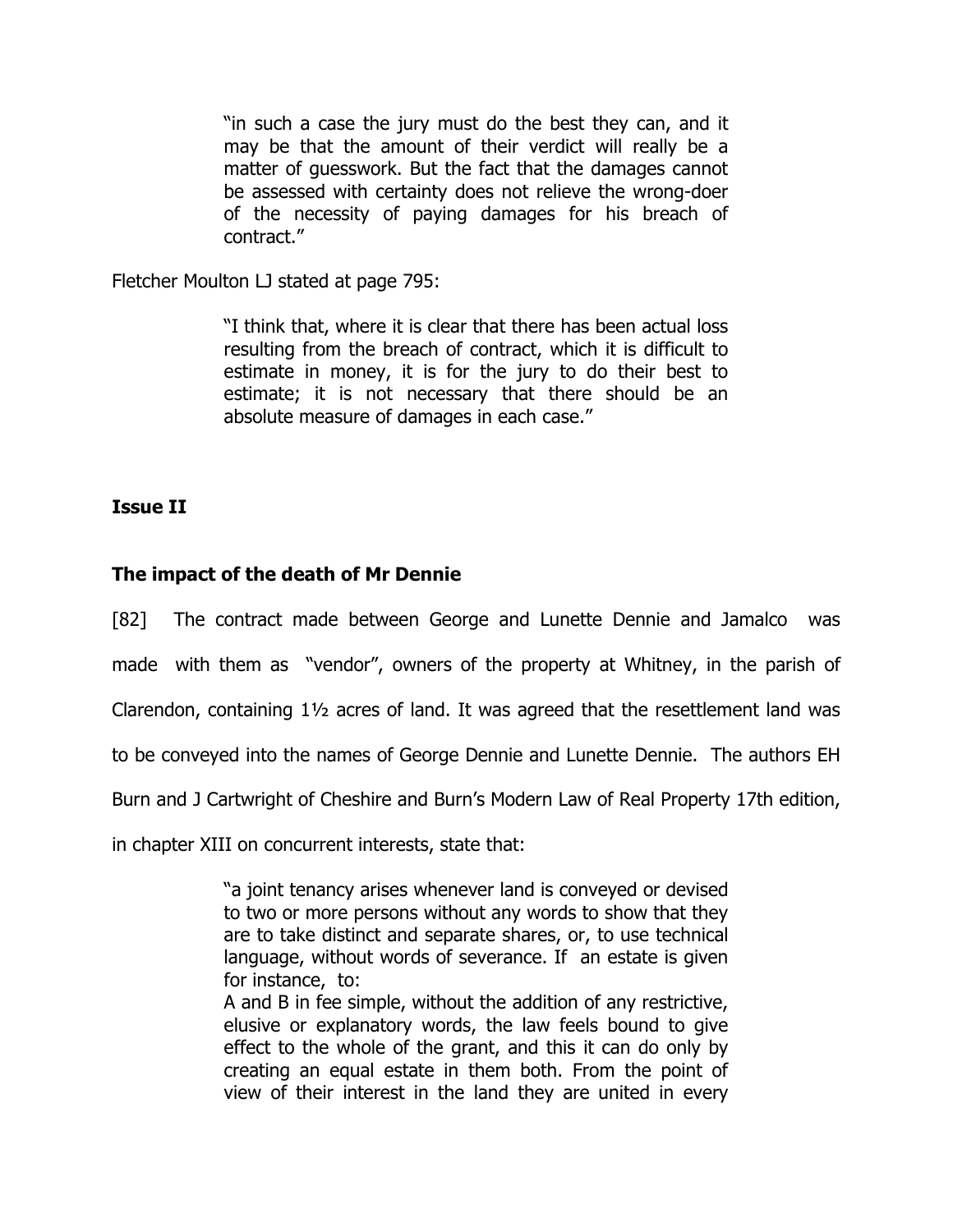> "in such a case the jury must do the best they can, and it may be that the amount of their verdict will really be a matter of guesswork. But the fact that the damages cannot be assessed with certainty does not relieve the wrong-doer of the necessity of paying damages for his breach of contract."

Fletcher Moulton LJ stated at page 795:

> "I think that, where it is clear that there has been actual loss resulting from the breach of contract, which it is difficult to estimate in money, it is for the jury to do their best to estimate; it is not necessary that there should be an absolute measure of damages in each case."

**Issue II**

**The impact of the death of Mr Dennie**

[82] The contract made between George and Lunette Dennie and Jamalco was made with them as "vendor", owners of the property at Whitney, in the parish of Clarendon, containing 1½ acres of land. It was agreed that the resettlement land was to be conveyed into the names of George Dennie and Lunette Dennie. The authors EH Burn and J Cartwright of Cheshire and Burn's Modern Law of Real Property 17th edition, in chapter XIII on concurrent interests, state that:

> "a joint tenancy arises whenever land is conveyed or devised to two or more persons without any words to show that they are to take distinct and separate shares, or, to use technical language, without words of severance. If an estate is given for instance, to:
> A and B in fee simple, without the addition of any restrictive, elusive or explanatory words, the law feels bound to give effect to the whole of the grant, and this it can do only by creating an equal estate in them both. From the point of view of their interest in the land they are united in every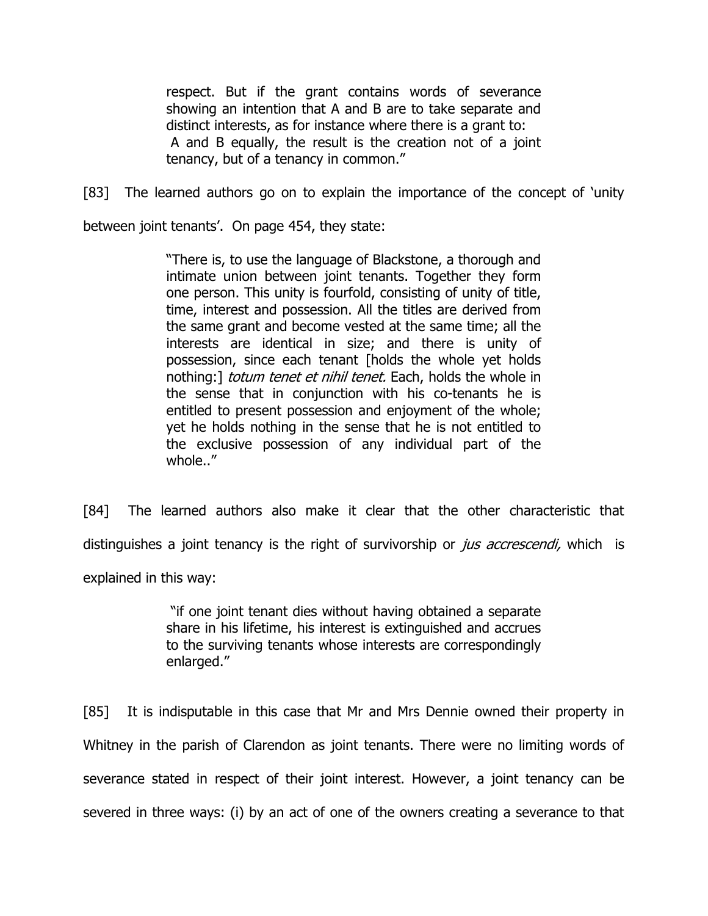> respect. But if the grant contains words of severance showing an intention that A and B are to take separate and distinct interests, as for instance where there is a grant to: A and B equally, the result is the creation not of a joint tenancy, but of a tenancy in common."

[83] The learned authors go on to explain the importance of the concept of 'unity between joint tenants'. On page 454, they state:

> "There is, to use the language of Blackstone, a thorough and intimate union between joint tenants. Together they form one person. This unity is fourfold, consisting of unity of title, time, interest and possession. All the titles are derived from the same grant and become vested at the same time; all the interests are identical in size; and there is unity of possession, since each tenant [holds the whole yet holds nothing:] *totum tenet et nihil tenet.* Each, holds the whole in the sense that in conjunction with his co-tenants he is entitled to present possession and enjoyment of the whole; yet he holds nothing in the sense that he is not entitled to the exclusive possession of any individual part of the whole.."

[84] The learned authors also make it clear that the other characteristic that distinguishes a joint tenancy is the right of survivorship or *jus accrescendi,* which is explained in this way:

> "if one joint tenant dies without having obtained a separate share in his lifetime, his interest is extinguished and accrues to the surviving tenants whose interests are correspondingly enlarged."

[85] It is indisputable in this case that Mr and Mrs Dennie owned their property in Whitney in the parish of Clarendon as joint tenants. There were no limiting words of severance stated in respect of their joint interest. However, a joint tenancy can be severed in three ways: (i) by an act of one of the owners creating a severance to that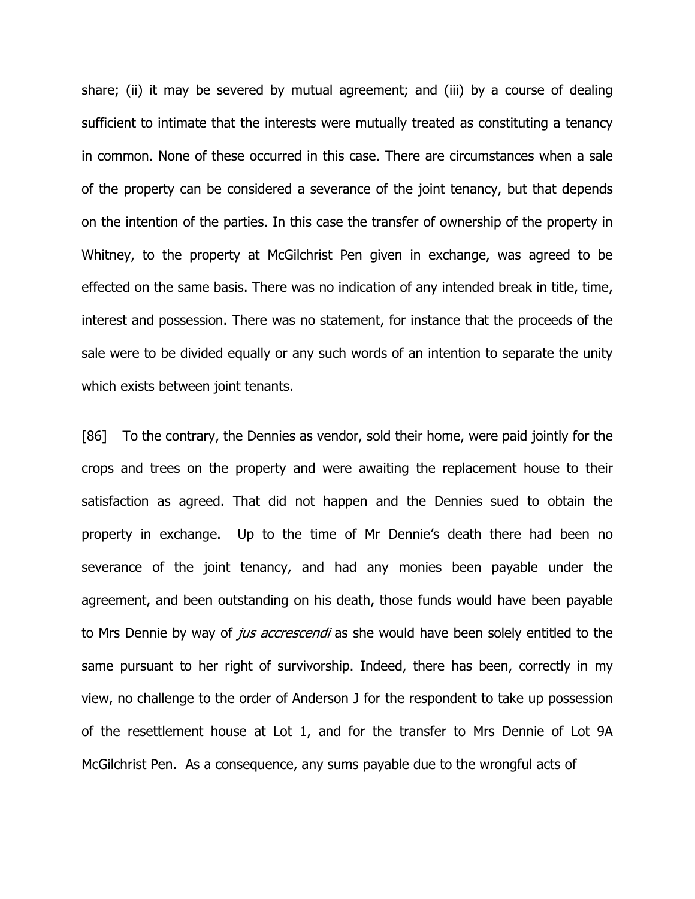share; (ii) it may be severed by mutual agreement; and (iii) by a course of dealing sufficient to intimate that the interests were mutually treated as constituting a tenancy in common. None of these occurred in this case. There are circumstances when a sale of the property can be considered a severance of the joint tenancy, but that depends on the intention of the parties. In this case the transfer of ownership of the property in Whitney, to the property at McGilchrist Pen given in exchange, was agreed to be effected on the same basis. There was no indication of any intended break in title, time, interest and possession. There was no statement, for instance that the proceeds of the sale were to be divided equally or any such words of an intention to separate the unity which exists between joint tenants.

[86] To the contrary, the Dennies as vendor, sold their home, were paid jointly for the crops and trees on the property and were awaiting the replacement house to their satisfaction as agreed. That did not happen and the Dennies sued to obtain the property in exchange. Up to the time of Mr Dennie's death there had been no severance of the joint tenancy, and had any monies been payable under the agreement, and been outstanding on his death, those funds would have been payable to Mrs Dennie by way of *jus accrescendi* as she would have been solely entitled to the same pursuant to her right of survivorship. Indeed, there has been, correctly in my view, no challenge to the order of Anderson J for the respondent to take up possession of the resettlement house at Lot 1, and for the transfer to Mrs Dennie of Lot 9A McGilchrist Pen. As a consequence, any sums payable due to the wrongful acts of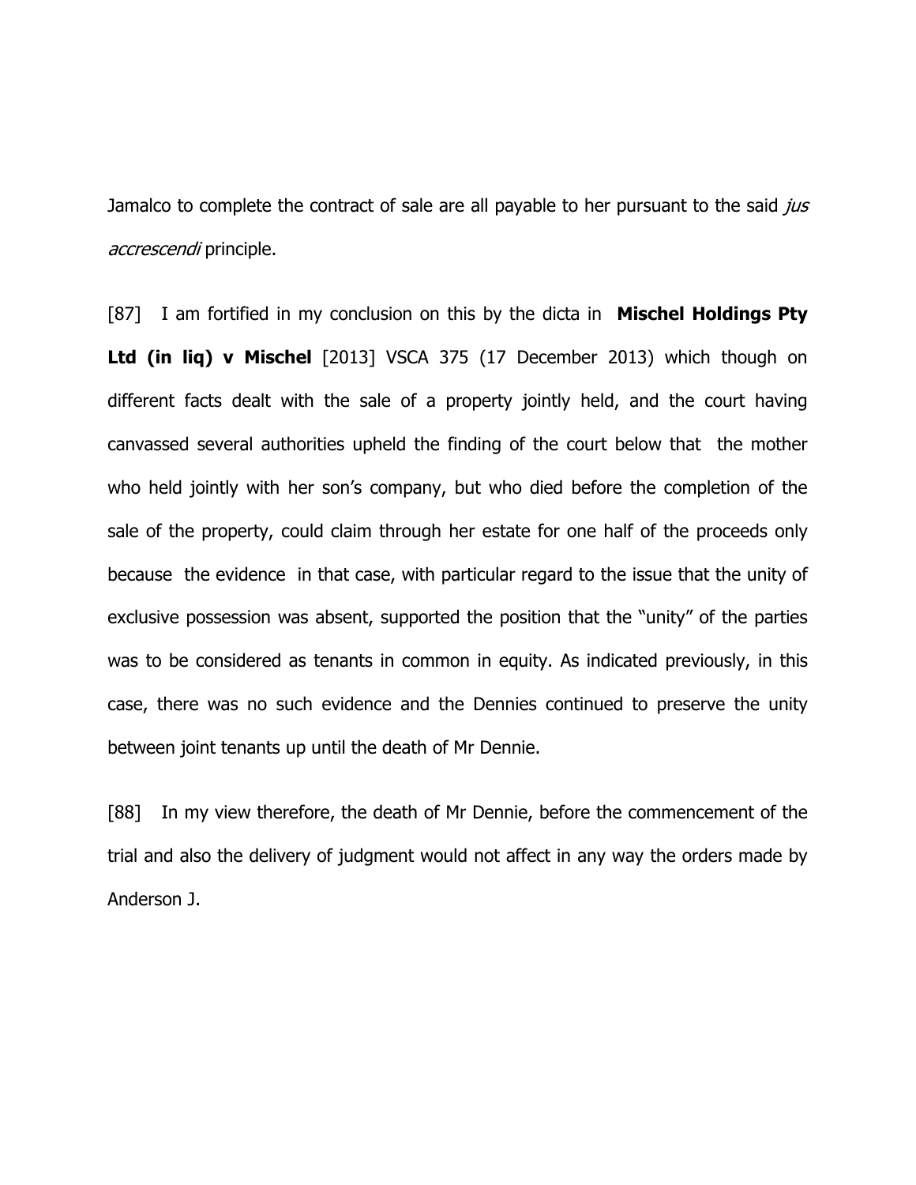Jamalco to complete the contract of sale are all payable to her pursuant to the said *jus accrescendi* principle.

[87] I am fortified in my conclusion on this by the dicta in **Mischel Holdings Pty Ltd (in liq) v Mischel** [2013] VSCA 375 (17 December 2013) which though on different facts dealt with the sale of a property jointly held, and the court having canvassed several authorities upheld the finding of the court below that the mother who held jointly with her son's company, but who died before the completion of the sale of the property, could claim through her estate for one half of the proceeds only because the evidence in that case, with particular regard to the issue that the unity of exclusive possession was absent, supported the position that the "unity" of the parties was to be considered as tenants in common in equity. As indicated previously, in this case, there was no such evidence and the Dennies continued to preserve the unity between joint tenants up until the death of Mr Dennie.

[88] In my view therefore, the death of Mr Dennie, before the commencement of the trial and also the delivery of judgment would not affect in any way the orders made by Anderson J.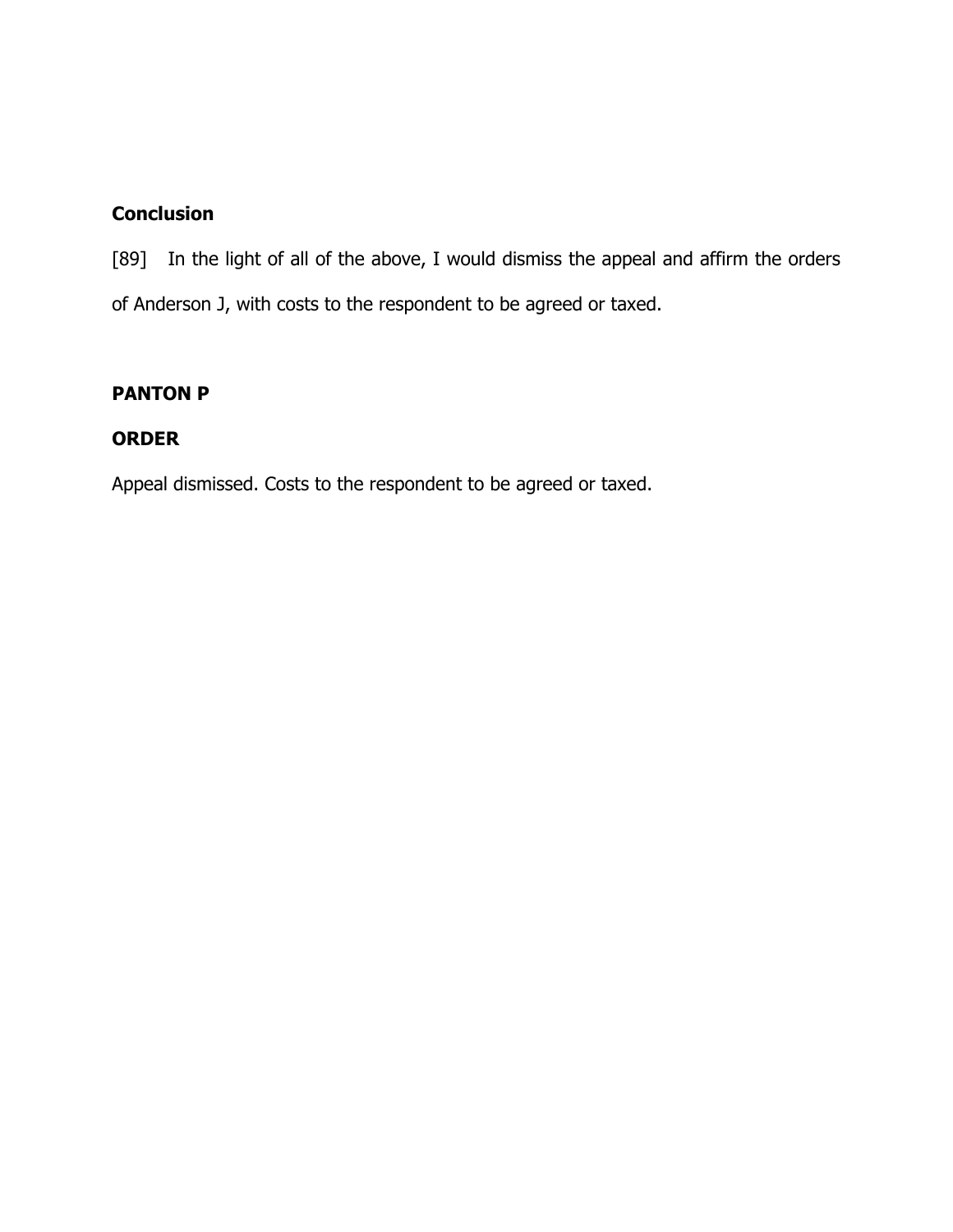**Conclusion**

[89] In the light of all of the above, I would dismiss the appeal and affirm the orders of Anderson J, with costs to the respondent to be agreed or taxed.

**PANTON P**

**ORDER**

Appeal dismissed. Costs to the respondent to be agreed or taxed.